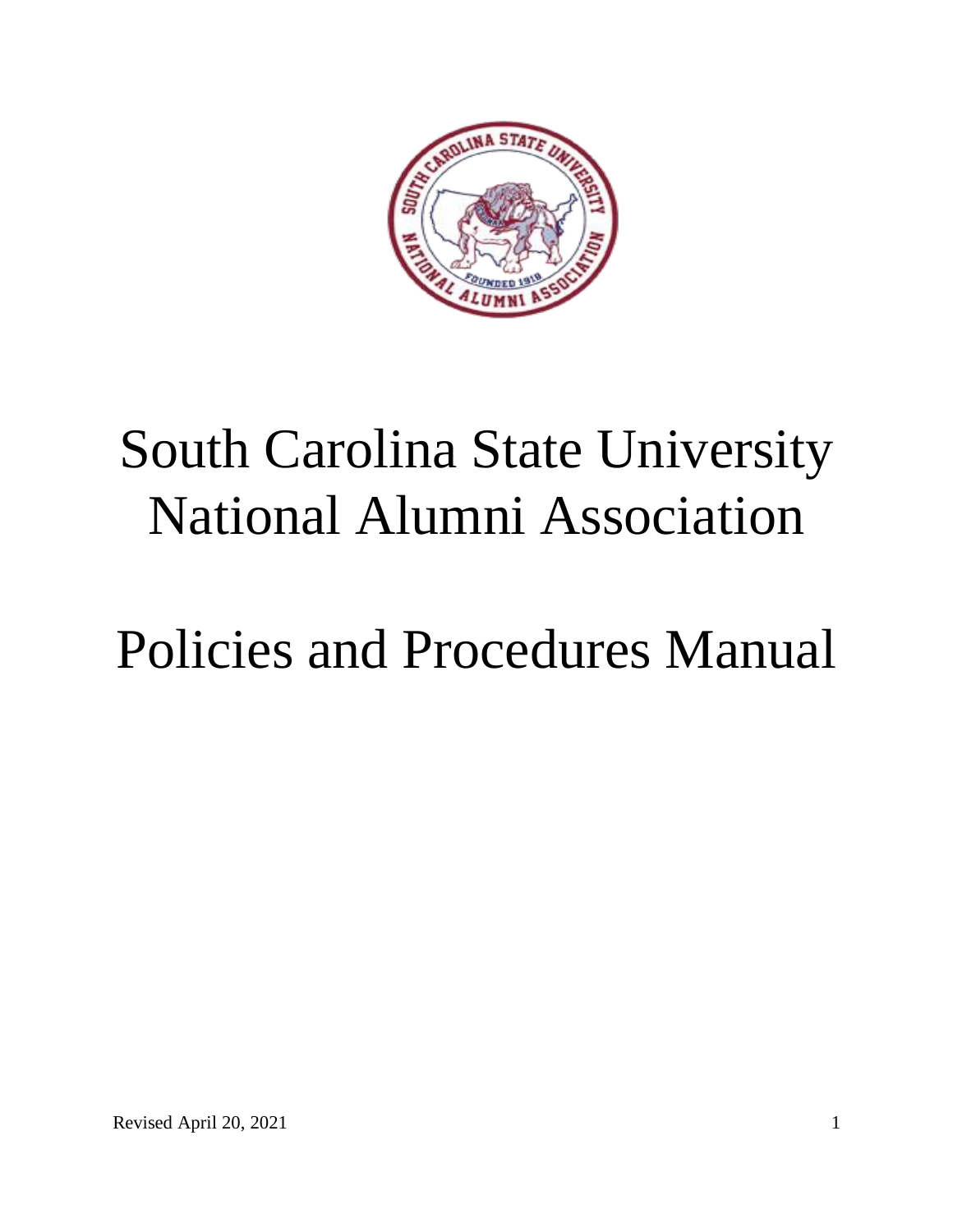# South Carolina State University National Alumni Association

# Policies and Procedures Manual

Revised April 20, 2021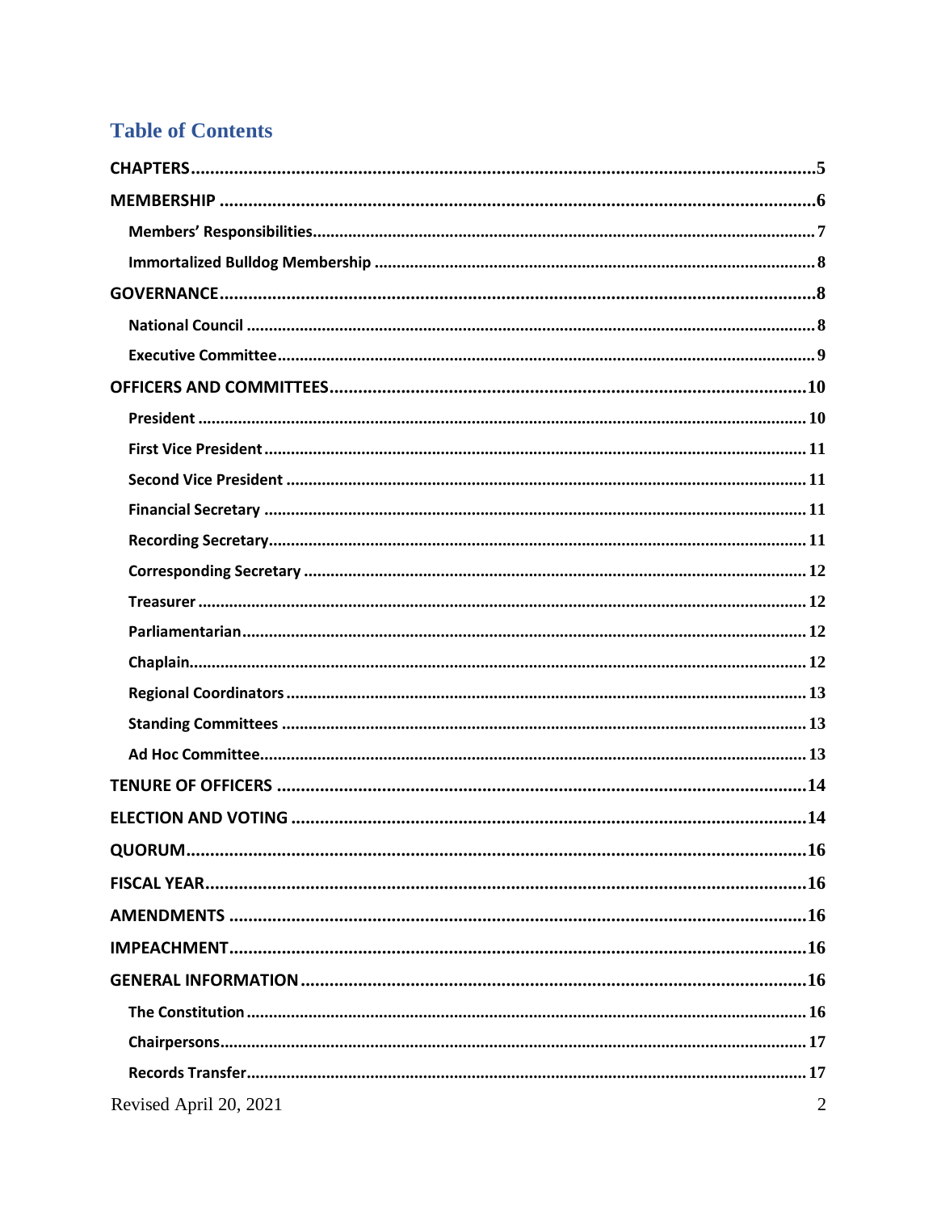# Table of Contents

- **CHAPTERS** .......... 5
- **MEMBERSHIP** .......... 6
  - **Members' Responsibilities** .......... 7
  - **Immortalized Bulldog Membership** .......... 8
- **GOVERNANCE** .......... 8
  - **National Council** .......... 8
  - **Executive Committee** .......... 9
- **OFFICERS AND COMMITTEES** .......... 10
  - **President** .......... 10
  - **First Vice President** .......... 11
  - **Second Vice President** .......... 11
  - **Financial Secretary** .......... 11
  - **Recording Secretary** .......... 11
  - **Corresponding Secretary** .......... 12
  - **Treasurer** .......... 12
  - **Parliamentarian** .......... 12
  - **Chaplain** .......... 12
  - **Regional Coordinators** .......... 13
  - **Standing Committees** .......... 13
  - **Ad Hoc Committee** .......... 13
- **TENURE OF OFFICERS** .......... 14
- **ELECTION AND VOTING** .......... 14
- **QUORUM** .......... 16
- **FISCAL YEAR** .......... 16
- **AMENDMENTS** .......... 16
- **IMPEACHMENT** .......... 16
- **GENERAL INFORMATION** .......... 16
  - **The Constitution** .......... 16
  - **Chairpersons** .......... 17
  - **Records Transfer** .......... 17

Revised April 20, 2021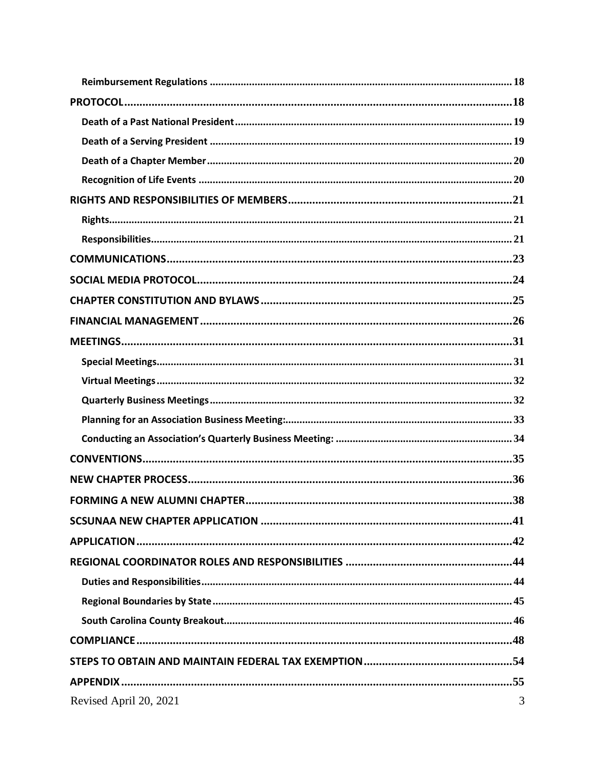- **Reimbursement Regulations** ........ 18
- **PROTOCOL** ........ 18
  - **Death of a Past National President** ........ 19
  - **Death of a Serving President** ........ 19
  - **Death of a Chapter Member** ........ 20
  - **Recognition of Life Events** ........ 20
- **RIGHTS AND RESPONSIBILITIES OF MEMBERS** ........ 21
  - **Rights** ........ 21
  - **Responsibilities** ........ 21
- **COMMUNICATIONS** ........ 23
- **SOCIAL MEDIA PROTOCOL** ........ 24
- **CHAPTER CONSTITUTION AND BYLAWS** ........ 25
- **FINANCIAL MANAGEMENT** ........ 26
- **MEETINGS** ........ 31
  - **Special Meetings** ........ 31
  - **Virtual Meetings** ........ 32
  - **Quarterly Business Meetings** ........ 32
  - **Planning for an Association Business Meeting:** ........ 33
  - **Conducting an Association's Quarterly Business Meeting:** ........ 34
- **CONVENTIONS** ........ 35
- **NEW CHAPTER PROCESS** ........ 36
- **FORMING A NEW ALUMNI CHAPTER** ........ 38
- **SCSUNAA NEW CHAPTER APPLICATION** ........ 41
- **APPLICATION** ........ 42
- **REGIONAL COORDINATOR ROLES AND RESPONSIBILITIES** ........ 44
  - **Duties and Responsibilities** ........ 44
  - **Regional Boundaries by State** ........ 45
  - **South Carolina County Breakout** ........ 46
- **COMPLIANCE** ........ 48
- **STEPS TO OBTAIN AND MAINTAIN FEDERAL TAX EXEMPTION** ........ 54
- **APPENDIX** ........ 55

Revised April 20, 2021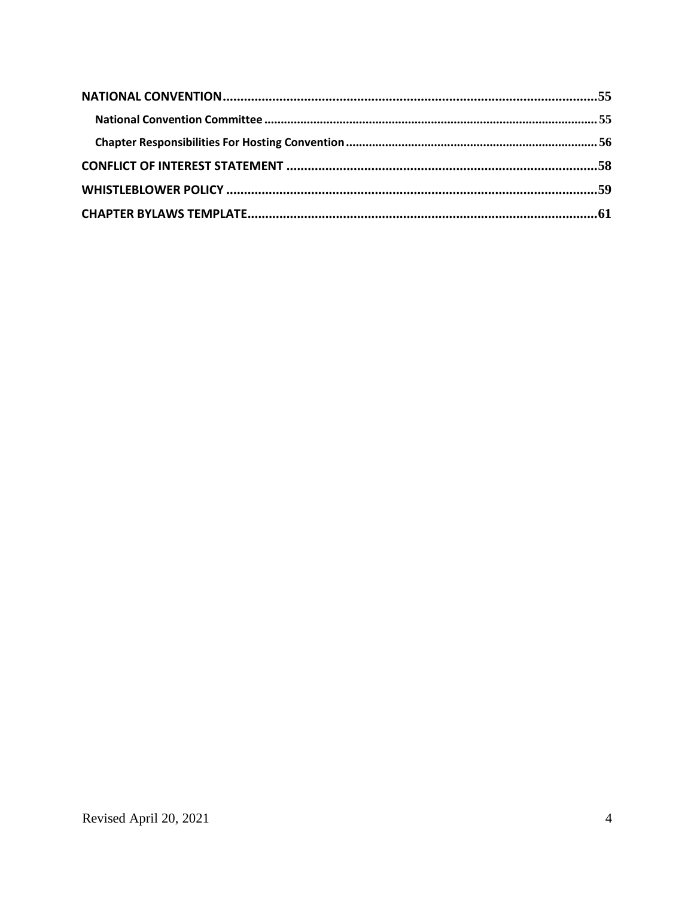**NATIONAL CONVENTION** ..................................................................................................... 55

- **National Convention Committee** ........................................................................................... 55
- **Chapter Responsibilities For Hosting Convention** ..................................................................... 56

**CONFLICT OF INTEREST STATEMENT** ..................................................................................... 58

**WHISTLEBLOWER POLICY** ..................................................................................................... 59

**CHAPTER BYLAWS TEMPLATE** ................................................................................................ 61

Revised April 20, 2021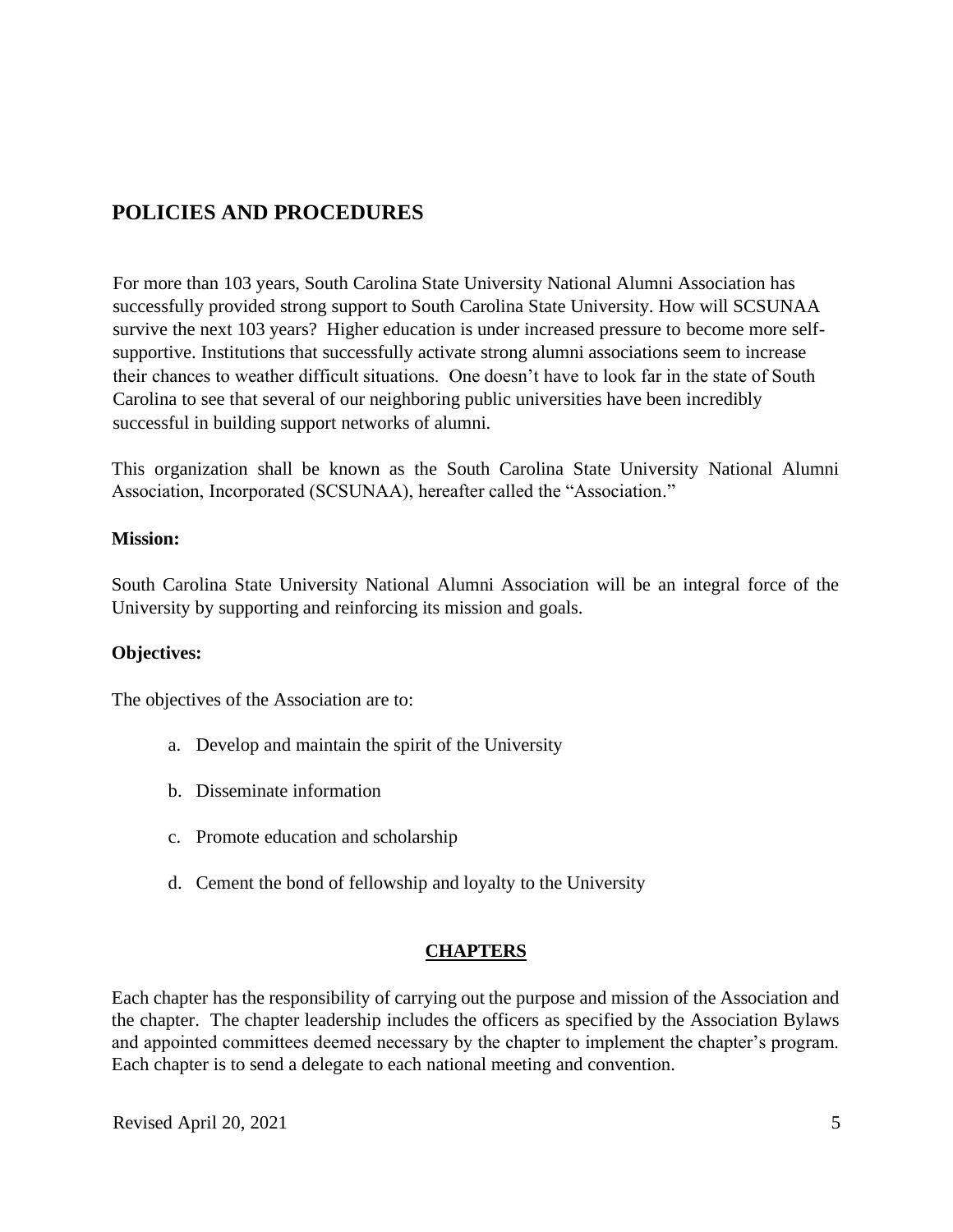## POLICIES AND PROCEDURES

For more than 103 years, South Carolina State University National Alumni Association has successfully provided strong support to South Carolina State University. How will SCSUNAA survive the next 103 years? Higher education is under increased pressure to become more self-supportive. Institutions that successfully activate strong alumni associations seem to increase their chances to weather difficult situations. One doesn't have to look far in the state of South Carolina to see that several of our neighboring public universities have been incredibly successful in building support networks of alumni.

This organization shall be known as the South Carolina State University National Alumni Association, Incorporated (SCSUNAA), hereafter called the "Association."

**Mission:**

South Carolina State University National Alumni Association will be an integral force of the University by supporting and reinforcing its mission and goals.

**Objectives:**

The objectives of the Association are to:

a. Develop and maintain the spirit of the University
b. Disseminate information
c. Promote education and scholarship
d. Cement the bond of fellowship and loyalty to the University

### CHAPTERS

Each chapter has the responsibility of carrying out the purpose and mission of the Association and the chapter. The chapter leadership includes the officers as specified by the Association Bylaws and appointed committees deemed necessary by the chapter to implement the chapter's program. Each chapter is to send a delegate to each national meeting and convention.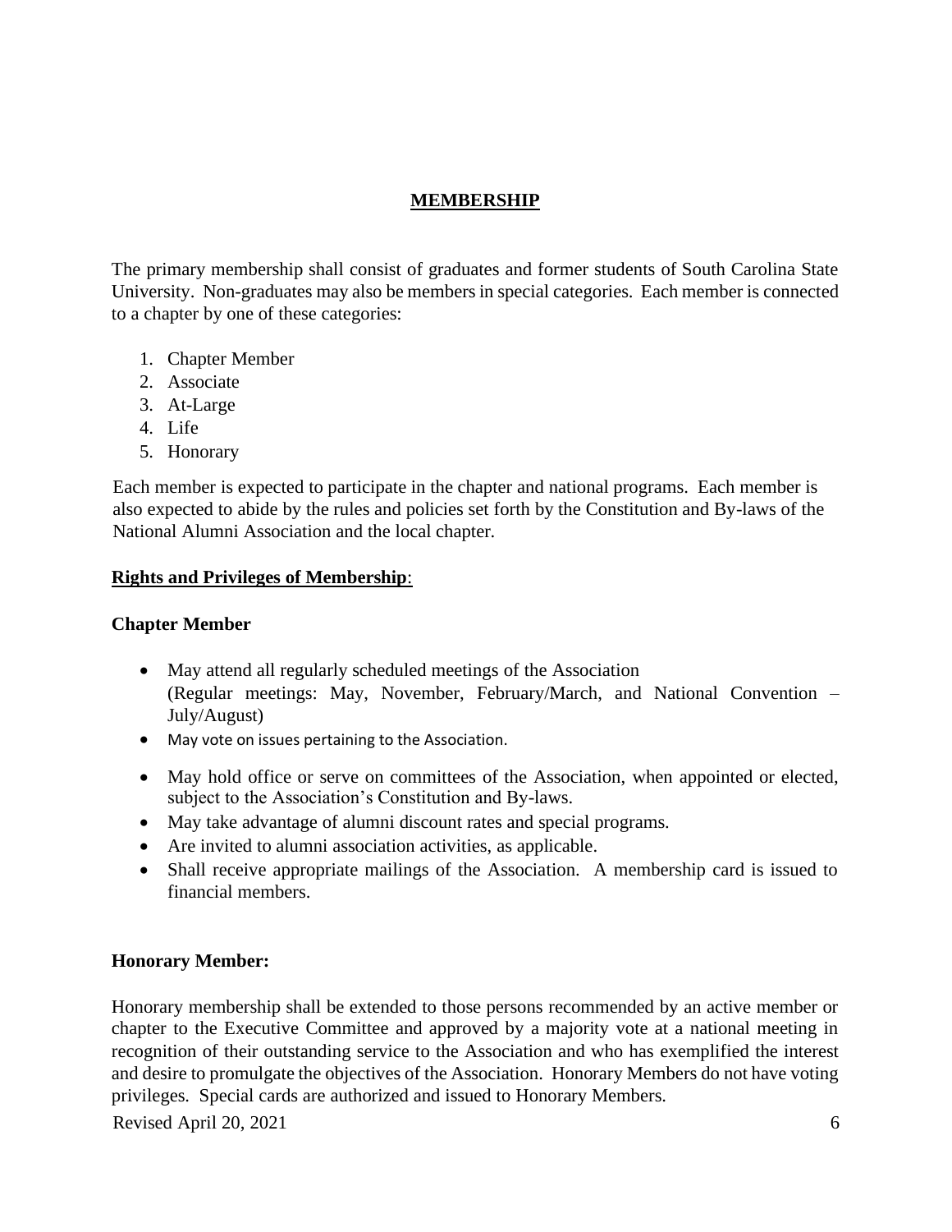## MEMBERSHIP

The primary membership shall consist of graduates and former students of South Carolina State University. Non-graduates may also be members in special categories. Each member is connected to a chapter by one of these categories:

1. Chapter Member
2. Associate
3. At-Large
4. Life
5. Honorary

Each member is expected to participate in the chapter and national programs. Each member is also expected to abide by the rules and policies set forth by the Constitution and By-laws of the National Alumni Association and the local chapter.

**Rights and Privileges of Membership**:

**Chapter Member**

- May attend all regularly scheduled meetings of the Association (Regular meetings: May, November, February/March, and National Convention – July/August)
- May vote on issues pertaining to the Association.
- May hold office or serve on committees of the Association, when appointed or elected, subject to the Association's Constitution and By-laws.
- May take advantage of alumni discount rates and special programs.
- Are invited to alumni association activities, as applicable.
- Shall receive appropriate mailings of the Association. A membership card is issued to financial members.

**Honorary Member:**

Honorary membership shall be extended to those persons recommended by an active member or chapter to the Executive Committee and approved by a majority vote at a national meeting in recognition of their outstanding service to the Association and who has exemplified the interest and desire to promulgate the objectives of the Association. Honorary Members do not have voting privileges. Special cards are authorized and issued to Honorary Members.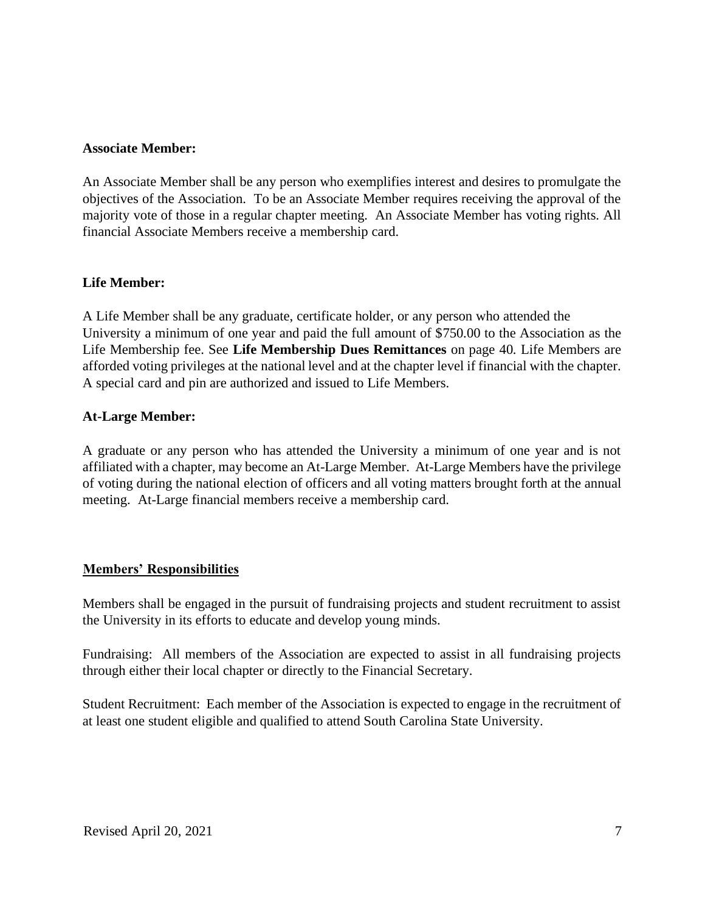**Associate Member:**

An Associate Member shall be any person who exemplifies interest and desires to promulgate the objectives of the Association. To be an Associate Member requires receiving the approval of the majority vote of those in a regular chapter meeting. An Associate Member has voting rights. All financial Associate Members receive a membership card.

**Life Member:**

A Life Member shall be any graduate, certificate holder, or any person who attended the University a minimum of one year and paid the full amount of $750.00 to the Association as the Life Membership fee. See **Life Membership Dues Remittances** on page 40. Life Members are afforded voting privileges at the national level and at the chapter level if financial with the chapter. A special card and pin are authorized and issued to Life Members.

**At-Large Member:**

A graduate or any person who has attended the University a minimum of one year and is not affiliated with a chapter, may become an At-Large Member. At-Large Members have the privilege of voting during the national election of officers and all voting matters brought forth at the annual meeting. At-Large financial members receive a membership card.

## **Members' Responsibilities**

Members shall be engaged in the pursuit of fundraising projects and student recruitment to assist the University in its efforts to educate and develop young minds.

Fundraising: All members of the Association are expected to assist in all fundraising projects through either their local chapter or directly to the Financial Secretary.

Student Recruitment: Each member of the Association is expected to engage in the recruitment of at least one student eligible and qualified to attend South Carolina State University.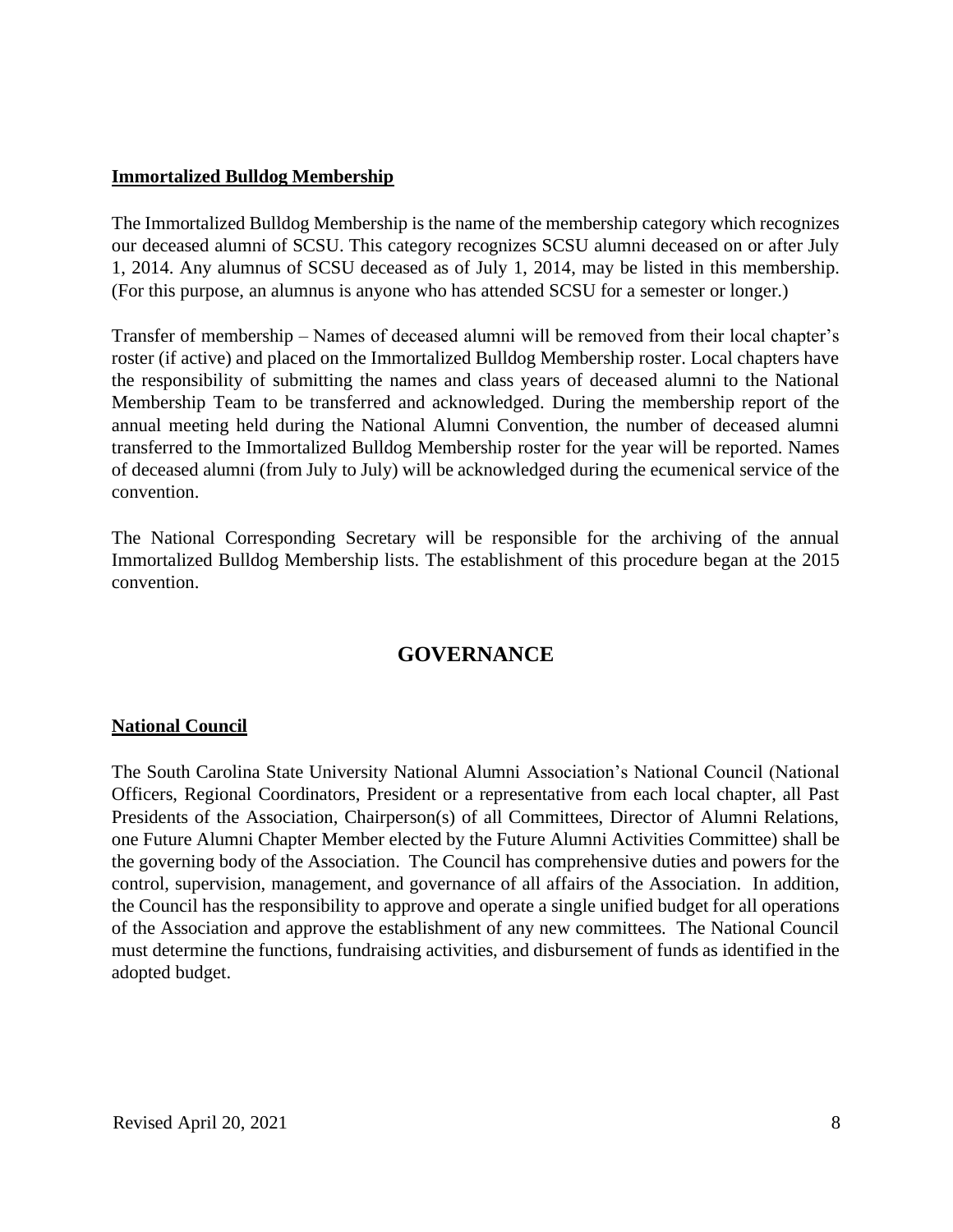**Immortalized Bulldog Membership**

The Immortalized Bulldog Membership is the name of the membership category which recognizes our deceased alumni of SCSU. This category recognizes SCSU alumni deceased on or after July 1, 2014. Any alumnus of SCSU deceased as of July 1, 2014, may be listed in this membership. (For this purpose, an alumnus is anyone who has attended SCSU for a semester or longer.)

Transfer of membership – Names of deceased alumni will be removed from their local chapter's roster (if active) and placed on the Immortalized Bulldog Membership roster. Local chapters have the responsibility of submitting the names and class years of deceased alumni to the National Membership Team to be transferred and acknowledged. During the membership report of the annual meeting held during the National Alumni Convention, the number of deceased alumni transferred to the Immortalized Bulldog Membership roster for the year will be reported. Names of deceased alumni (from July to July) will be acknowledged during the ecumenical service of the convention.

The National Corresponding Secretary will be responsible for the archiving of the annual Immortalized Bulldog Membership lists. The establishment of this procedure began at the 2015 convention.

## GOVERNANCE

**National Council**

The South Carolina State University National Alumni Association's National Council (National Officers, Regional Coordinators, President or a representative from each local chapter, all Past Presidents of the Association, Chairperson(s) of all Committees, Director of Alumni Relations, one Future Alumni Chapter Member elected by the Future Alumni Activities Committee) shall be the governing body of the Association. The Council has comprehensive duties and powers for the control, supervision, management, and governance of all affairs of the Association. In addition, the Council has the responsibility to approve and operate a single unified budget for all operations of the Association and approve the establishment of any new committees. The National Council must determine the functions, fundraising activities, and disbursement of funds as identified in the adopted budget.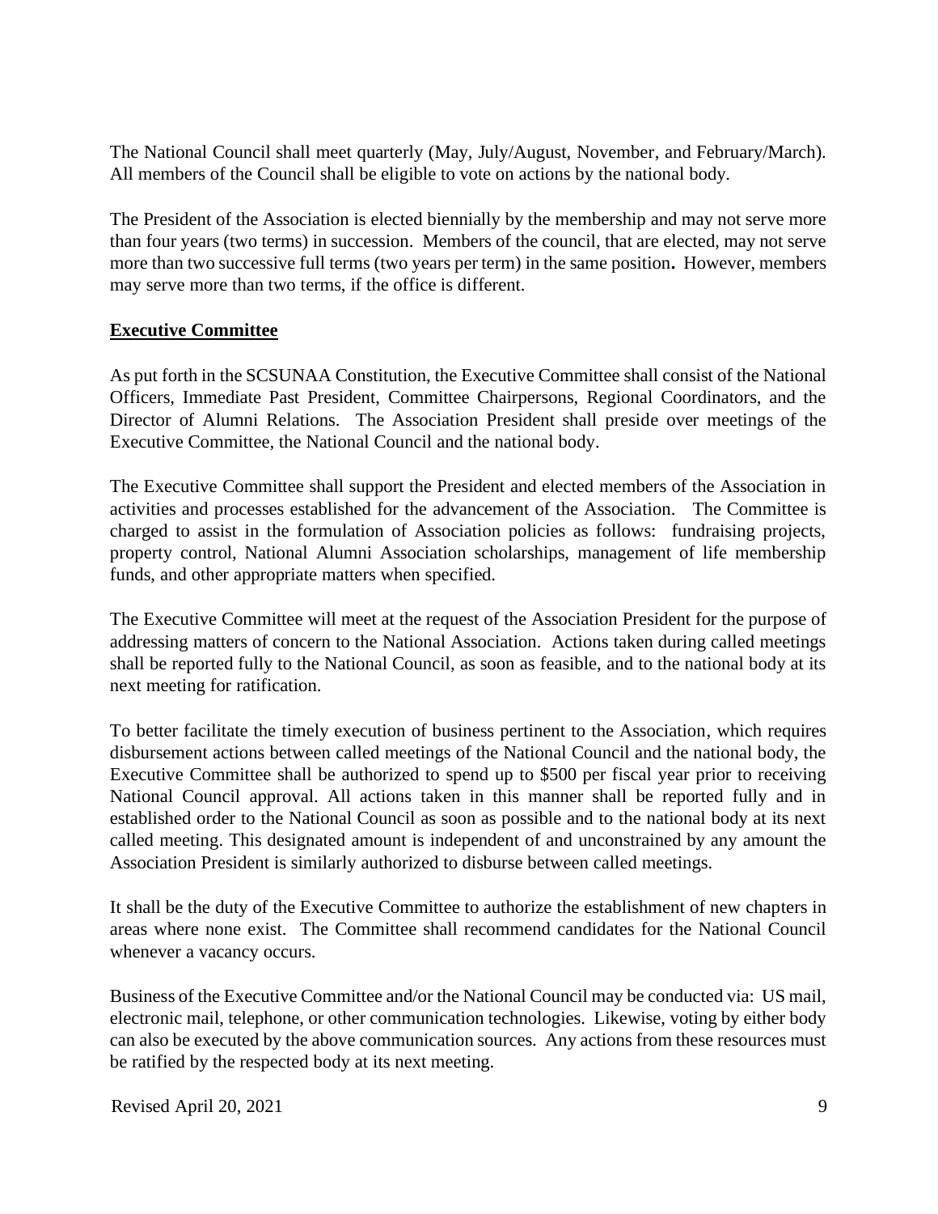The National Council shall meet quarterly (May, July/August, November, and February/March). All members of the Council shall be eligible to vote on actions by the national body.

The President of the Association is elected biennially by the membership and may not serve more than four years (two terms) in succession. Members of the council, that are elected, may not serve more than two successive full terms (two years per term) in the same position**.** However, members may serve more than two terms, if the office is different.

**Executive Committee**

As put forth in the SCSUNAA Constitution, the Executive Committee shall consist of the National Officers, Immediate Past President, Committee Chairpersons, Regional Coordinators, and the Director of Alumni Relations. The Association President shall preside over meetings of the Executive Committee, the National Council and the national body.

The Executive Committee shall support the President and elected members of the Association in activities and processes established for the advancement of the Association. The Committee is charged to assist in the formulation of Association policies as follows: fundraising projects, property control, National Alumni Association scholarships, management of life membership funds, and other appropriate matters when specified.

The Executive Committee will meet at the request of the Association President for the purpose of addressing matters of concern to the National Association. Actions taken during called meetings shall be reported fully to the National Council, as soon as feasible, and to the national body at its next meeting for ratification.

To better facilitate the timely execution of business pertinent to the Association, which requires disbursement actions between called meetings of the National Council and the national body, the Executive Committee shall be authorized to spend up to $500 per fiscal year prior to receiving National Council approval. All actions taken in this manner shall be reported fully and in established order to the National Council as soon as possible and to the national body at its next called meeting. This designated amount is independent of and unconstrained by any amount the Association President is similarly authorized to disburse between called meetings.

It shall be the duty of the Executive Committee to authorize the establishment of new chapters in areas where none exist. The Committee shall recommend candidates for the National Council whenever a vacancy occurs.

Business of the Executive Committee and/or the National Council may be conducted via: US mail, electronic mail, telephone, or other communication technologies. Likewise, voting by either body can also be executed by the above communication sources. Any actions from these resources must be ratified by the respected body at its next meeting.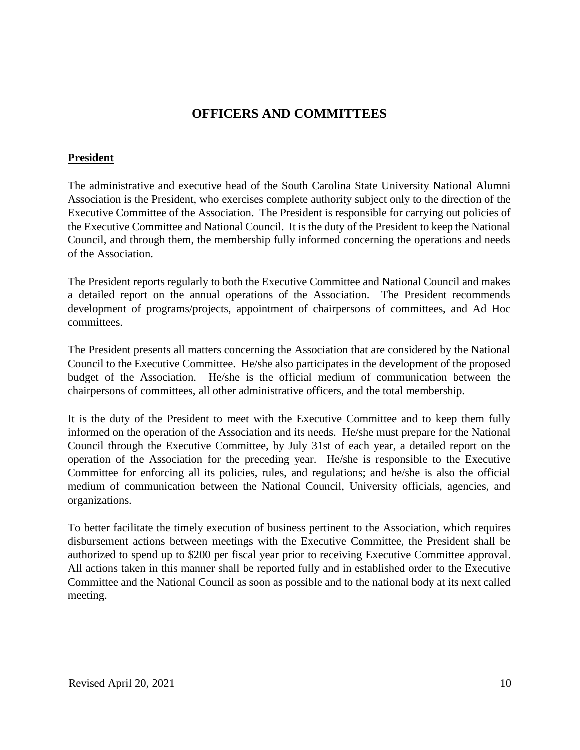# OFFICERS AND COMMITTEES

## President

The administrative and executive head of the South Carolina State University National Alumni Association is the President, who exercises complete authority subject only to the direction of the Executive Committee of the Association. The President is responsible for carrying out policies of the Executive Committee and National Council. It is the duty of the President to keep the National Council, and through them, the membership fully informed concerning the operations and needs of the Association.

The President reports regularly to both the Executive Committee and National Council and makes a detailed report on the annual operations of the Association. The President recommends development of programs/projects, appointment of chairpersons of committees, and Ad Hoc committees.

The President presents all matters concerning the Association that are considered by the National Council to the Executive Committee. He/she also participates in the development of the proposed budget of the Association. He/she is the official medium of communication between the chairpersons of committees, all other administrative officers, and the total membership.

It is the duty of the President to meet with the Executive Committee and to keep them fully informed on the operation of the Association and its needs. He/she must prepare for the National Council through the Executive Committee, by July 31st of each year, a detailed report on the operation of the Association for the preceding year. He/she is responsible to the Executive Committee for enforcing all its policies, rules, and regulations; and he/she is also the official medium of communication between the National Council, University officials, agencies, and organizations.

To better facilitate the timely execution of business pertinent to the Association, which requires disbursement actions between meetings with the Executive Committee, the President shall be authorized to spend up to $200 per fiscal year prior to receiving Executive Committee approval. All actions taken in this manner shall be reported fully and in established order to the Executive Committee and the National Council as soon as possible and to the national body at its next called meeting.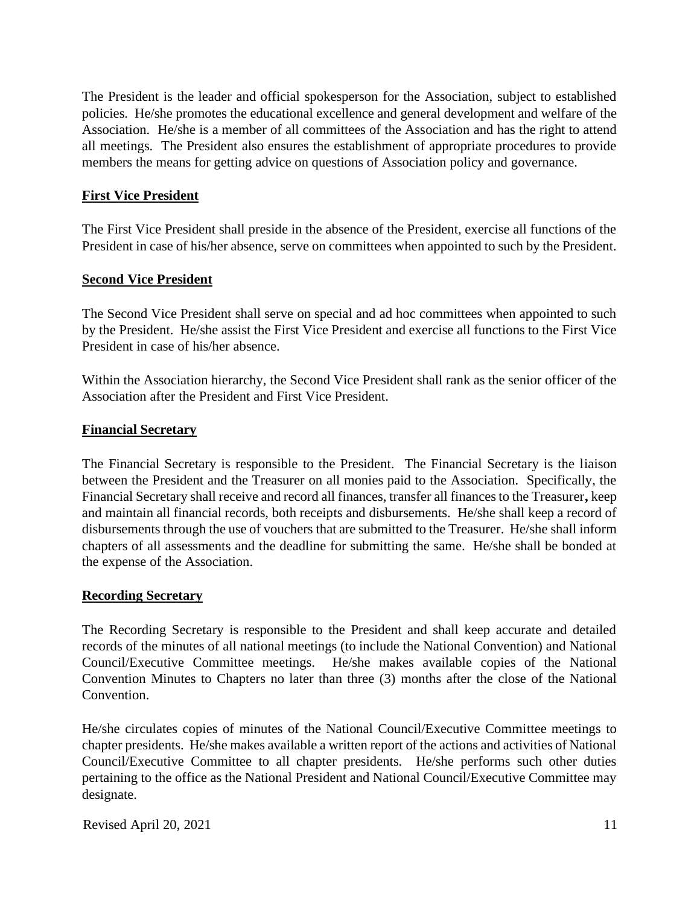The President is the leader and official spokesperson for the Association, subject to established policies. He/she promotes the educational excellence and general development and welfare of the Association. He/she is a member of all committees of the Association and has the right to attend all meetings. The President also ensures the establishment of appropriate procedures to provide members the means for getting advice on questions of Association policy and governance.

**First Vice President**

The First Vice President shall preside in the absence of the President, exercise all functions of the President in case of his/her absence, serve on committees when appointed to such by the President.

**Second Vice President**

The Second Vice President shall serve on special and ad hoc committees when appointed to such by the President. He/she assist the First Vice President and exercise all functions to the First Vice President in case of his/her absence.

Within the Association hierarchy, the Second Vice President shall rank as the senior officer of the Association after the President and First Vice President.

**Financial Secretary**

The Financial Secretary is responsible to the President. The Financial Secretary is the liaison between the President and the Treasurer on all monies paid to the Association. Specifically, the Financial Secretary shall receive and record all finances, transfer all finances to the Treasurer**,** keep and maintain all financial records, both receipts and disbursements. He/she shall keep a record of disbursements through the use of vouchers that are submitted to the Treasurer. He/she shall inform chapters of all assessments and the deadline for submitting the same. He/she shall be bonded at the expense of the Association.

**Recording Secretary**

The Recording Secretary is responsible to the President and shall keep accurate and detailed records of the minutes of all national meetings (to include the National Convention) and National Council/Executive Committee meetings. He/she makes available copies of the National Convention Minutes to Chapters no later than three (3) months after the close of the National Convention.

He/she circulates copies of minutes of the National Council/Executive Committee meetings to chapter presidents. He/she makes available a written report of the actions and activities of National Council/Executive Committee to all chapter presidents. He/she performs such other duties pertaining to the office as the National President and National Council/Executive Committee may designate.

Revised April 20, 2021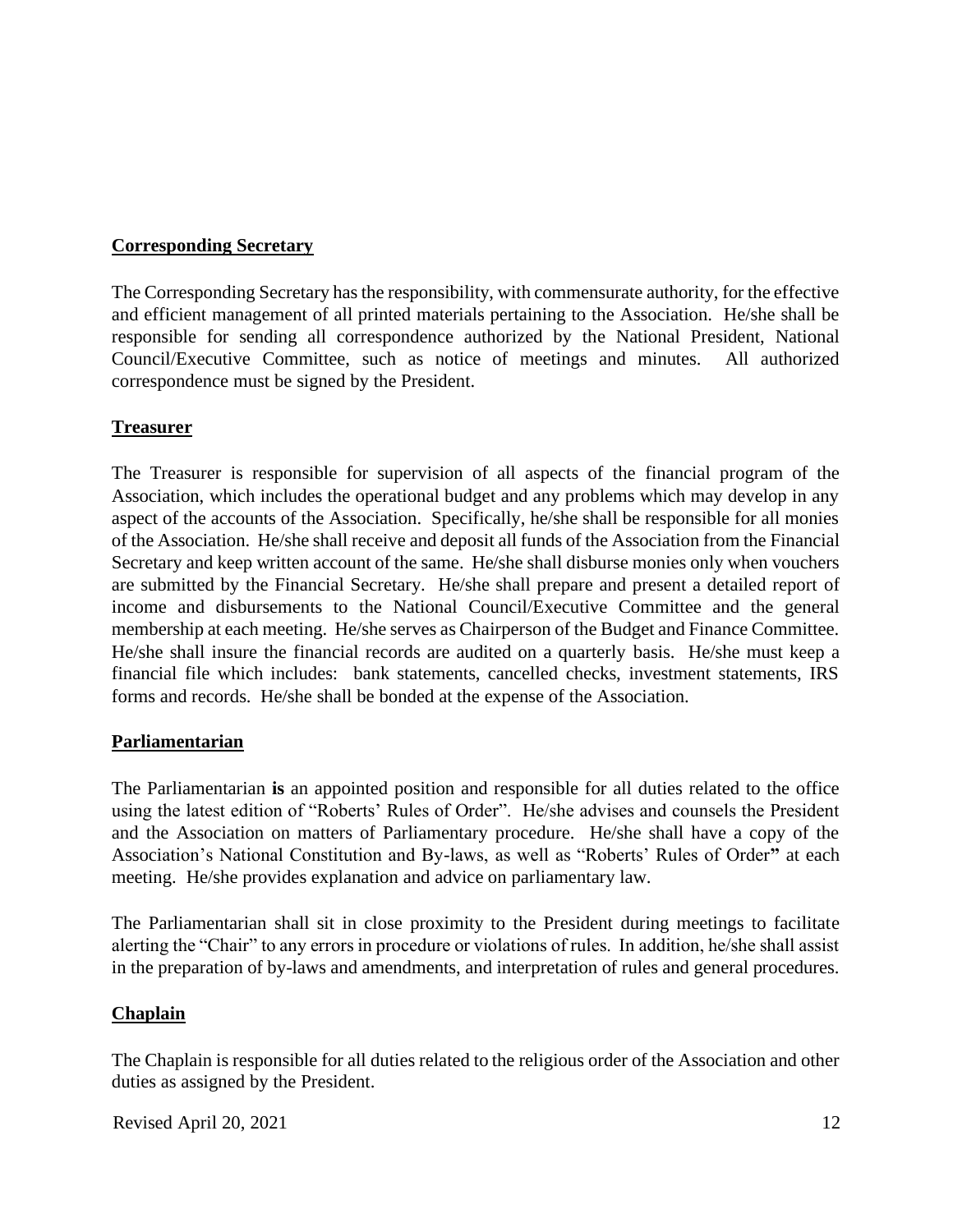**Corresponding Secretary**

The Corresponding Secretary has the responsibility, with commensurate authority, for the effective and efficient management of all printed materials pertaining to the Association. He/she shall be responsible for sending all correspondence authorized by the National President, National Council/Executive Committee, such as notice of meetings and minutes. All authorized correspondence must be signed by the President.

**Treasurer**

The Treasurer is responsible for supervision of all aspects of the financial program of the Association, which includes the operational budget and any problems which may develop in any aspect of the accounts of the Association. Specifically, he/she shall be responsible for all monies of the Association. He/she shall receive and deposit all funds of the Association from the Financial Secretary and keep written account of the same. He/she shall disburse monies only when vouchers are submitted by the Financial Secretary. He/she shall prepare and present a detailed report of income and disbursements to the National Council/Executive Committee and the general membership at each meeting. He/she serves as Chairperson of the Budget and Finance Committee. He/she shall insure the financial records are audited on a quarterly basis. He/she must keep a financial file which includes: bank statements, cancelled checks, investment statements, IRS forms and records. He/she shall be bonded at the expense of the Association.

**Parliamentarian**

The Parliamentarian **is** an appointed position and responsible for all duties related to the office using the latest edition of "Roberts' Rules of Order". He/she advises and counsels the President and the Association on matters of Parliamentary procedure. He/she shall have a copy of the Association's National Constitution and By-laws, as well as "Roberts' Rules of Order" at each meeting. He/she provides explanation and advice on parliamentary law.

The Parliamentarian shall sit in close proximity to the President during meetings to facilitate alerting the "Chair" to any errors in procedure or violations of rules. In addition, he/she shall assist in the preparation of by-laws and amendments, and interpretation of rules and general procedures.

**Chaplain**

The Chaplain is responsible for all duties related to the religious order of the Association and other duties as assigned by the President.

Revised April 20, 2021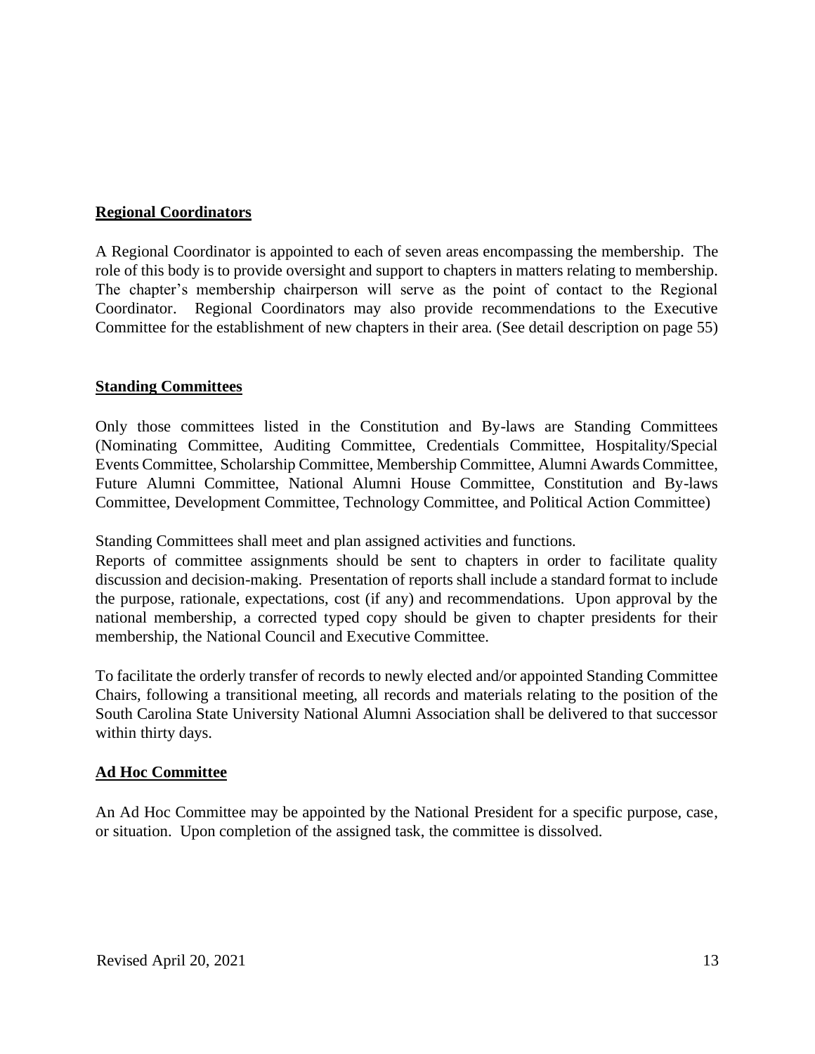**Regional Coordinators**

A Regional Coordinator is appointed to each of seven areas encompassing the membership. The role of this body is to provide oversight and support to chapters in matters relating to membership. The chapter's membership chairperson will serve as the point of contact to the Regional Coordinator. Regional Coordinators may also provide recommendations to the Executive Committee for the establishment of new chapters in their area. (See detail description on page 55)

**Standing Committees**

Only those committees listed in the Constitution and By-laws are Standing Committees (Nominating Committee, Auditing Committee, Credentials Committee, Hospitality/Special Events Committee, Scholarship Committee, Membership Committee, Alumni Awards Committee, Future Alumni Committee, National Alumni House Committee, Constitution and By-laws Committee, Development Committee, Technology Committee, and Political Action Committee)

Standing Committees shall meet and plan assigned activities and functions.
Reports of committee assignments should be sent to chapters in order to facilitate quality discussion and decision-making. Presentation of reports shall include a standard format to include the purpose, rationale, expectations, cost (if any) and recommendations. Upon approval by the national membership, a corrected typed copy should be given to chapter presidents for their membership, the National Council and Executive Committee.

To facilitate the orderly transfer of records to newly elected and/or appointed Standing Committee Chairs, following a transitional meeting, all records and materials relating to the position of the South Carolina State University National Alumni Association shall be delivered to that successor within thirty days.

**Ad Hoc Committee**

An Ad Hoc Committee may be appointed by the National President for a specific purpose, case, or situation. Upon completion of the assigned task, the committee is dissolved.

Revised April 20, 2021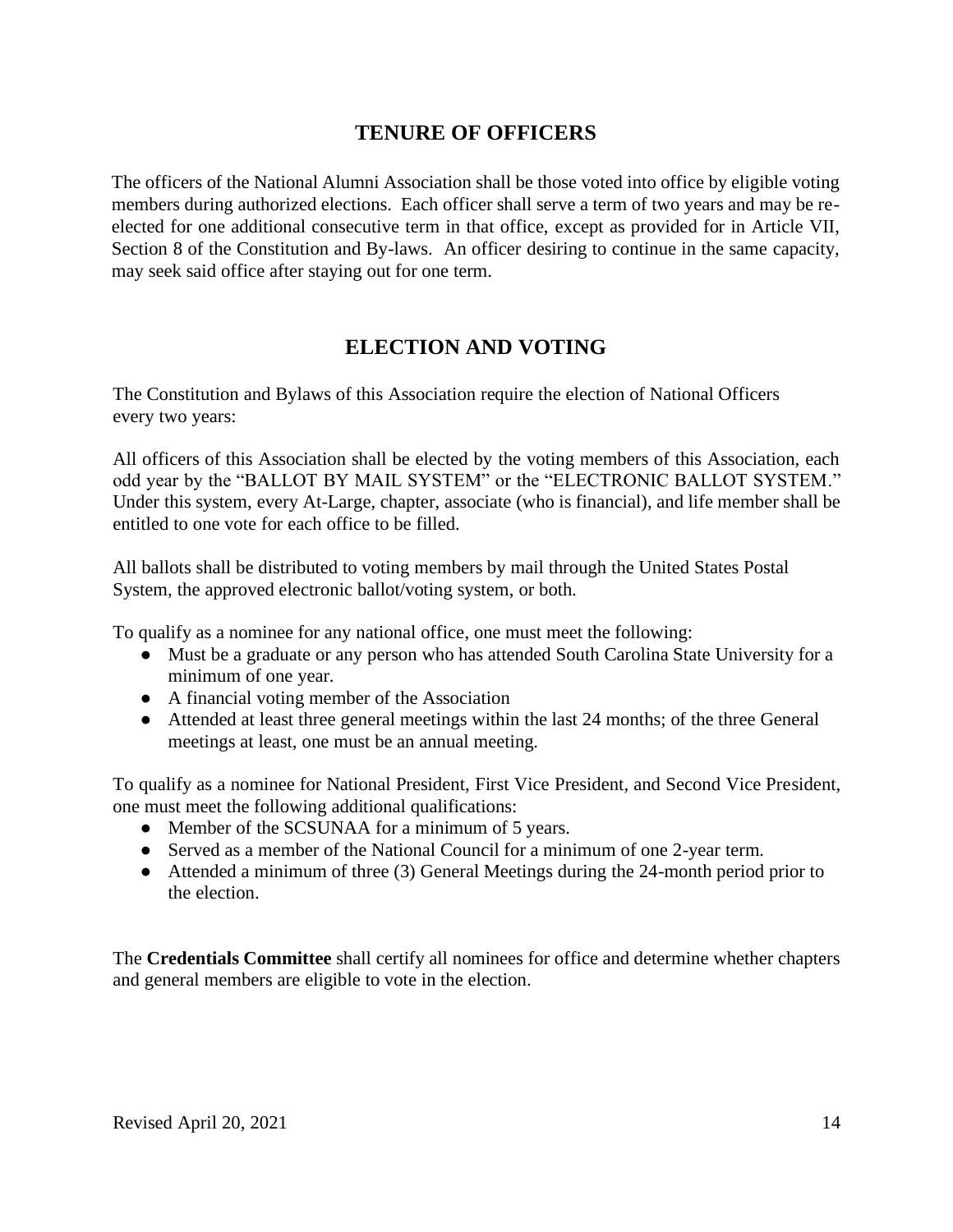## TENURE OF OFFICERS

The officers of the National Alumni Association shall be those voted into office by eligible voting members during authorized elections. Each officer shall serve a term of two years and may be re-elected for one additional consecutive term in that office, except as provided for in Article VII, Section 8 of the Constitution and By-laws. An officer desiring to continue in the same capacity, may seek said office after staying out for one term.

## ELECTION AND VOTING

The Constitution and Bylaws of this Association require the election of National Officers every two years:

All officers of this Association shall be elected by the voting members of this Association, each odd year by the "BALLOT BY MAIL SYSTEM" or the "ELECTRONIC BALLOT SYSTEM." Under this system, every At-Large, chapter, associate (who is financial), and life member shall be entitled to one vote for each office to be filled.

All ballots shall be distributed to voting members by mail through the United States Postal System, the approved electronic ballot/voting system, or both.

To qualify as a nominee for any national office, one must meet the following:

- Must be a graduate or any person who has attended South Carolina State University for a minimum of one year.
- A financial voting member of the Association
- Attended at least three general meetings within the last 24 months; of the three General meetings at least, one must be an annual meeting.

To qualify as a nominee for National President, First Vice President, and Second Vice President, one must meet the following additional qualifications:

- Member of the SCSUNAA for a minimum of 5 years.
- Served as a member of the National Council for a minimum of one 2-year term.
- Attended a minimum of three (3) General Meetings during the 24-month period prior to the election.

The **Credentials Committee** shall certify all nominees for office and determine whether chapters and general members are eligible to vote in the election.

Revised April 20, 2021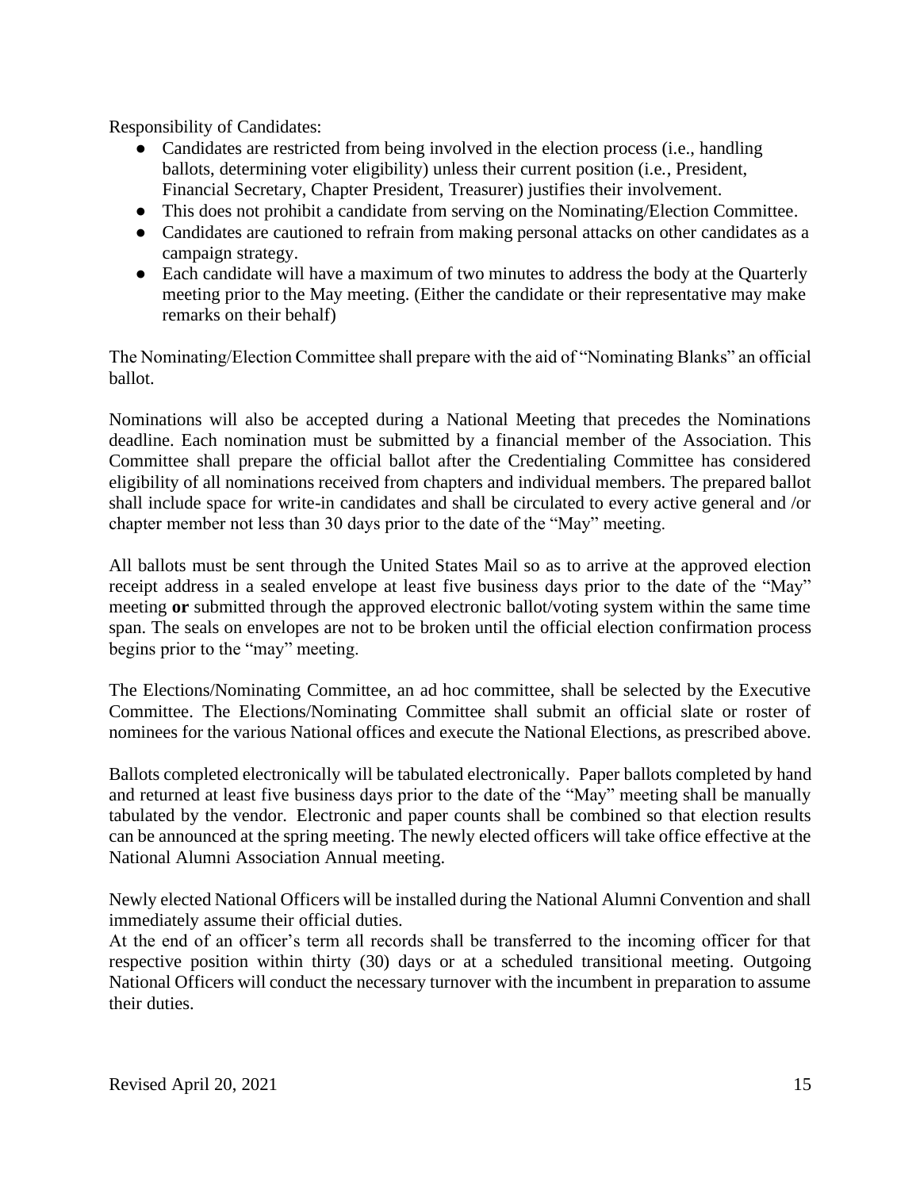Responsibility of Candidates:

- Candidates are restricted from being involved in the election process (i.e., handling ballots, determining voter eligibility) unless their current position (i.e., President, Financial Secretary, Chapter President, Treasurer) justifies their involvement.
- This does not prohibit a candidate from serving on the Nominating/Election Committee.
- Candidates are cautioned to refrain from making personal attacks on other candidates as a campaign strategy.
- Each candidate will have a maximum of two minutes to address the body at the Quarterly meeting prior to the May meeting. (Either the candidate or their representative may make remarks on their behalf)

The Nominating/Election Committee shall prepare with the aid of "Nominating Blanks" an official ballot.

Nominations will also be accepted during a National Meeting that precedes the Nominations deadline. Each nomination must be submitted by a financial member of the Association. This Committee shall prepare the official ballot after the Credentialing Committee has considered eligibility of all nominations received from chapters and individual members. The prepared ballot shall include space for write-in candidates and shall be circulated to every active general and /or chapter member not less than 30 days prior to the date of the "May" meeting.

All ballots must be sent through the United States Mail so as to arrive at the approved election receipt address in a sealed envelope at least five business days prior to the date of the "May" meeting **or** submitted through the approved electronic ballot/voting system within the same time span. The seals on envelopes are not to be broken until the official election confirmation process begins prior to the "may" meeting.

The Elections/Nominating Committee, an ad hoc committee, shall be selected by the Executive Committee. The Elections/Nominating Committee shall submit an official slate or roster of nominees for the various National offices and execute the National Elections, as prescribed above.

Ballots completed electronically will be tabulated electronically. Paper ballots completed by hand and returned at least five business days prior to the date of the "May" meeting shall be manually tabulated by the vendor. Electronic and paper counts shall be combined so that election results can be announced at the spring meeting. The newly elected officers will take office effective at the National Alumni Association Annual meeting.

Newly elected National Officers will be installed during the National Alumni Convention and shall immediately assume their official duties.

At the end of an officer's term all records shall be transferred to the incoming officer for that respective position within thirty (30) days or at a scheduled transitional meeting. Outgoing National Officers will conduct the necessary turnover with the incumbent in preparation to assume their duties.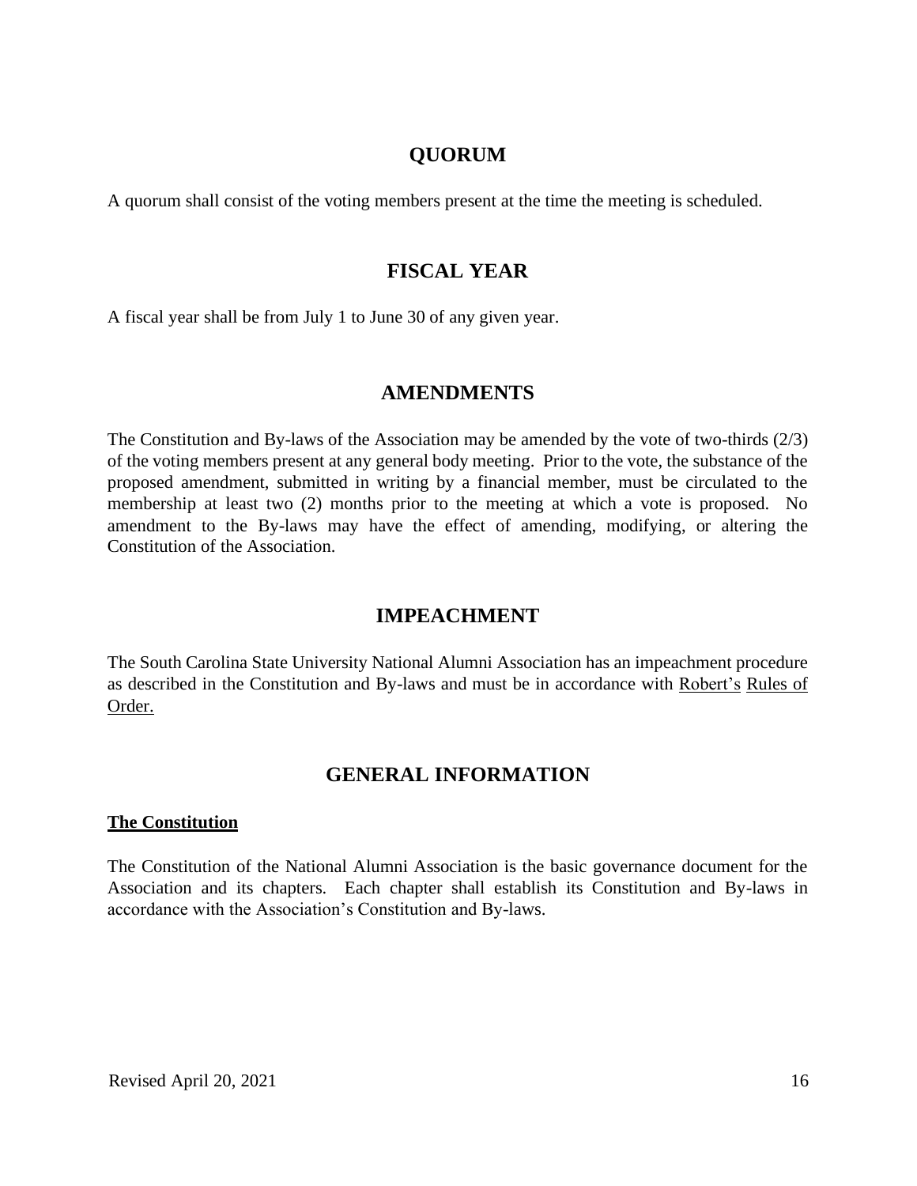## QUORUM

A quorum shall consist of the voting members present at the time the meeting is scheduled.

## FISCAL YEAR

A fiscal year shall be from July 1 to June 30 of any given year.

## AMENDMENTS

The Constitution and By-laws of the Association may be amended by the vote of two-thirds (2/3) of the voting members present at any general body meeting. Prior to the vote, the substance of the proposed amendment, submitted in writing by a financial member, must be circulated to the membership at least two (2) months prior to the meeting at which a vote is proposed. No amendment to the By-laws may have the effect of amending, modifying, or altering the Constitution of the Association.

## IMPEACHMENT

The South Carolina State University National Alumni Association has an impeachment procedure as described in the Constitution and By-laws and must be in accordance with Robert's Rules of Order.

## GENERAL INFORMATION

**The Constitution**

The Constitution of the National Alumni Association is the basic governance document for the Association and its chapters. Each chapter shall establish its Constitution and By-laws in accordance with the Association's Constitution and By-laws.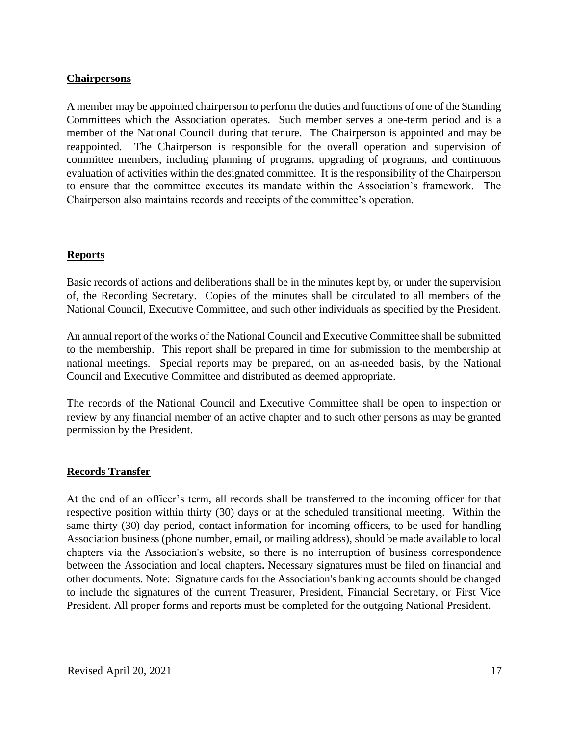## Chairpersons

A member may be appointed chairperson to perform the duties and functions of one of the Standing Committees which the Association operates. Such member serves a one-term period and is a member of the National Council during that tenure. The Chairperson is appointed and may be reappointed. The Chairperson is responsible for the overall operation and supervision of committee members, including planning of programs, upgrading of programs, and continuous evaluation of activities within the designated committee. It is the responsibility of the Chairperson to ensure that the committee executes its mandate within the Association's framework. The Chairperson also maintains records and receipts of the committee's operation.

## Reports

Basic records of actions and deliberations shall be in the minutes kept by, or under the supervision of, the Recording Secretary. Copies of the minutes shall be circulated to all members of the National Council, Executive Committee, and such other individuals as specified by the President.

An annual report of the works of the National Council and Executive Committee shall be submitted to the membership. This report shall be prepared in time for submission to the membership at national meetings. Special reports may be prepared, on an as-needed basis, by the National Council and Executive Committee and distributed as deemed appropriate.

The records of the National Council and Executive Committee shall be open to inspection or review by any financial member of an active chapter and to such other persons as may be granted permission by the President.

## Records Transfer

At the end of an officer's term, all records shall be transferred to the incoming officer for that respective position within thirty (30) days or at the scheduled transitional meeting. Within the same thirty (30) day period, contact information for incoming officers, to be used for handling Association business (phone number, email, or mailing address), should be made available to local chapters via the Association's website, so there is no interruption of business correspondence between the Association and local chapters. Necessary signatures must be filed on financial and other documents. Note: Signature cards for the Association's banking accounts should be changed to include the signatures of the current Treasurer, President, Financial Secretary, or First Vice President. All proper forms and reports must be completed for the outgoing National President.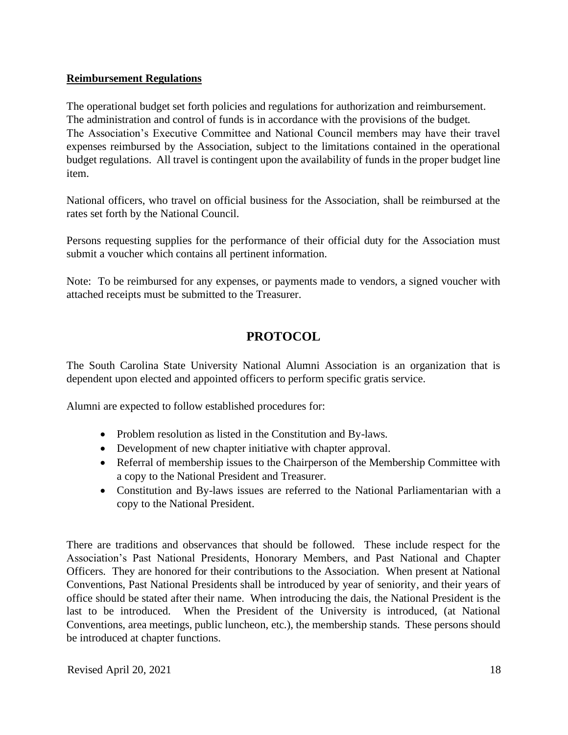**Reimbursement Regulations**

The operational budget set forth policies and regulations for authorization and reimbursement. The administration and control of funds is in accordance with the provisions of the budget. The Association's Executive Committee and National Council members may have their travel expenses reimbursed by the Association, subject to the limitations contained in the operational budget regulations. All travel is contingent upon the availability of funds in the proper budget line item.

National officers, who travel on official business for the Association, shall be reimbursed at the rates set forth by the National Council.

Persons requesting supplies for the performance of their official duty for the Association must submit a voucher which contains all pertinent information.

Note: To be reimbursed for any expenses, or payments made to vendors, a signed voucher with attached receipts must be submitted to the Treasurer.

## PROTOCOL

The South Carolina State University National Alumni Association is an organization that is dependent upon elected and appointed officers to perform specific gratis service.

Alumni are expected to follow established procedures for:

- Problem resolution as listed in the Constitution and By-laws.
- Development of new chapter initiative with chapter approval.
- Referral of membership issues to the Chairperson of the Membership Committee with a copy to the National President and Treasurer.
- Constitution and By-laws issues are referred to the National Parliamentarian with a copy to the National President.

There are traditions and observances that should be followed. These include respect for the Association's Past National Presidents, Honorary Members, and Past National and Chapter Officers. They are honored for their contributions to the Association. When present at National Conventions, Past National Presidents shall be introduced by year of seniority, and their years of office should be stated after their name. When introducing the dais, the National President is the last to be introduced. When the President of the University is introduced, (at National Conventions, area meetings, public luncheon, etc.), the membership stands. These persons should be introduced at chapter functions.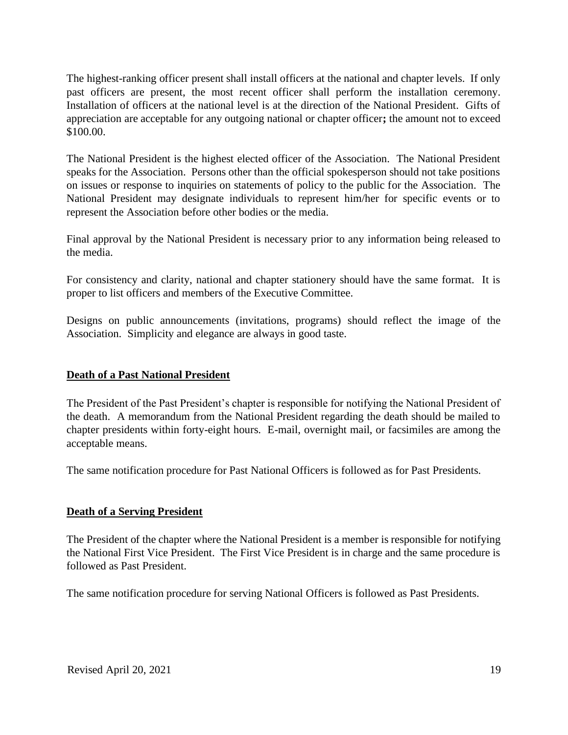The highest-ranking officer present shall install officers at the national and chapter levels. If only past officers are present, the most recent officer shall perform the installation ceremony. Installation of officers at the national level is at the direction of the National President. Gifts of appreciation are acceptable for any outgoing national or chapter officer**;** the amount not to exceed $100.00.

The National President is the highest elected officer of the Association. The National President speaks for the Association. Persons other than the official spokesperson should not take positions on issues or response to inquiries on statements of policy to the public for the Association. The National President may designate individuals to represent him/her for specific events or to represent the Association before other bodies or the media.

Final approval by the National President is necessary prior to any information being released to the media.

For consistency and clarity, national and chapter stationery should have the same format. It is proper to list officers and members of the Executive Committee.

Designs on public announcements (invitations, programs) should reflect the image of the Association. Simplicity and elegance are always in good taste.

**<u>Death of a Past National President</u>**

The President of the Past President's chapter is responsible for notifying the National President of the death. A memorandum from the National President regarding the death should be mailed to chapter presidents within forty-eight hours. E-mail, overnight mail, or facsimiles are among the acceptable means.

The same notification procedure for Past National Officers is followed as for Past Presidents.

**<u>Death of a Serving President</u>**

The President of the chapter where the National President is a member is responsible for notifying the National First Vice President. The First Vice President is in charge and the same procedure is followed as Past President.

The same notification procedure for serving National Officers is followed as Past Presidents.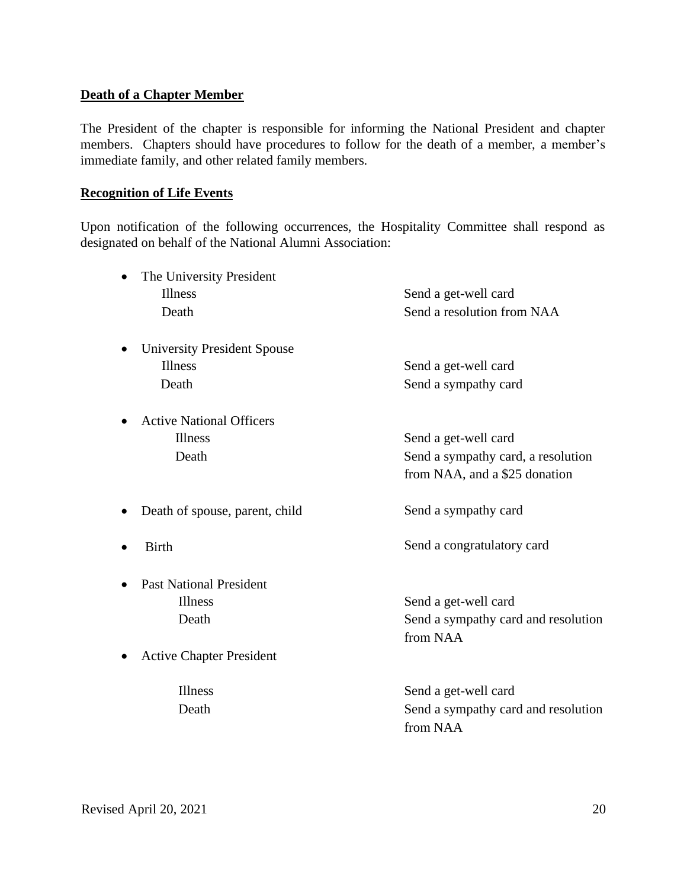**Death of a Chapter Member**

The President of the chapter is responsible for informing the National President and chapter members. Chapters should have procedures to follow for the death of a member, a member's immediate family, and other related family members.

**Recognition of Life Events**

Upon notification of the following occurrences, the Hospitality Committee shall respond as designated on behalf of the National Alumni Association:

- The University President
  - Illness — Send a get-well card
  - Death — Send a resolution from NAA
- University President Spouse
  - Illness — Send a get-well card
  - Death — Send a sympathy card
- Active National Officers
  - Illness — Send a get-well card
  - Death — Send a sympathy card, a resolution from NAA, and a $25 donation
- Death of spouse, parent, child — Send a sympathy card
- Birth — Send a congratulatory card
- Past National President
  - Illness — Send a get-well card
  - Death — Send a sympathy card and resolution from NAA
- Active Chapter President
  - Illness — Send a get-well card
  - Death — Send a sympathy card and resolution from NAA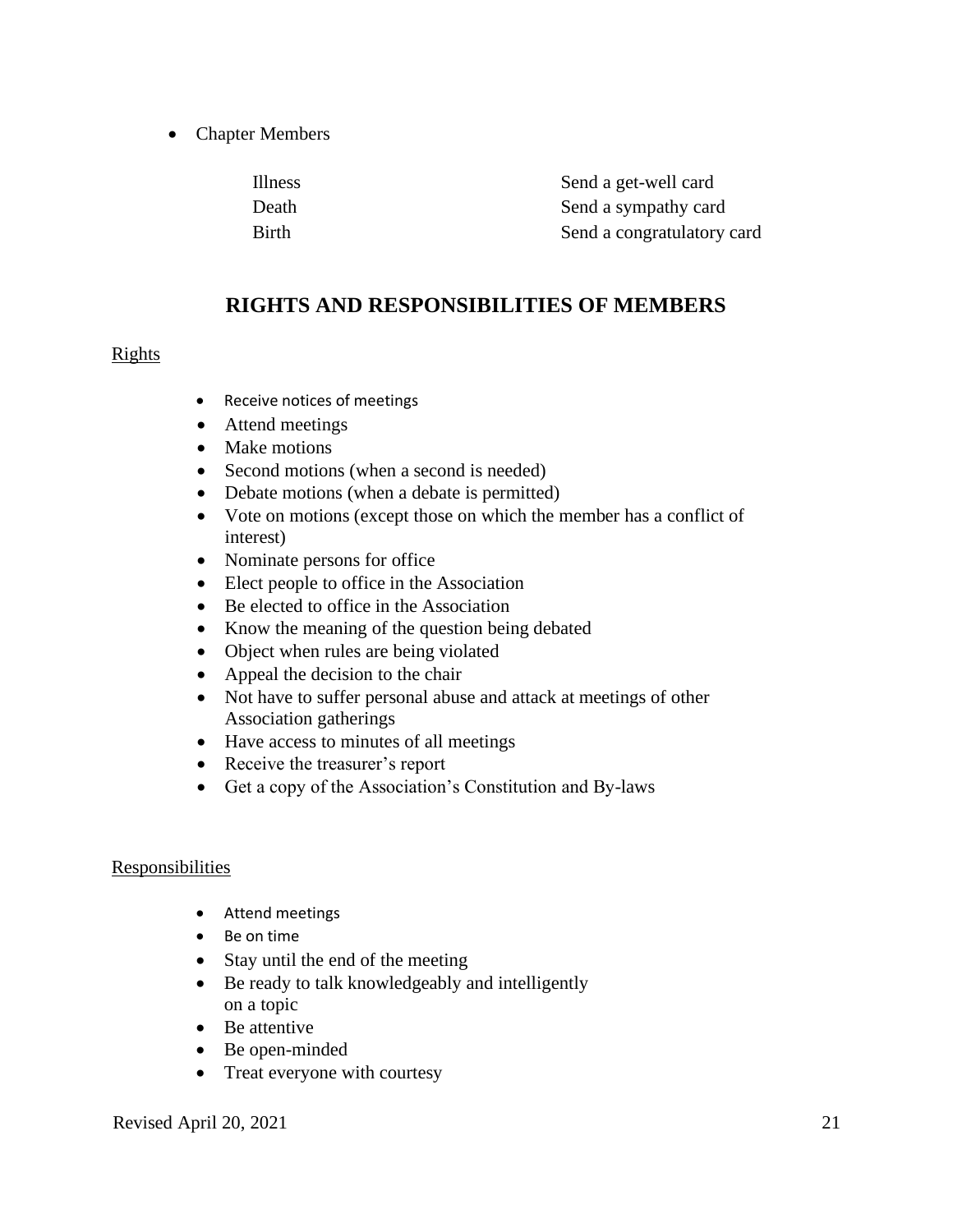- Chapter Members

| | |
|---|---|
| Illness | Send a get-well card |
| Death | Send a sympathy card |
| Birth | Send a congratulatory card |

## RIGHTS AND RESPONSIBILITIES OF MEMBERS

Rights

- Receive notices of meetings
- Attend meetings
- Make motions
- Second motions (when a second is needed)
- Debate motions (when a debate is permitted)
- Vote on motions (except those on which the member has a conflict of interest)
- Nominate persons for office
- Elect people to office in the Association
- Be elected to office in the Association
- Know the meaning of the question being debated
- Object when rules are being violated
- Appeal the decision to the chair
- Not have to suffer personal abuse and attack at meetings of other Association gatherings
- Have access to minutes of all meetings
- Receive the treasurer's report
- Get a copy of the Association's Constitution and By-laws

Responsibilities

- Attend meetings
- Be on time
- Stay until the end of the meeting
- Be ready to talk knowledgeably and intelligently on a topic
- Be attentive
- Be open-minded
- Treat everyone with courtesy

Revised April 20, 2021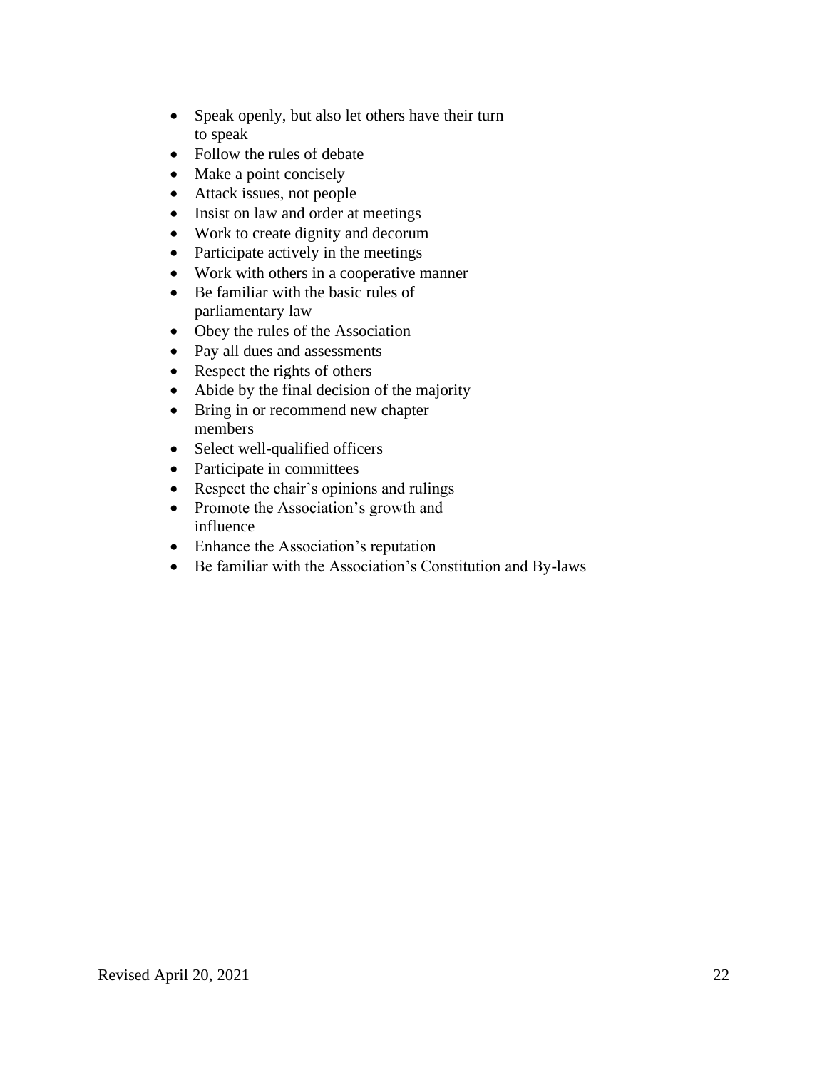- Speak openly, but also let others have their turn to speak
- Follow the rules of debate
- Make a point concisely
- Attack issues, not people
- Insist on law and order at meetings
- Work to create dignity and decorum
- Participate actively in the meetings
- Work with others in a cooperative manner
- Be familiar with the basic rules of parliamentary law
- Obey the rules of the Association
- Pay all dues and assessments
- Respect the rights of others
- Abide by the final decision of the majority
- Bring in or recommend new chapter members
- Select well-qualified officers
- Participate in committees
- Respect the chair's opinions and rulings
- Promote the Association's growth and influence
- Enhance the Association's reputation
- Be familiar with the Association's Constitution and By-laws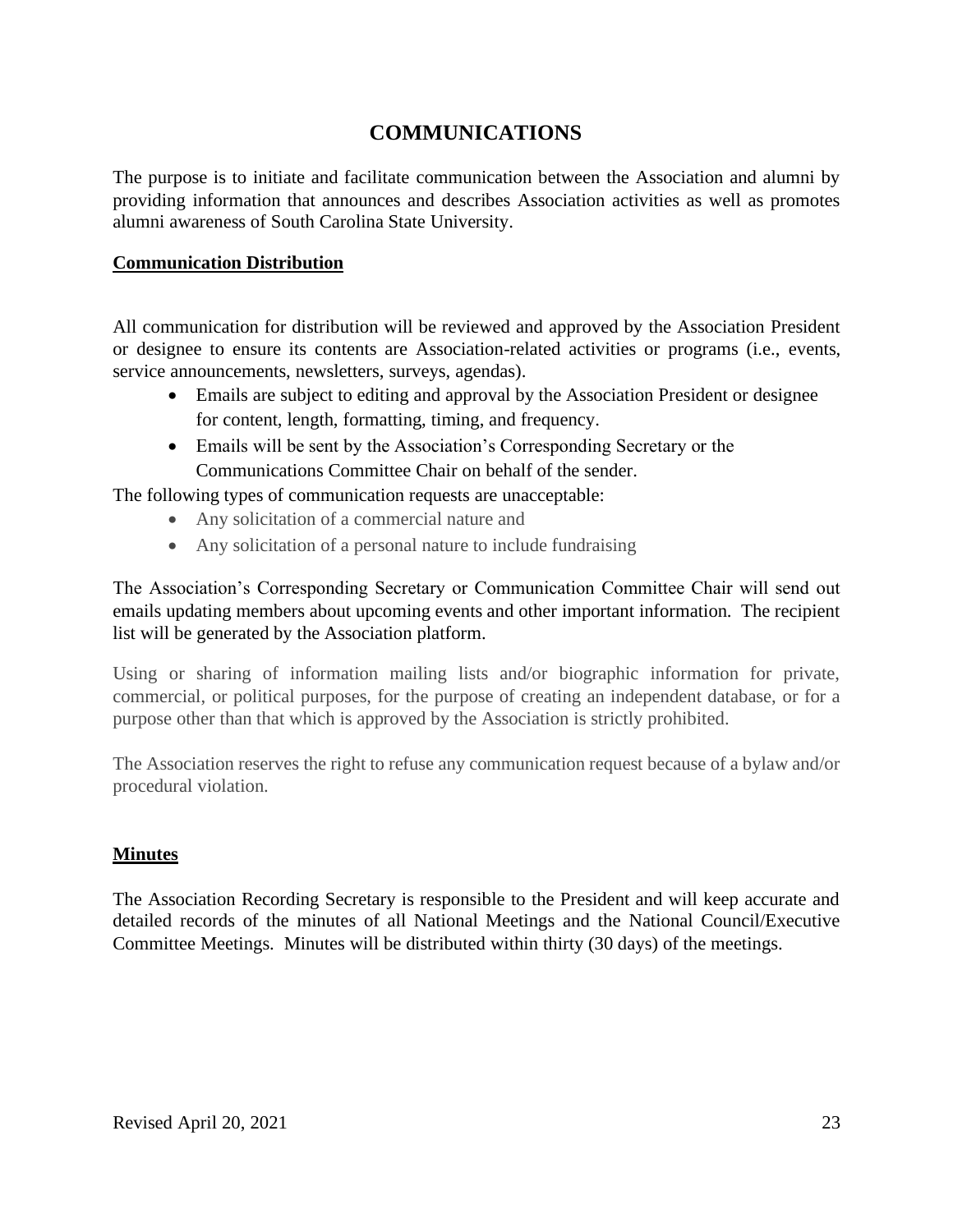# COMMUNICATIONS

The purpose is to initiate and facilitate communication between the Association and alumni by providing information that announces and describes Association activities as well as promotes alumni awareness of South Carolina State University.

**Communication Distribution**

All communication for distribution will be reviewed and approved by the Association President or designee to ensure its contents are Association-related activities or programs (i.e., events, service announcements, newsletters, surveys, agendas).

- Emails are subject to editing and approval by the Association President or designee for content, length, formatting, timing, and frequency.
- Emails will be sent by the Association's Corresponding Secretary or the Communications Committee Chair on behalf of the sender.

The following types of communication requests are unacceptable:

- Any solicitation of a commercial nature and
- Any solicitation of a personal nature to include fundraising

The Association's Corresponding Secretary or Communication Committee Chair will send out emails updating members about upcoming events and other important information. The recipient list will be generated by the Association platform.

Using or sharing of information mailing lists and/or biographic information for private, commercial, or political purposes, for the purpose of creating an independent database, or for a purpose other than that which is approved by the Association is strictly prohibited.

The Association reserves the right to refuse any communication request because of a bylaw and/or procedural violation.

**Minutes**

The Association Recording Secretary is responsible to the President and will keep accurate and detailed records of the minutes of all National Meetings and the National Council/Executive Committee Meetings. Minutes will be distributed within thirty (30 days) of the meetings.

Revised April 20, 2021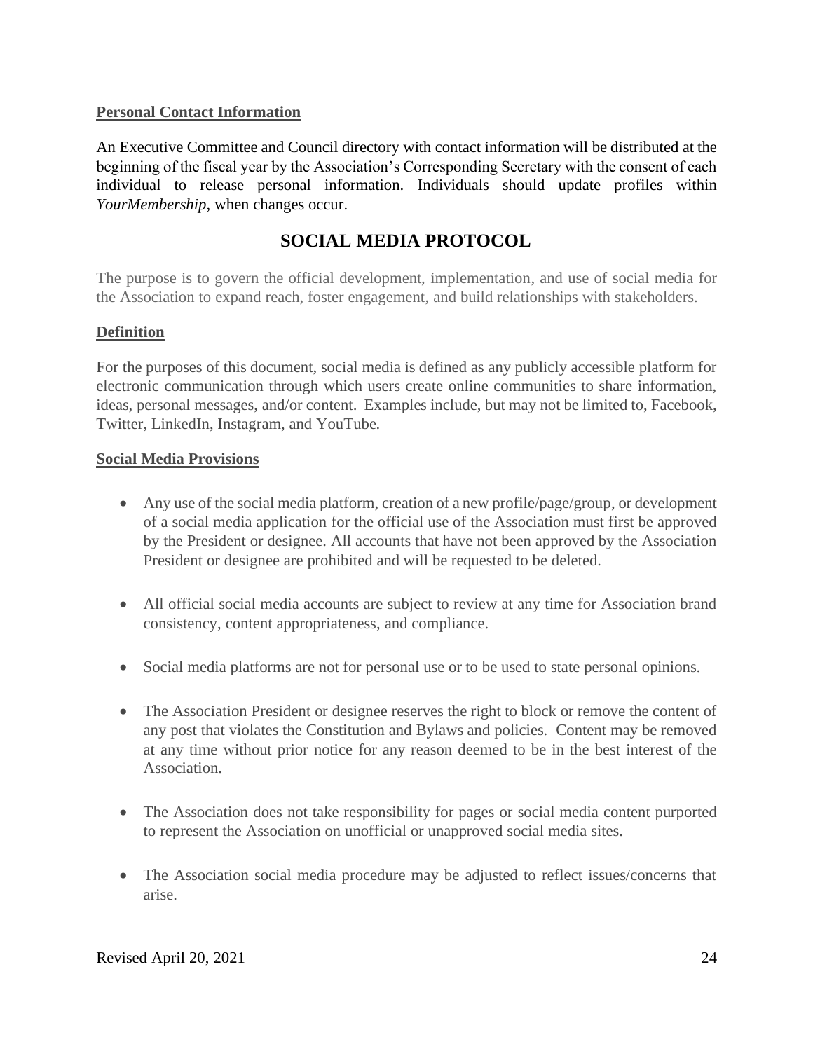**Personal Contact Information**

An Executive Committee and Council directory with contact information will be distributed at the beginning of the fiscal year by the Association's Corresponding Secretary with the consent of each individual to release personal information. Individuals should update profiles within *YourMembership,* when changes occur.

## SOCIAL MEDIA PROTOCOL

The purpose is to govern the official development, implementation, and use of social media for the Association to expand reach, foster engagement, and build relationships with stakeholders.

**Definition**

For the purposes of this document, social media is defined as any publicly accessible platform for electronic communication through which users create online communities to share information, ideas, personal messages, and/or content. Examples include, but may not be limited to, Facebook, Twitter, LinkedIn, Instagram, and YouTube.

**Social Media Provisions**

- Any use of the social media platform, creation of a new profile/page/group, or development of a social media application for the official use of the Association must first be approved by the President or designee. All accounts that have not been approved by the Association President or designee are prohibited and will be requested to be deleted.
- All official social media accounts are subject to review at any time for Association brand consistency, content appropriateness, and compliance.
- Social media platforms are not for personal use or to be used to state personal opinions.
- The Association President or designee reserves the right to block or remove the content of any post that violates the Constitution and Bylaws and policies. Content may be removed at any time without prior notice for any reason deemed to be in the best interest of the Association.
- The Association does not take responsibility for pages or social media content purported to represent the Association on unofficial or unapproved social media sites.
- The Association social media procedure may be adjusted to reflect issues/concerns that arise.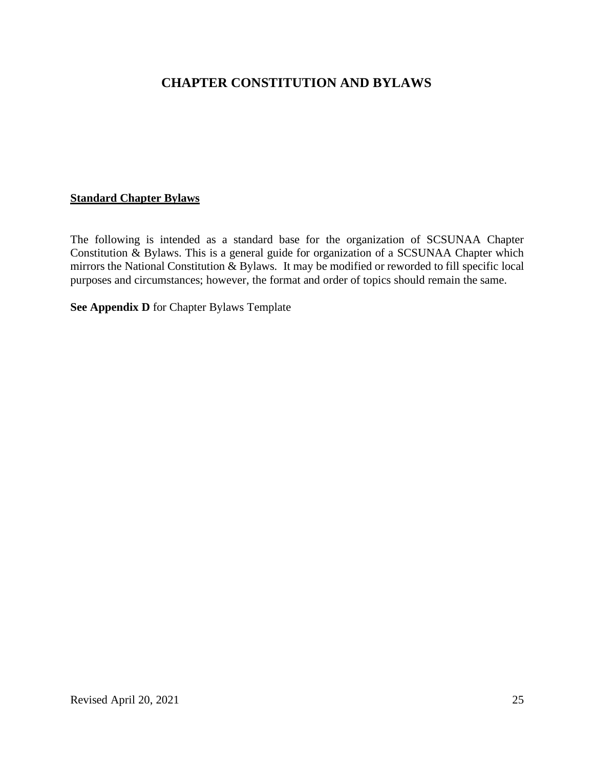# CHAPTER CONSTITUTION AND BYLAWS

**Standard Chapter Bylaws**

The following is intended as a standard base for the organization of SCSUNAA Chapter Constitution & Bylaws. This is a general guide for organization of a SCSUNAA Chapter which mirrors the National Constitution & Bylaws. It may be modified or reworded to fill specific local purposes and circumstances; however, the format and order of topics should remain the same.

**See Appendix D** for Chapter Bylaws Template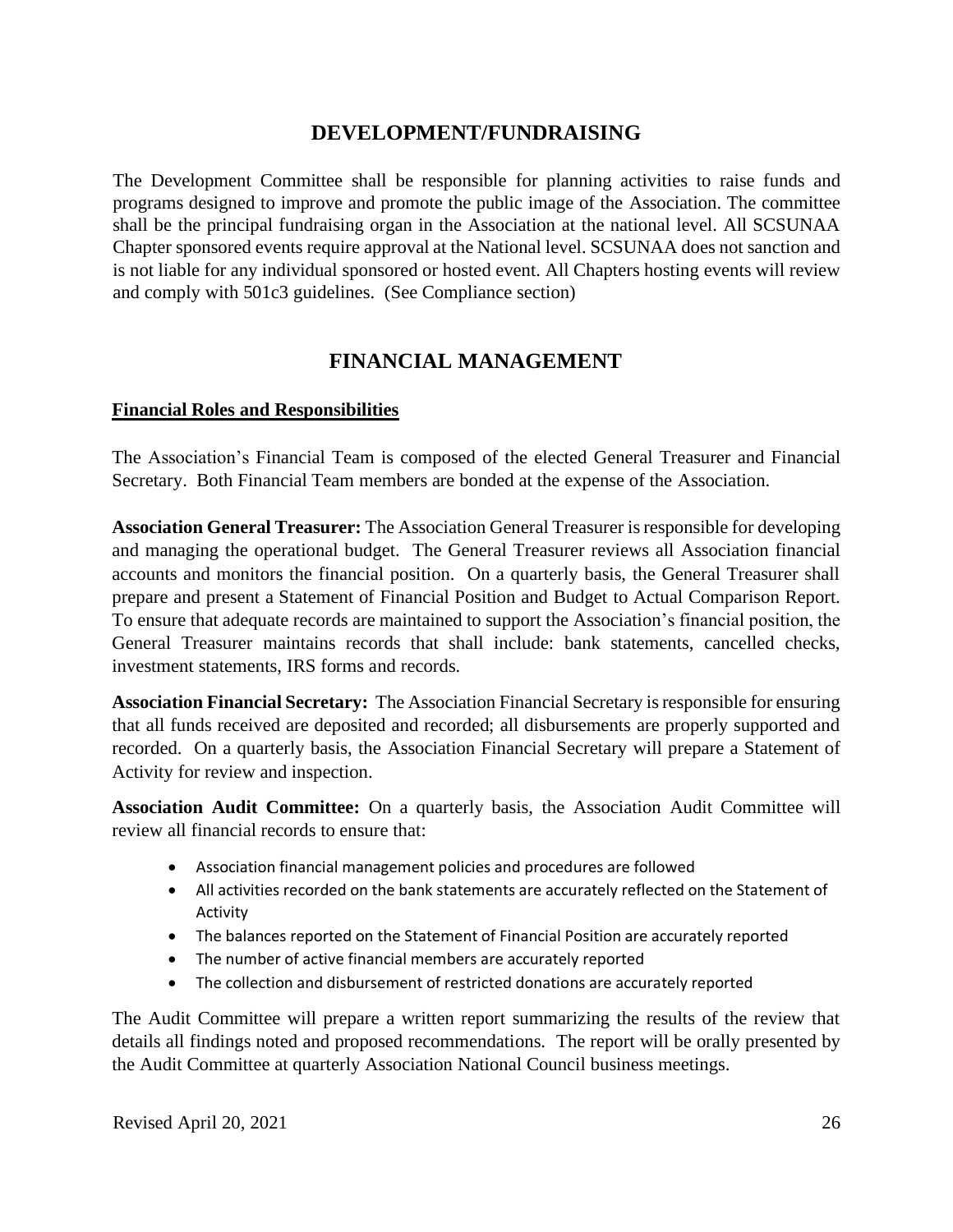## DEVELOPMENT/FUNDRAISING

The Development Committee shall be responsible for planning activities to raise funds and programs designed to improve and promote the public image of the Association. The committee shall be the principal fundraising organ in the Association at the national level. All SCSUNAA Chapter sponsored events require approval at the National level. SCSUNAA does not sanction and is not liable for any individual sponsored or hosted event. All Chapters hosting events will review and comply with 501c3 guidelines. (See Compliance section)

## FINANCIAL MANAGEMENT

### Financial Roles and Responsibilities

The Association's Financial Team is composed of the elected General Treasurer and Financial Secretary. Both Financial Team members are bonded at the expense of the Association.

**Association General Treasurer:** The Association General Treasurer is responsible for developing and managing the operational budget. The General Treasurer reviews all Association financial accounts and monitors the financial position. On a quarterly basis, the General Treasurer shall prepare and present a Statement of Financial Position and Budget to Actual Comparison Report. To ensure that adequate records are maintained to support the Association's financial position, the General Treasurer maintains records that shall include: bank statements, cancelled checks, investment statements, IRS forms and records.

**Association Financial Secretary:** The Association Financial Secretary is responsible for ensuring that all funds received are deposited and recorded; all disbursements are properly supported and recorded. On a quarterly basis, the Association Financial Secretary will prepare a Statement of Activity for review and inspection.

**Association Audit Committee:** On a quarterly basis, the Association Audit Committee will review all financial records to ensure that:

- Association financial management policies and procedures are followed
- All activities recorded on the bank statements are accurately reflected on the Statement of Activity
- The balances reported on the Statement of Financial Position are accurately reported
- The number of active financial members are accurately reported
- The collection and disbursement of restricted donations are accurately reported

The Audit Committee will prepare a written report summarizing the results of the review that details all findings noted and proposed recommendations. The report will be orally presented by the Audit Committee at quarterly Association National Council business meetings.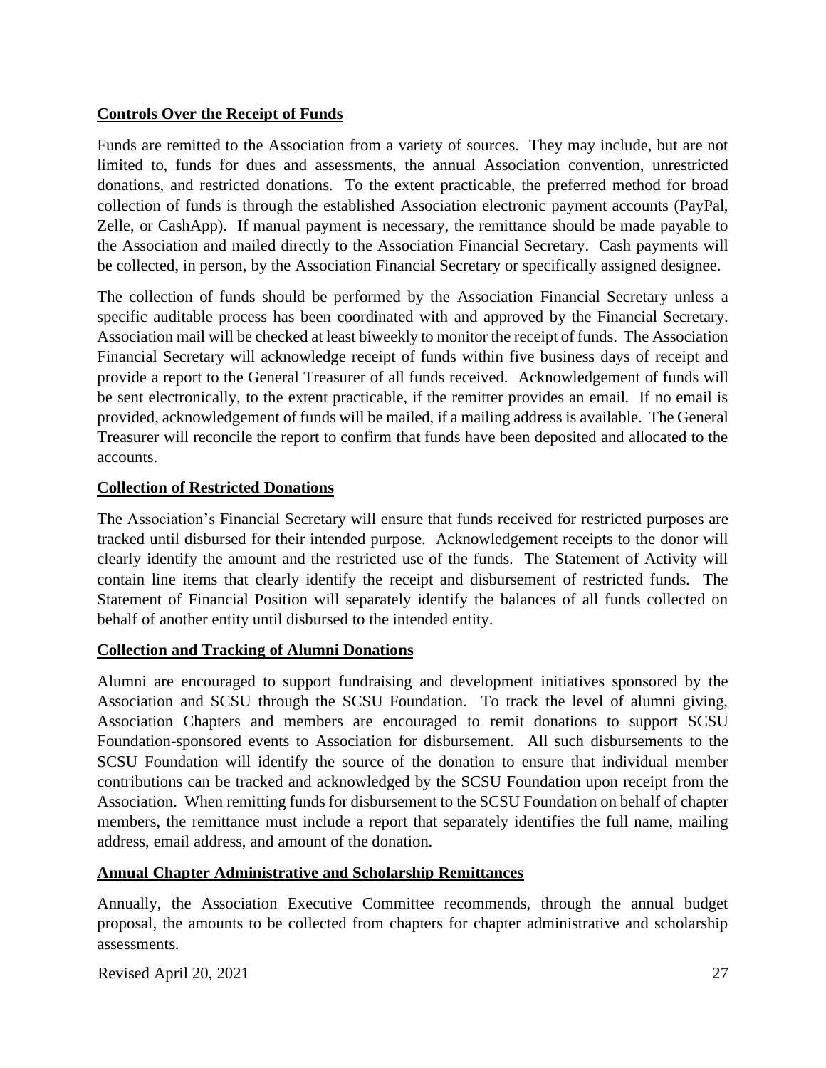**Controls Over the Receipt of Funds**

Funds are remitted to the Association from a variety of sources. They may include, but are not limited to, funds for dues and assessments, the annual Association convention, unrestricted donations, and restricted donations. To the extent practicable, the preferred method for broad collection of funds is through the established Association electronic payment accounts (PayPal, Zelle, or CashApp). If manual payment is necessary, the remittance should be made payable to the Association and mailed directly to the Association Financial Secretary. Cash payments will be collected, in person, by the Association Financial Secretary or specifically assigned designee.

The collection of funds should be performed by the Association Financial Secretary unless a specific auditable process has been coordinated with and approved by the Financial Secretary. Association mail will be checked at least biweekly to monitor the receipt of funds. The Association Financial Secretary will acknowledge receipt of funds within five business days of receipt and provide a report to the General Treasurer of all funds received. Acknowledgement of funds will be sent electronically, to the extent practicable, if the remitter provides an email. If no email is provided, acknowledgement of funds will be mailed, if a mailing address is available. The General Treasurer will reconcile the report to confirm that funds have been deposited and allocated to the accounts.

**Collection of Restricted Donations**

The Association's Financial Secretary will ensure that funds received for restricted purposes are tracked until disbursed for their intended purpose. Acknowledgement receipts to the donor will clearly identify the amount and the restricted use of the funds. The Statement of Activity will contain line items that clearly identify the receipt and disbursement of restricted funds. The Statement of Financial Position will separately identify the balances of all funds collected on behalf of another entity until disbursed to the intended entity.

**Collection and Tracking of Alumni Donations**

Alumni are encouraged to support fundraising and development initiatives sponsored by the Association and SCSU through the SCSU Foundation. To track the level of alumni giving, Association Chapters and members are encouraged to remit donations to support SCSU Foundation-sponsored events to Association for disbursement. All such disbursements to the SCSU Foundation will identify the source of the donation to ensure that individual member contributions can be tracked and acknowledged by the SCSU Foundation upon receipt from the Association. When remitting funds for disbursement to the SCSU Foundation on behalf of chapter members, the remittance must include a report that separately identifies the full name, mailing address, email address, and amount of the donation.

**Annual Chapter Administrative and Scholarship Remittances**

Annually, the Association Executive Committee recommends, through the annual budget proposal, the amounts to be collected from chapters for chapter administrative and scholarship assessments.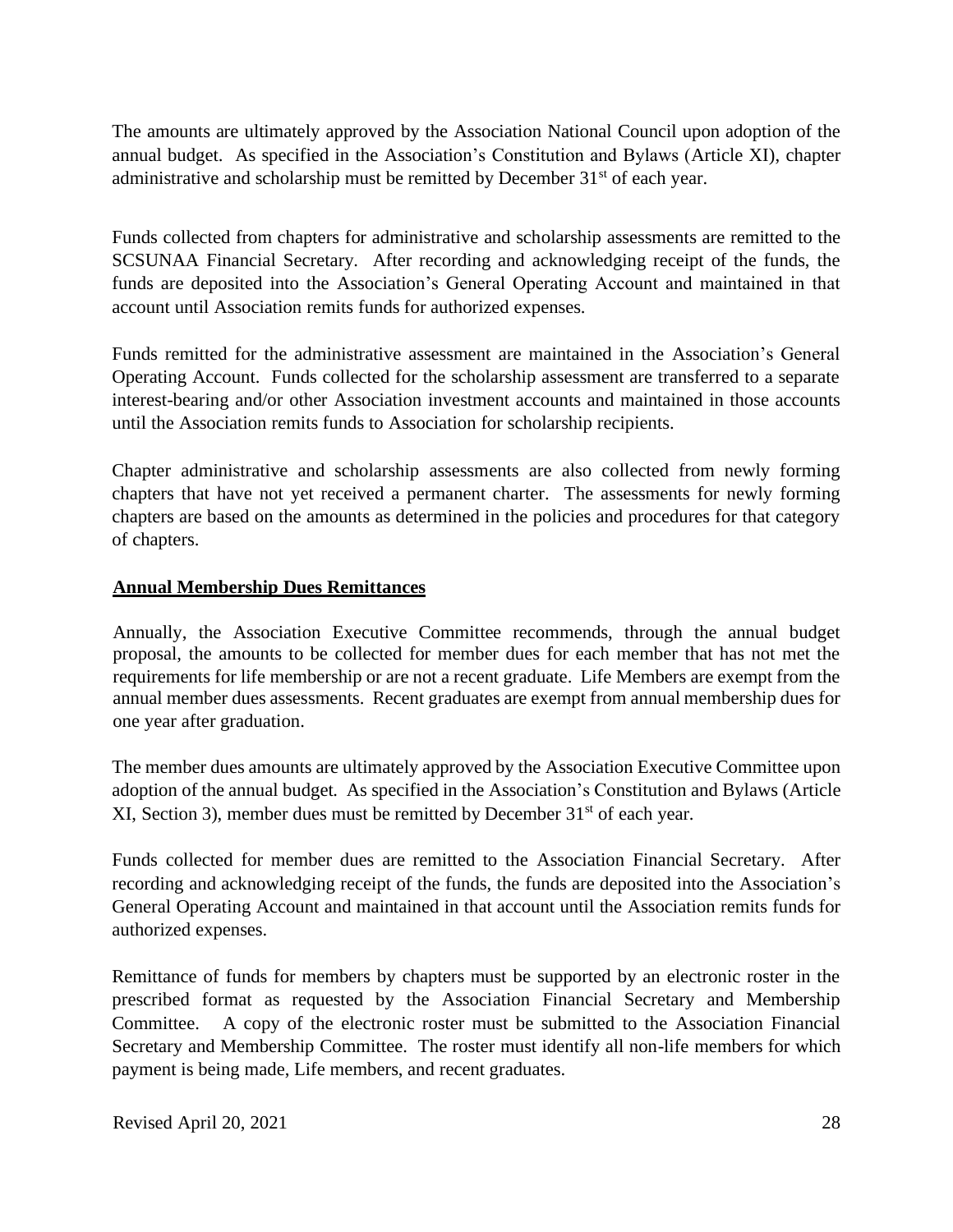The amounts are ultimately approved by the Association National Council upon adoption of the annual budget. As specified in the Association's Constitution and Bylaws (Article XI), chapter administrative and scholarship must be remitted by December 31st of each year.

Funds collected from chapters for administrative and scholarship assessments are remitted to the SCSUNAA Financial Secretary. After recording and acknowledging receipt of the funds, the funds are deposited into the Association's General Operating Account and maintained in that account until Association remits funds for authorized expenses.

Funds remitted for the administrative assessment are maintained in the Association's General Operating Account. Funds collected for the scholarship assessment are transferred to a separate interest-bearing and/or other Association investment accounts and maintained in those accounts until the Association remits funds to Association for scholarship recipients.

Chapter administrative and scholarship assessments are also collected from newly forming chapters that have not yet received a permanent charter. The assessments for newly forming chapters are based on the amounts as determined in the policies and procedures for that category of chapters.

**Annual Membership Dues Remittances**

Annually, the Association Executive Committee recommends, through the annual budget proposal, the amounts to be collected for member dues for each member that has not met the requirements for life membership or are not a recent graduate. Life Members are exempt from the annual member dues assessments. Recent graduates are exempt from annual membership dues for one year after graduation.

The member dues amounts are ultimately approved by the Association Executive Committee upon adoption of the annual budget. As specified in the Association's Constitution and Bylaws (Article XI, Section 3), member dues must be remitted by December 31st of each year.

Funds collected for member dues are remitted to the Association Financial Secretary. After recording and acknowledging receipt of the funds, the funds are deposited into the Association's General Operating Account and maintained in that account until the Association remits funds for authorized expenses.

Remittance of funds for members by chapters must be supported by an electronic roster in the prescribed format as requested by the Association Financial Secretary and Membership Committee. A copy of the electronic roster must be submitted to the Association Financial Secretary and Membership Committee. The roster must identify all non-life members for which payment is being made, Life members, and recent graduates.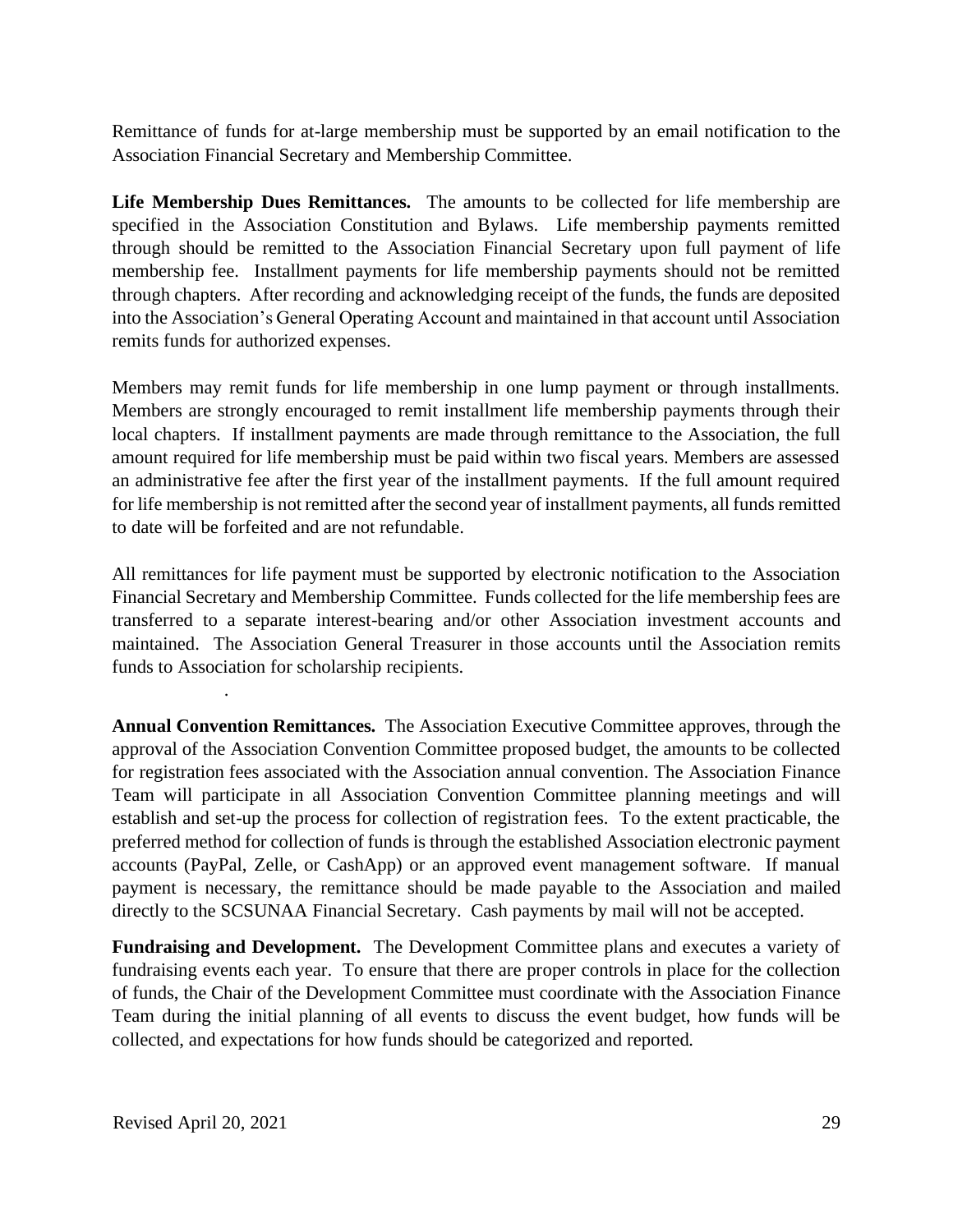Remittance of funds for at-large membership must be supported by an email notification to the Association Financial Secretary and Membership Committee.

**Life Membership Dues Remittances.** The amounts to be collected for life membership are specified in the Association Constitution and Bylaws. Life membership payments remitted through should be remitted to the Association Financial Secretary upon full payment of life membership fee. Installment payments for life membership payments should not be remitted through chapters. After recording and acknowledging receipt of the funds, the funds are deposited into the Association's General Operating Account and maintained in that account until Association remits funds for authorized expenses.

Members may remit funds for life membership in one lump payment or through installments. Members are strongly encouraged to remit installment life membership payments through their local chapters. If installment payments are made through remittance to the Association, the full amount required for life membership must be paid within two fiscal years. Members are assessed an administrative fee after the first year of the installment payments. If the full amount required for life membership is not remitted after the second year of installment payments, all funds remitted to date will be forfeited and are not refundable.

All remittances for life payment must be supported by electronic notification to the Association Financial Secretary and Membership Committee. Funds collected for the life membership fees are transferred to a separate interest-bearing and/or other Association investment accounts and maintained. The Association General Treasurer in those accounts until the Association remits funds to Association for scholarship recipients.

.

**Annual Convention Remittances.** The Association Executive Committee approves, through the approval of the Association Convention Committee proposed budget, the amounts to be collected for registration fees associated with the Association annual convention. The Association Finance Team will participate in all Association Convention Committee planning meetings and will establish and set-up the process for collection of registration fees. To the extent practicable, the preferred method for collection of funds is through the established Association electronic payment accounts (PayPal, Zelle, or CashApp) or an approved event management software. If manual payment is necessary, the remittance should be made payable to the Association and mailed directly to the SCSUNAA Financial Secretary. Cash payments by mail will not be accepted.

**Fundraising and Development.** The Development Committee plans and executes a variety of fundraising events each year. To ensure that there are proper controls in place for the collection of funds, the Chair of the Development Committee must coordinate with the Association Finance Team during the initial planning of all events to discuss the event budget, how funds will be collected, and expectations for how funds should be categorized and reported.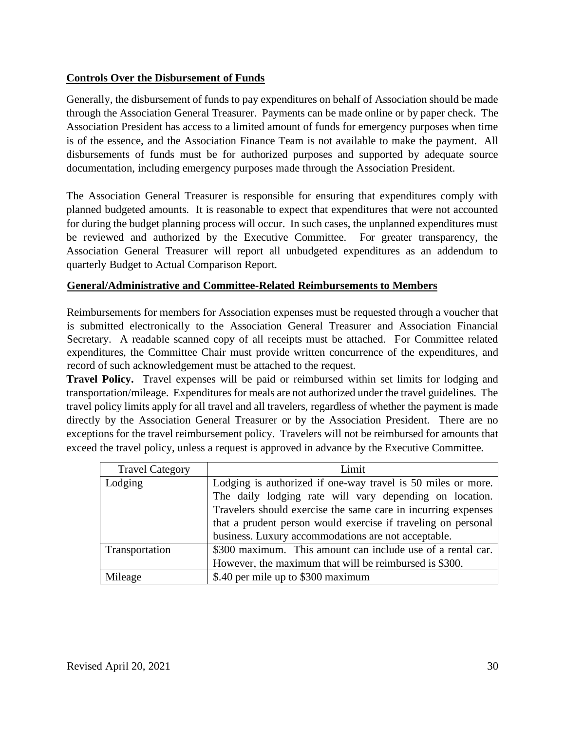**Controls Over the Disbursement of Funds**

Generally, the disbursement of funds to pay expenditures on behalf of Association should be made through the Association General Treasurer. Payments can be made online or by paper check. The Association President has access to a limited amount of funds for emergency purposes when time is of the essence, and the Association Finance Team is not available to make the payment. All disbursements of funds must be for authorized purposes and supported by adequate source documentation, including emergency purposes made through the Association President.

The Association General Treasurer is responsible for ensuring that expenditures comply with planned budgeted amounts. It is reasonable to expect that expenditures that were not accounted for during the budget planning process will occur. In such cases, the unplanned expenditures must be reviewed and authorized by the Executive Committee. For greater transparency, the Association General Treasurer will report all unbudgeted expenditures as an addendum to quarterly Budget to Actual Comparison Report.

**General/Administrative and Committee-Related Reimbursements to Members**

Reimbursements for members for Association expenses must be requested through a voucher that is submitted electronically to the Association General Treasurer and Association Financial Secretary. A readable scanned copy of all receipts must be attached. For Committee related expenditures, the Committee Chair must provide written concurrence of the expenditures, and record of such acknowledgement must be attached to the request.

**Travel Policy.** Travel expenses will be paid or reimbursed within set limits for lodging and transportation/mileage. Expenditures for meals are not authorized under the travel guidelines. The travel policy limits apply for all travel and all travelers, regardless of whether the payment is made directly by the Association General Treasurer or by the Association President. There are no exceptions for the travel reimbursement policy. Travelers will not be reimbursed for amounts that exceed the travel policy, unless a request is approved in advance by the Executive Committee.

| Travel Category | Limit |
|---|---|
| Lodging | Lodging is authorized if one-way travel is 50 miles or more. The daily lodging rate will vary depending on location. Travelers should exercise the same care in incurring expenses that a prudent person would exercise if traveling on personal business. Luxury accommodations are not acceptable. |
| Transportation | $300 maximum. This amount can include use of a rental car. However, the maximum that will be reimbursed is $300. |
| Mileage | $.40 per mile up to $300 maximum |

Revised April 20, 2021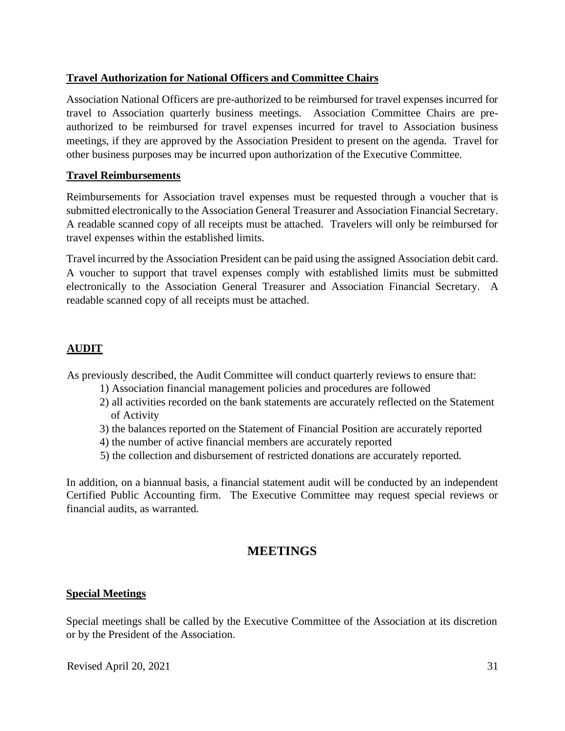**Travel Authorization for National Officers and Committee Chairs**

Association National Officers are pre-authorized to be reimbursed for travel expenses incurred for travel to Association quarterly business meetings. Association Committee Chairs are pre-authorized to be reimbursed for travel expenses incurred for travel to Association business meetings, if they are approved by the Association President to present on the agenda. Travel for other business purposes may be incurred upon authorization of the Executive Committee.

**Travel Reimbursements**

Reimbursements for Association travel expenses must be requested through a voucher that is submitted electronically to the Association General Treasurer and Association Financial Secretary. A readable scanned copy of all receipts must be attached. Travelers will only be reimbursed for travel expenses within the established limits.

Travel incurred by the Association President can be paid using the assigned Association debit card. A voucher to support that travel expenses comply with established limits must be submitted electronically to the Association General Treasurer and Association Financial Secretary. A readable scanned copy of all receipts must be attached.

## AUDIT

As previously described, the Audit Committee will conduct quarterly reviews to ensure that:

1) Association financial management policies and procedures are followed
2) all activities recorded on the bank statements are accurately reflected on the Statement of Activity
3) the balances reported on the Statement of Financial Position are accurately reported
4) the number of active financial members are accurately reported
5) the collection and disbursement of restricted donations are accurately reported.

In addition, on a biannual basis, a financial statement audit will be conducted by an independent Certified Public Accounting firm. The Executive Committee may request special reviews or financial audits, as warranted.

# MEETINGS

**Special Meetings**

Special meetings shall be called by the Executive Committee of the Association at its discretion or by the President of the Association.

Revised April 20, 2021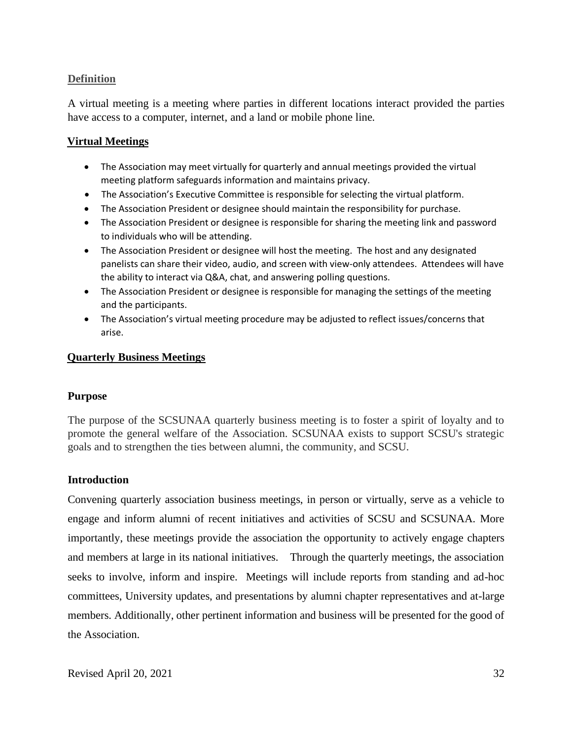## Definition

A virtual meeting is a meeting where parties in different locations interact provided the parties have access to a computer, internet, and a land or mobile phone line.

## Virtual Meetings

- The Association may meet virtually for quarterly and annual meetings provided the virtual meeting platform safeguards information and maintains privacy.
- The Association's Executive Committee is responsible for selecting the virtual platform.
- The Association President or designee should maintain the responsibility for purchase.
- The Association President or designee is responsible for sharing the meeting link and password to individuals who will be attending.
- The Association President or designee will host the meeting. The host and any designated panelists can share their video, audio, and screen with view-only attendees. Attendees will have the ability to interact via Q&A, chat, and answering polling questions.
- The Association President or designee is responsible for managing the settings of the meeting and the participants.
- The Association's virtual meeting procedure may be adjusted to reflect issues/concerns that arise.

## Quarterly Business Meetings

### Purpose

The purpose of the SCSUNAA quarterly business meeting is to foster a spirit of loyalty and to promote the general welfare of the Association. SCSUNAA exists to support SCSU's strategic goals and to strengthen the ties between alumni, the community, and SCSU.

### Introduction

Convening quarterly association business meetings, in person or virtually, serve as a vehicle to engage and inform alumni of recent initiatives and activities of SCSU and SCSUNAA. More importantly, these meetings provide the association the opportunity to actively engage chapters and members at large in its national initiatives. Through the quarterly meetings, the association seeks to involve, inform and inspire. Meetings will include reports from standing and ad-hoc committees, University updates, and presentations by alumni chapter representatives and at-large members. Additionally, other pertinent information and business will be presented for the good of the Association.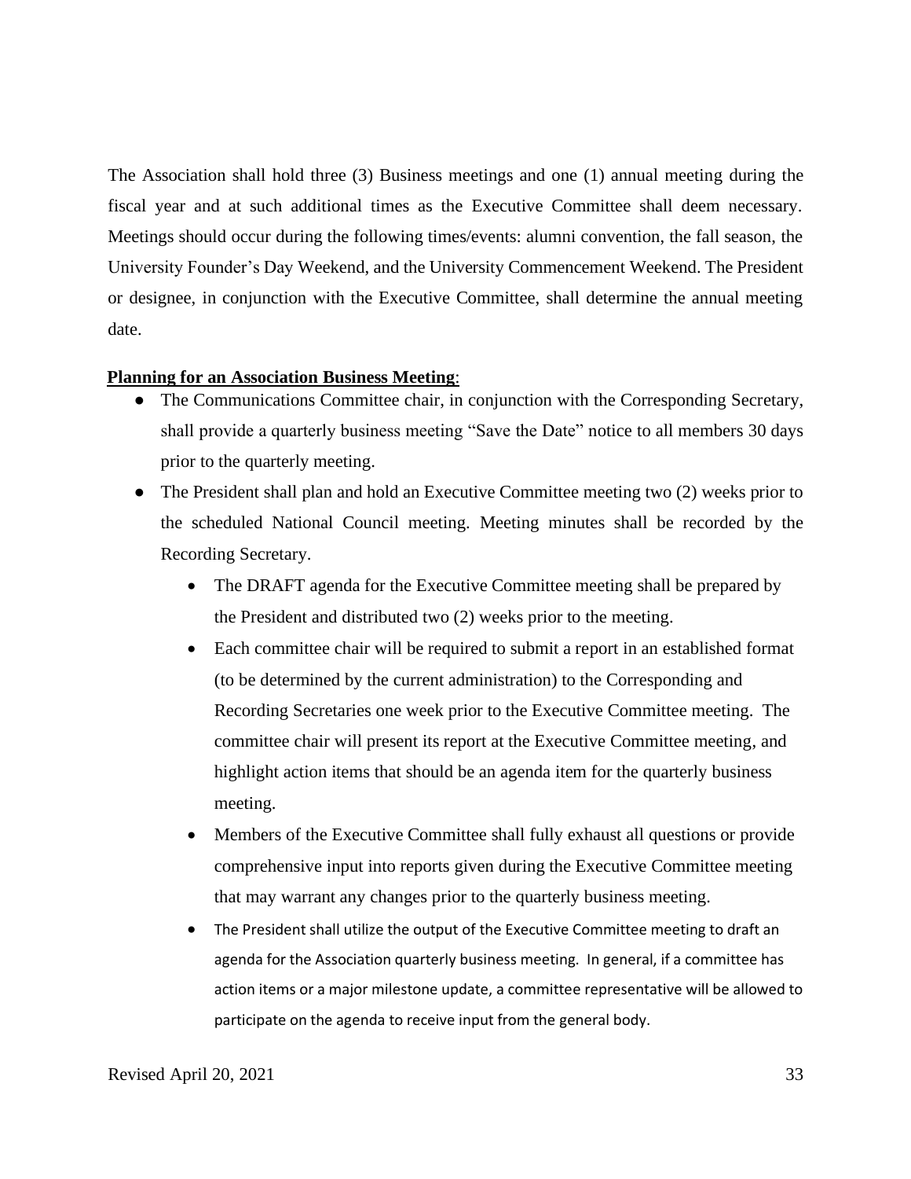The Association shall hold three (3) Business meetings and one (1) annual meeting during the fiscal year and at such additional times as the Executive Committee shall deem necessary. Meetings should occur during the following times/events: alumni convention, the fall season, the University Founder's Day Weekend, and the University Commencement Weekend. The President or designee, in conjunction with the Executive Committee, shall determine the annual meeting date.

**Planning for an Association Business Meeting**:

- The Communications Committee chair, in conjunction with the Corresponding Secretary, shall provide a quarterly business meeting "Save the Date" notice to all members 30 days prior to the quarterly meeting.
- The President shall plan and hold an Executive Committee meeting two (2) weeks prior to the scheduled National Council meeting. Meeting minutes shall be recorded by the Recording Secretary.
    - The DRAFT agenda for the Executive Committee meeting shall be prepared by the President and distributed two (2) weeks prior to the meeting.
    - Each committee chair will be required to submit a report in an established format (to be determined by the current administration) to the Corresponding and Recording Secretaries one week prior to the Executive Committee meeting. The committee chair will present its report at the Executive Committee meeting, and highlight action items that should be an agenda item for the quarterly business meeting.
    - Members of the Executive Committee shall fully exhaust all questions or provide comprehensive input into reports given during the Executive Committee meeting that may warrant any changes prior to the quarterly business meeting.
    - The President shall utilize the output of the Executive Committee meeting to draft an agenda for the Association quarterly business meeting. In general, if a committee has action items or a major milestone update, a committee representative will be allowed to participate on the agenda to receive input from the general body.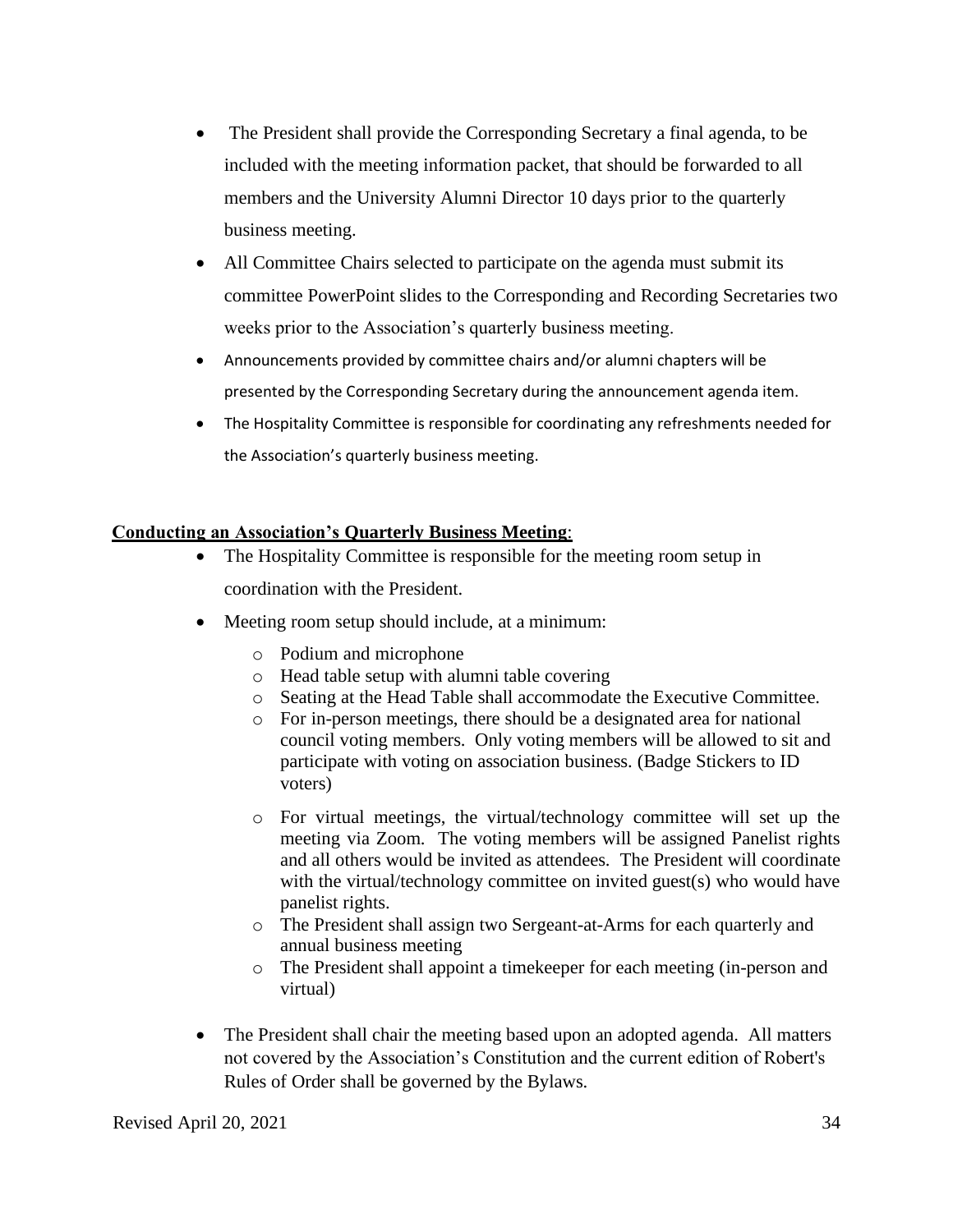- The President shall provide the Corresponding Secretary a final agenda, to be included with the meeting information packet, that should be forwarded to all members and the University Alumni Director 10 days prior to the quarterly business meeting.
- All Committee Chairs selected to participate on the agenda must submit its committee PowerPoint slides to the Corresponding and Recording Secretaries two weeks prior to the Association's quarterly business meeting.
- Announcements provided by committee chairs and/or alumni chapters will be presented by the Corresponding Secretary during the announcement agenda item.
- The Hospitality Committee is responsible for coordinating any refreshments needed for the Association's quarterly business meeting.

**<u>Conducting an Association's Quarterly Business Meeting</u>**:

- The Hospitality Committee is responsible for the meeting room setup in coordination with the President.
- Meeting room setup should include, at a minimum:
  - Podium and microphone
  - Head table setup with alumni table covering
  - Seating at the Head Table shall accommodate the Executive Committee.
  - For in-person meetings, there should be a designated area for national council voting members. Only voting members will be allowed to sit and participate with voting on association business. (Badge Stickers to ID voters)
  - For virtual meetings, the virtual/technology committee will set up the meeting via Zoom. The voting members will be assigned Panelist rights and all others would be invited as attendees. The President will coordinate with the virtual/technology committee on invited guest(s) who would have panelist rights.
  - The President shall assign two Sergeant-at-Arms for each quarterly and annual business meeting
  - The President shall appoint a timekeeper for each meeting (in-person and virtual)
- The President shall chair the meeting based upon an adopted agenda. All matters not covered by the Association's Constitution and the current edition of Robert's Rules of Order shall be governed by the Bylaws.

Revised April 20, 2021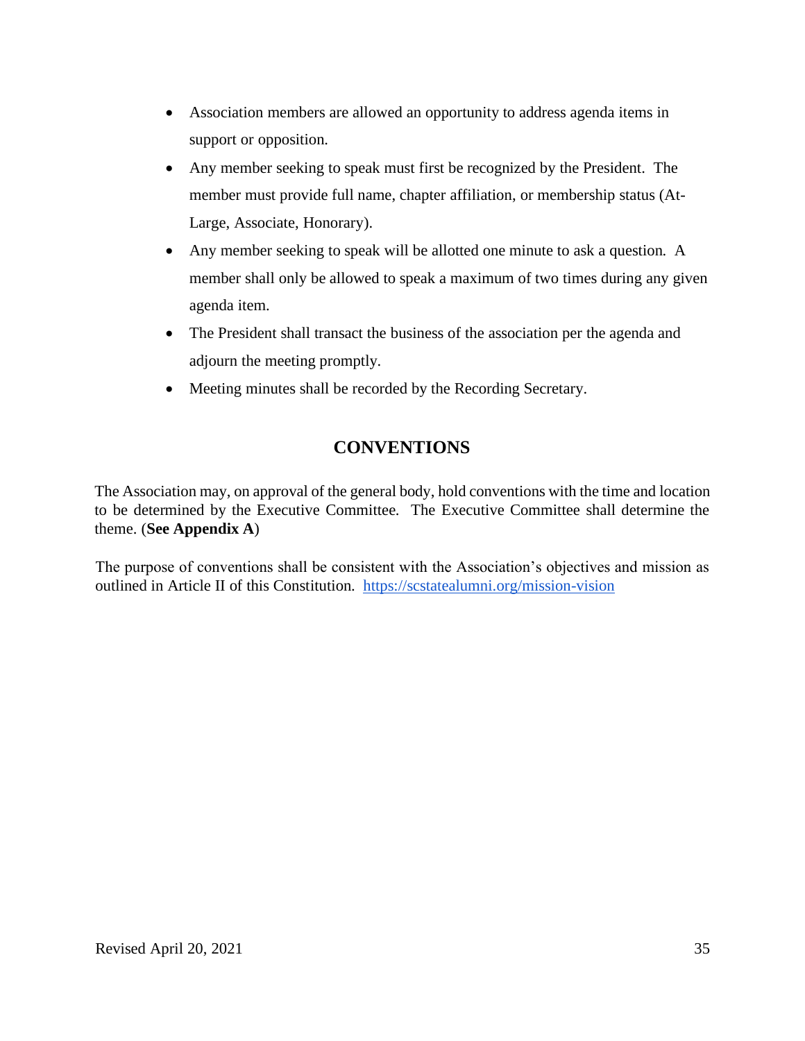- Association members are allowed an opportunity to address agenda items in support or opposition.
- Any member seeking to speak must first be recognized by the President. The member must provide full name, chapter affiliation, or membership status (At-Large, Associate, Honorary).
- Any member seeking to speak will be allotted one minute to ask a question. A member shall only be allowed to speak a maximum of two times during any given agenda item.
- The President shall transact the business of the association per the agenda and adjourn the meeting promptly.
- Meeting minutes shall be recorded by the Recording Secretary.

## CONVENTIONS

The Association may, on approval of the general body, hold conventions with the time and location to be determined by the Executive Committee. The Executive Committee shall determine the theme. (**See Appendix A**)

The purpose of conventions shall be consistent with the Association's objectives and mission as outlined in Article II of this Constitution. [https://scstatealumni.org/mission-vision](https://scstatealumni.org/mission-vision)

Revised April 20, 2021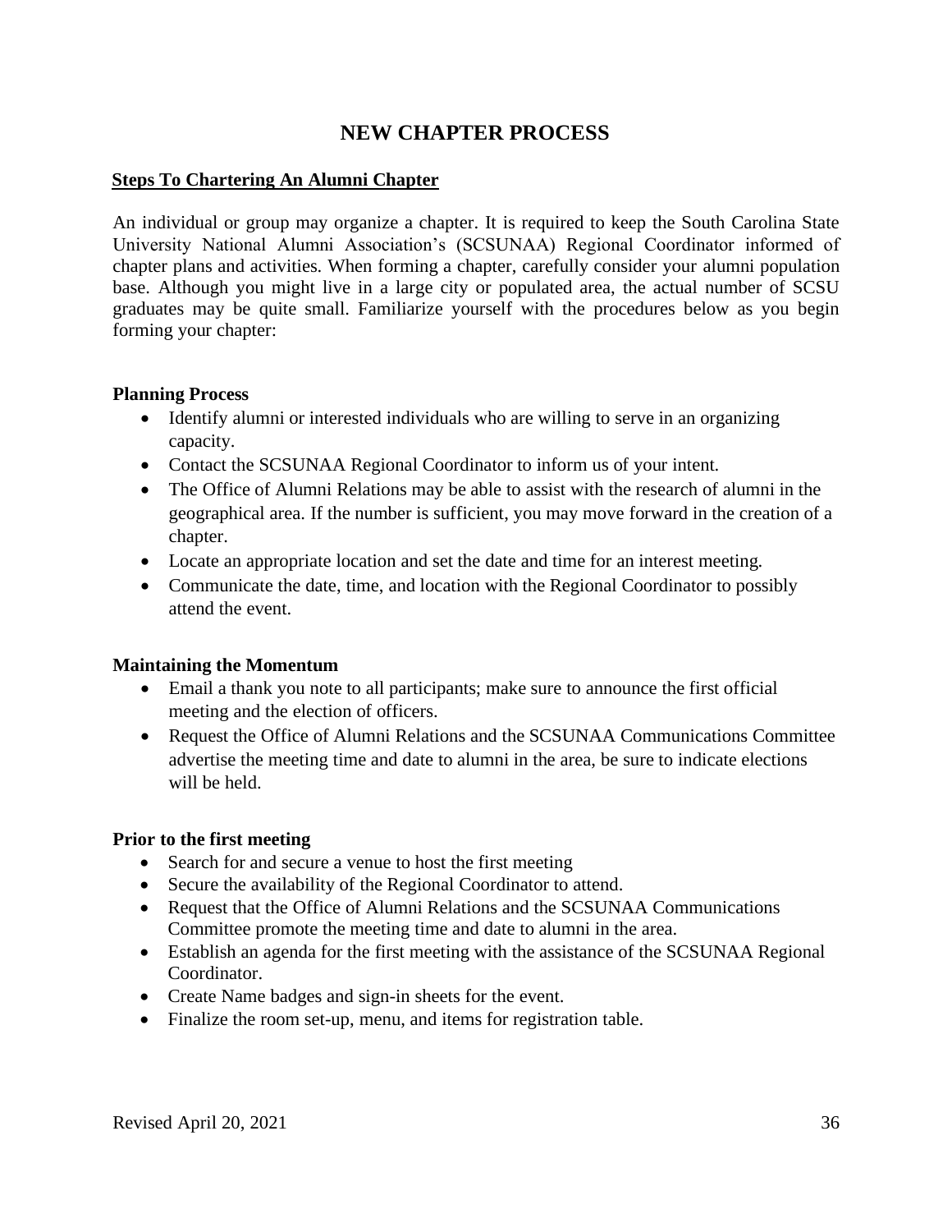# NEW CHAPTER PROCESS

**Steps To Chartering An Alumni Chapter**

An individual or group may organize a chapter. It is required to keep the South Carolina State University National Alumni Association's (SCSUNAA) Regional Coordinator informed of chapter plans and activities. When forming a chapter, carefully consider your alumni population base. Although you might live in a large city or populated area, the actual number of SCSU graduates may be quite small. Familiarize yourself with the procedures below as you begin forming your chapter:

**Planning Process**

- Identify alumni or interested individuals who are willing to serve in an organizing capacity.
- Contact the SCSUNAA Regional Coordinator to inform us of your intent.
- The Office of Alumni Relations may be able to assist with the research of alumni in the geographical area. If the number is sufficient, you may move forward in the creation of a chapter.
- Locate an appropriate location and set the date and time for an interest meeting.
- Communicate the date, time, and location with the Regional Coordinator to possibly attend the event.

**Maintaining the Momentum**

- Email a thank you note to all participants; make sure to announce the first official meeting and the election of officers.
- Request the Office of Alumni Relations and the SCSUNAA Communications Committee advertise the meeting time and date to alumni in the area, be sure to indicate elections will be held.

**Prior to the first meeting**

- Search for and secure a venue to host the first meeting
- Secure the availability of the Regional Coordinator to attend.
- Request that the Office of Alumni Relations and the SCSUNAA Communications Committee promote the meeting time and date to alumni in the area.
- Establish an agenda for the first meeting with the assistance of the SCSUNAA Regional Coordinator.
- Create Name badges and sign-in sheets for the event.
- Finalize the room set-up, menu, and items for registration table.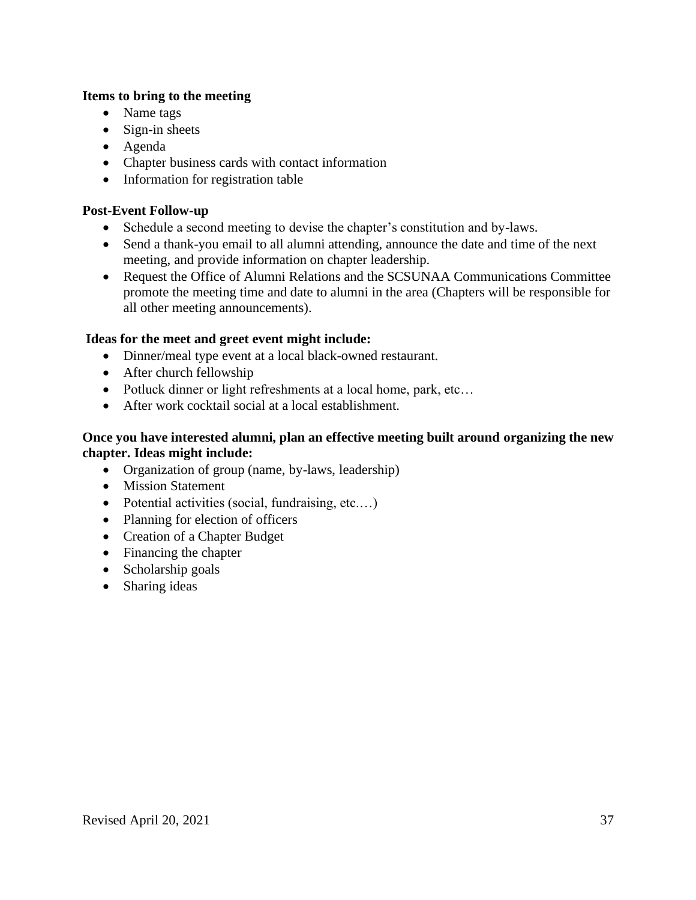**Items to bring to the meeting**

- Name tags
- Sign-in sheets
- Agenda
- Chapter business cards with contact information
- Information for registration table

**Post-Event Follow-up**

- Schedule a second meeting to devise the chapter's constitution and by-laws.
- Send a thank-you email to all alumni attending, announce the date and time of the next meeting, and provide information on chapter leadership.
- Request the Office of Alumni Relations and the SCSUNAA Communications Committee promote the meeting time and date to alumni in the area (Chapters will be responsible for all other meeting announcements).

**Ideas for the meet and greet event might include:**

- Dinner/meal type event at a local black-owned restaurant.
- After church fellowship
- Potluck dinner or light refreshments at a local home, park, etc…
- After work cocktail social at a local establishment.

**Once you have interested alumni, plan an effective meeting built around organizing the new chapter. Ideas might include:**

- Organization of group (name, by-laws, leadership)
- Mission Statement
- Potential activities (social, fundraising, etc.…)
- Planning for election of officers
- Creation of a Chapter Budget
- Financing the chapter
- Scholarship goals
- Sharing ideas

Revised April 20, 2021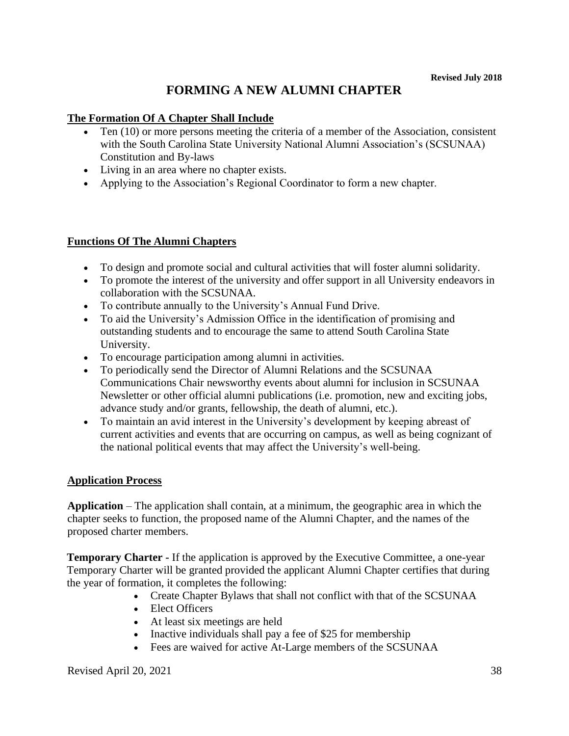Revised July 2018

# FORMING A NEW ALUMNI CHAPTER

## The Formation Of A Chapter Shall Include

- Ten (10) or more persons meeting the criteria of a member of the Association, consistent with the South Carolina State University National Alumni Association's (SCSUNAA) Constitution and By-laws
- Living in an area where no chapter exists.
- Applying to the Association's Regional Coordinator to form a new chapter.

## Functions Of The Alumni Chapters

- To design and promote social and cultural activities that will foster alumni solidarity.
- To promote the interest of the university and offer support in all University endeavors in collaboration with the SCSUNAA.
- To contribute annually to the University's Annual Fund Drive.
- To aid the University's Admission Office in the identification of promising and outstanding students and to encourage the same to attend South Carolina State University.
- To encourage participation among alumni in activities.
- To periodically send the Director of Alumni Relations and the SCSUNAA Communications Chair newsworthy events about alumni for inclusion in SCSUNAA Newsletter or other official alumni publications (i.e. promotion, new and exciting jobs, advance study and/or grants, fellowship, the death of alumni, etc.).
- To maintain an avid interest in the University's development by keeping abreast of current activities and events that are occurring on campus, as well as being cognizant of the national political events that may affect the University's well-being.

## Application Process

**Application** – The application shall contain, at a minimum, the geographic area in which the chapter seeks to function, the proposed name of the Alumni Chapter, and the names of the proposed charter members.

**Temporary Charter -** If the application is approved by the Executive Committee, a one-year Temporary Charter will be granted provided the applicant Alumni Chapter certifies that during the year of formation, it completes the following:

- Create Chapter Bylaws that shall not conflict with that of the SCSUNAA
- Elect Officers
- At least six meetings are held
- Inactive individuals shall pay a fee of $25 for membership
- Fees are waived for active At-Large members of the SCSUNAA

Revised April 20, 2021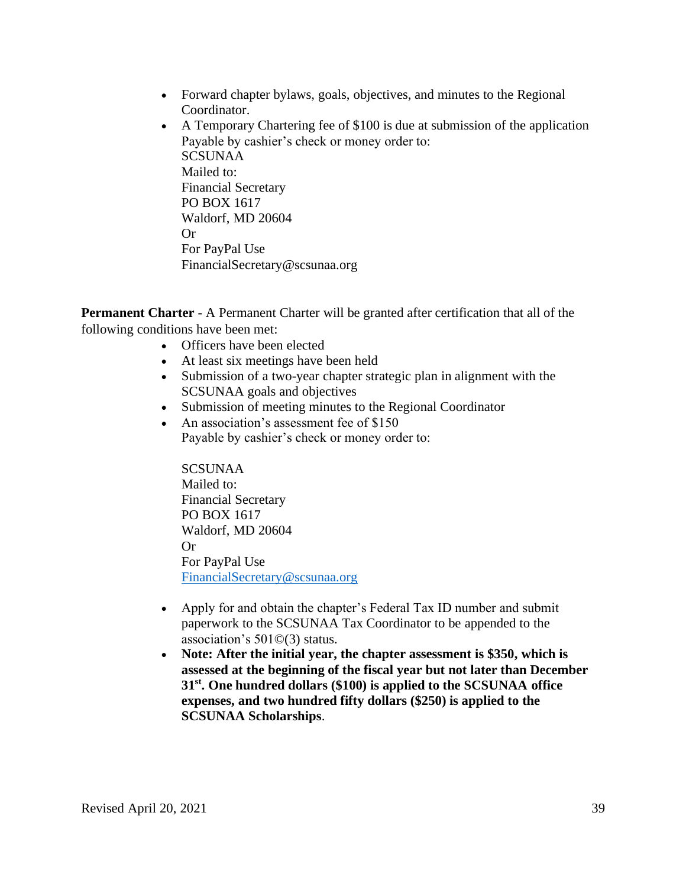- Forward chapter bylaws, goals, objectives, and minutes to the Regional Coordinator.
- A Temporary Chartering fee of $100 is due at submission of the application  
  Payable by cashier's check or money order to:  
  SCSUNAA  
  Mailed to:  
  Financial Secretary  
  PO BOX 1617  
  Waldorf, MD 20604  
  Or  
  For PayPal Use  
  FinancialSecretary@scsunaa.org

**Permanent Charter** - A Permanent Charter will be granted after certification that all of the following conditions have been met:

- Officers have been elected
- At least six meetings have been held
- Submission of a two-year chapter strategic plan in alignment with the SCSUNAA goals and objectives
- Submission of meeting minutes to the Regional Coordinator
- An association's assessment fee of $150  
  Payable by cashier's check or money order to:

  SCSUNAA  
  Mailed to:  
  Financial Secretary  
  PO BOX 1617  
  Waldorf, MD 20604  
  Or  
  For PayPal Use  
  FinancialSecretary@scsunaa.org

- Apply for and obtain the chapter's Federal Tax ID number and submit paperwork to the SCSUNAA Tax Coordinator to be appended to the association's 501©(3) status.
- **Note: After the initial year, the chapter assessment is $350, which is assessed at the beginning of the fiscal year but not later than December 31st. One hundred dollars ($100) is applied to the SCSUNAA office expenses, and two hundred fifty dollars ($250) is applied to the SCSUNAA Scholarships**.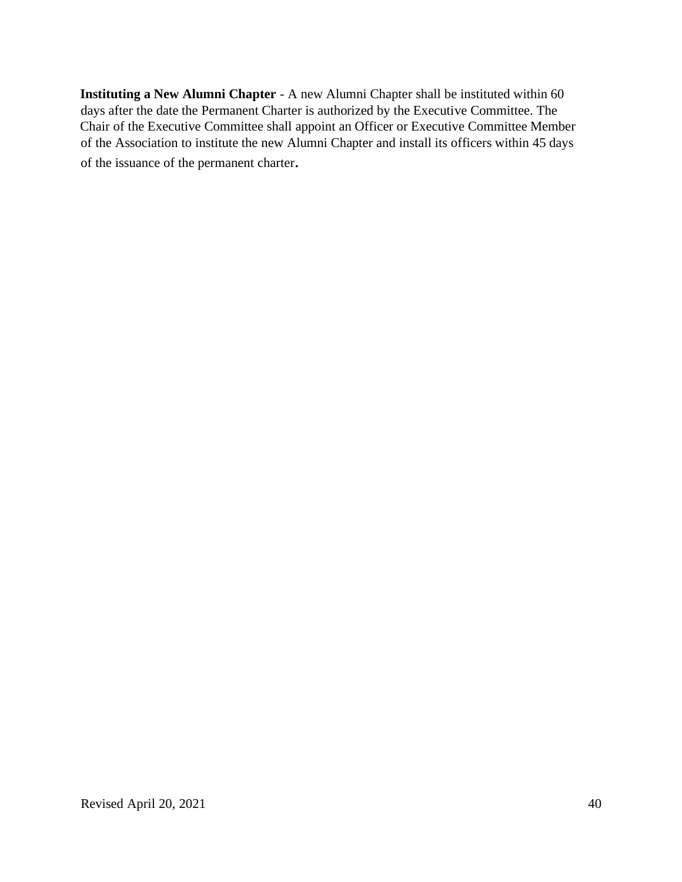**Instituting a New Alumni Chapter** - A new Alumni Chapter shall be instituted within 60 days after the date the Permanent Charter is authorized by the Executive Committee. The Chair of the Executive Committee shall appoint an Officer or Executive Committee Member of the Association to institute the new Alumni Chapter and install its officers within 45 days of the issuance of the permanent charter.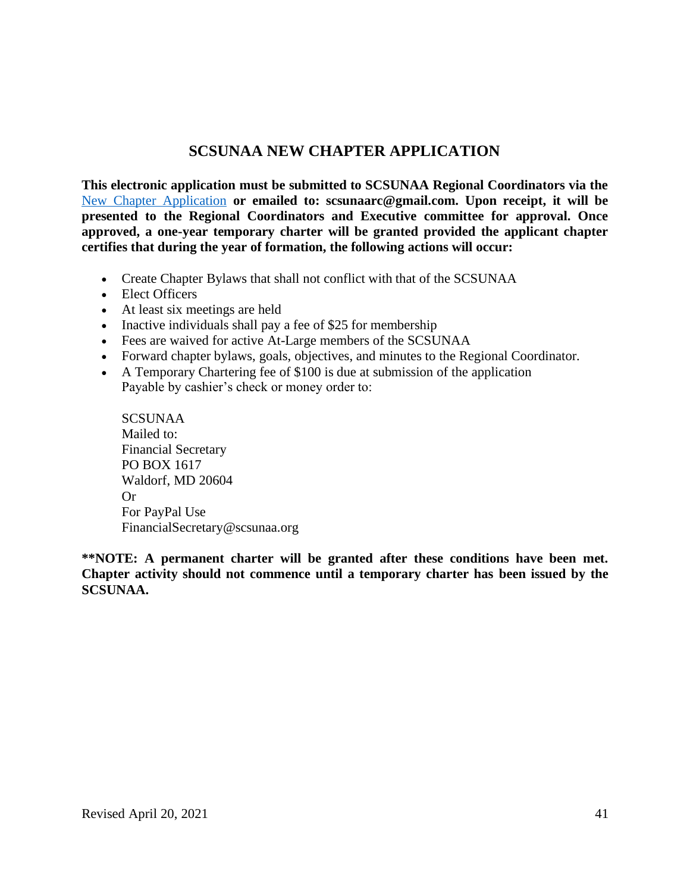## SCSUNAA NEW CHAPTER APPLICATION

**This electronic application must be submitted to SCSUNAA Regional Coordinators via the** New Chapter Application **or emailed to: scsunaarc@gmail.com. Upon receipt, it will be presented to the Regional Coordinators and Executive committee for approval. Once approved, a one-year temporary charter will be granted provided the applicant chapter certifies that during the year of formation, the following actions will occur:**

- Create Chapter Bylaws that shall not conflict with that of the SCSUNAA
- Elect Officers
- At least six meetings are held
- Inactive individuals shall pay a fee of $25 for membership
- Fees are waived for active At-Large members of the SCSUNAA
- Forward chapter bylaws, goals, objectives, and minutes to the Regional Coordinator.
- A Temporary Chartering fee of $100 is due at submission of the application
  Payable by cashier's check or money order to:

  SCSUNAA
  Mailed to:
  Financial Secretary
  PO BOX 1617
  Waldorf, MD 20604
  Or
  For PayPal Use
  FinancialSecretary@scsunaa.org

****NOTE: A permanent charter will be granted after these conditions have been met. Chapter activity should not commence until a temporary charter has been issued by the SCSUNAA.**

Revised April 20, 2021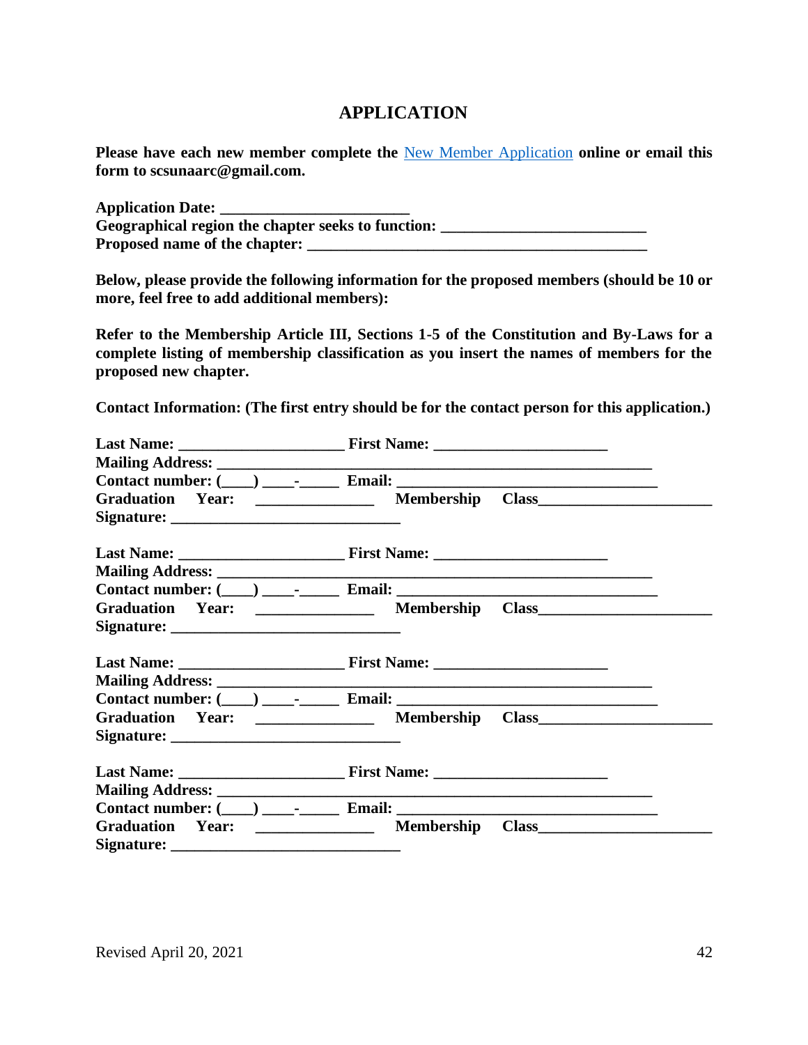# APPLICATION

**Please have each new member complete the [New Member Application] online or email this form to scsunaarc@gmail.com.**

**Application Date: \_\_\_\_\_\_\_\_\_\_\_\_\_\_\_\_\_\_\_\_\_\_\_\_**
**Geographical region the chapter seeks to function: \_\_\_\_\_\_\_\_\_\_\_\_\_\_\_\_\_\_\_\_\_\_\_\_\_\_**
**Proposed name of the chapter: \_\_\_\_\_\_\_\_\_\_\_\_\_\_\_\_\_\_\_\_\_\_\_\_\_\_\_\_\_\_\_\_\_\_\_\_\_\_\_\_\_\_\_\_**

**Below, please provide the following information for the proposed members (should be 10 or more, feel free to add additional members):**

**Refer to the Membership Article III, Sections 1-5 of the Constitution and By-Laws for a complete listing of membership classification as you insert the names of members for the proposed new chapter.**

**Contact Information: (The first entry should be for the contact person for this application.)**

**Last Name: \_\_\_\_\_\_\_\_\_\_\_\_\_\_\_\_\_\_\_\_\_\_ First Name: \_\_\_\_\_\_\_\_\_\_\_\_\_\_\_\_\_\_\_\_\_\_\_**
**Mailing Address: \_\_\_\_\_\_\_\_\_\_\_\_\_\_\_\_\_\_\_\_\_\_\_\_\_\_\_\_\_\_\_\_\_\_\_\_\_\_\_\_\_\_\_\_\_\_\_\_\_\_\_\_\_\_\_\_\_\_**
**Contact number: (\_\_\_\_) \_\_\_\_-\_\_\_\_\_ Email: \_\_\_\_\_\_\_\_\_\_\_\_\_\_\_\_\_\_\_\_\_\_\_\_\_\_\_\_\_\_\_\_\_\_\_**
**Graduation Year: \_\_\_\_\_\_\_\_\_\_\_\_\_\_\_ Membership Class\_\_\_\_\_\_\_\_\_\_\_\_\_\_\_\_\_\_\_\_\_\_\_**
**Signature: \_\_\_\_\_\_\_\_\_\_\_\_\_\_\_\_\_\_\_\_\_\_\_\_\_\_\_\_\_\_**

**Last Name: \_\_\_\_\_\_\_\_\_\_\_\_\_\_\_\_\_\_\_\_\_\_ First Name: \_\_\_\_\_\_\_\_\_\_\_\_\_\_\_\_\_\_\_\_\_\_\_**
**Mailing Address: \_\_\_\_\_\_\_\_\_\_\_\_\_\_\_\_\_\_\_\_\_\_\_\_\_\_\_\_\_\_\_\_\_\_\_\_\_\_\_\_\_\_\_\_\_\_\_\_\_\_\_\_\_\_\_\_\_\_**
**Contact number: (\_\_\_\_) \_\_\_\_-\_\_\_\_\_ Email: \_\_\_\_\_\_\_\_\_\_\_\_\_\_\_\_\_\_\_\_\_\_\_\_\_\_\_\_\_\_\_\_\_\_\_**
**Graduation Year: \_\_\_\_\_\_\_\_\_\_\_\_\_\_\_ Membership Class\_\_\_\_\_\_\_\_\_\_\_\_\_\_\_\_\_\_\_\_\_\_\_**
**Signature: \_\_\_\_\_\_\_\_\_\_\_\_\_\_\_\_\_\_\_\_\_\_\_\_\_\_\_\_\_\_**

**Last Name: \_\_\_\_\_\_\_\_\_\_\_\_\_\_\_\_\_\_\_\_\_\_ First Name: \_\_\_\_\_\_\_\_\_\_\_\_\_\_\_\_\_\_\_\_\_\_\_**
**Mailing Address: \_\_\_\_\_\_\_\_\_\_\_\_\_\_\_\_\_\_\_\_\_\_\_\_\_\_\_\_\_\_\_\_\_\_\_\_\_\_\_\_\_\_\_\_\_\_\_\_\_\_\_\_\_\_\_\_\_\_**
**Contact number: (\_\_\_\_) \_\_\_\_-\_\_\_\_\_ Email: \_\_\_\_\_\_\_\_\_\_\_\_\_\_\_\_\_\_\_\_\_\_\_\_\_\_\_\_\_\_\_\_\_\_\_**
**Graduation Year: \_\_\_\_\_\_\_\_\_\_\_\_\_\_\_ Membership Class\_\_\_\_\_\_\_\_\_\_\_\_\_\_\_\_\_\_\_\_\_\_\_**
**Signature: \_\_\_\_\_\_\_\_\_\_\_\_\_\_\_\_\_\_\_\_\_\_\_\_\_\_\_\_\_\_**

**Last Name: \_\_\_\_\_\_\_\_\_\_\_\_\_\_\_\_\_\_\_\_\_\_ First Name: \_\_\_\_\_\_\_\_\_\_\_\_\_\_\_\_\_\_\_\_\_\_\_**
**Mailing Address: \_\_\_\_\_\_\_\_\_\_\_\_\_\_\_\_\_\_\_\_\_\_\_\_\_\_\_\_\_\_\_\_\_\_\_\_\_\_\_\_\_\_\_\_\_\_\_\_\_\_\_\_\_\_\_\_\_\_**
**Contact number: (\_\_\_\_) \_\_\_\_-\_\_\_\_\_ Email: \_\_\_\_\_\_\_\_\_\_\_\_\_\_\_\_\_\_\_\_\_\_\_\_\_\_\_\_\_\_\_\_\_\_\_**
**Graduation Year: \_\_\_\_\_\_\_\_\_\_\_\_\_\_\_ Membership Class\_\_\_\_\_\_\_\_\_\_\_\_\_\_\_\_\_\_\_\_\_\_\_**
**Signature: \_\_\_\_\_\_\_\_\_\_\_\_\_\_\_\_\_\_\_\_\_\_\_\_\_\_\_\_\_\_**

Revised April 20, 2021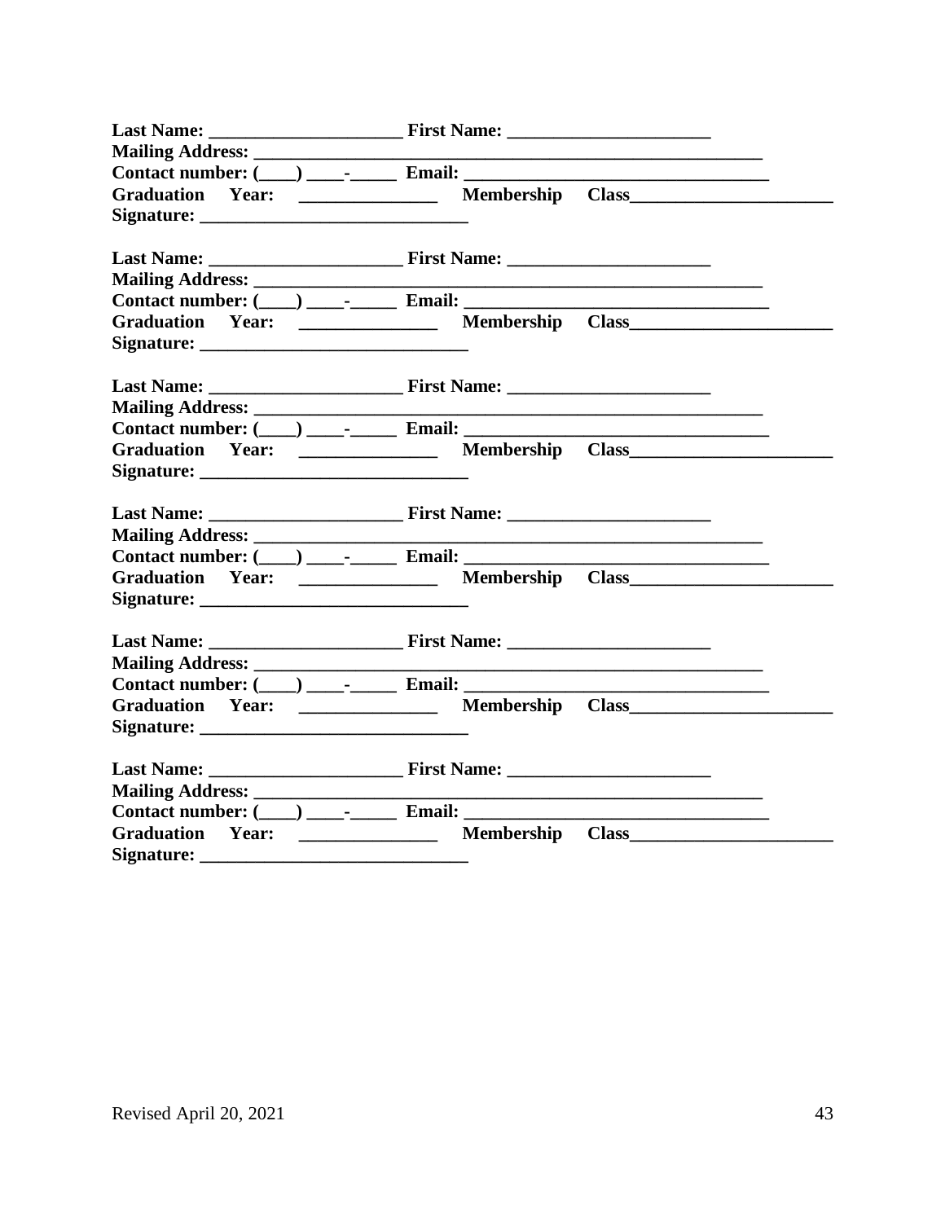**Last Name: ____________________ First Name: _____________________**
**Mailing Address: ____________________________________________________**
**Contact number: (___) ___-_____ Email: _______________________________**
**Graduation Year: _____________ Membership Class____________________**
**Signature: ___________________________**

**Last Name: ____________________ First Name: _____________________**
**Mailing Address: ____________________________________________________**
**Contact number: (___) ___-_____ Email: _______________________________**
**Graduation Year: _____________ Membership Class____________________**
**Signature: ___________________________**

**Last Name: ____________________ First Name: _____________________**
**Mailing Address: ____________________________________________________**
**Contact number: (___) ___-_____ Email: _______________________________**
**Graduation Year: _____________ Membership Class____________________**
**Signature: ___________________________**

**Last Name: ____________________ First Name: _____________________**
**Mailing Address: ____________________________________________________**
**Contact number: (___) ___-_____ Email: _______________________________**
**Graduation Year: _____________ Membership Class____________________**
**Signature: ___________________________**

**Last Name: ____________________ First Name: _____________________**
**Mailing Address: ____________________________________________________**
**Contact number: (___) ___-_____ Email: _______________________________**
**Graduation Year: _____________ Membership Class____________________**
**Signature: ___________________________**

**Last Name: ____________________ First Name: _____________________**
**Mailing Address: ____________________________________________________**
**Contact number: (___) ___-_____ Email: _______________________________**
**Graduation Year: _____________ Membership Class____________________**
**Signature: ___________________________**

Revised April 20, 2021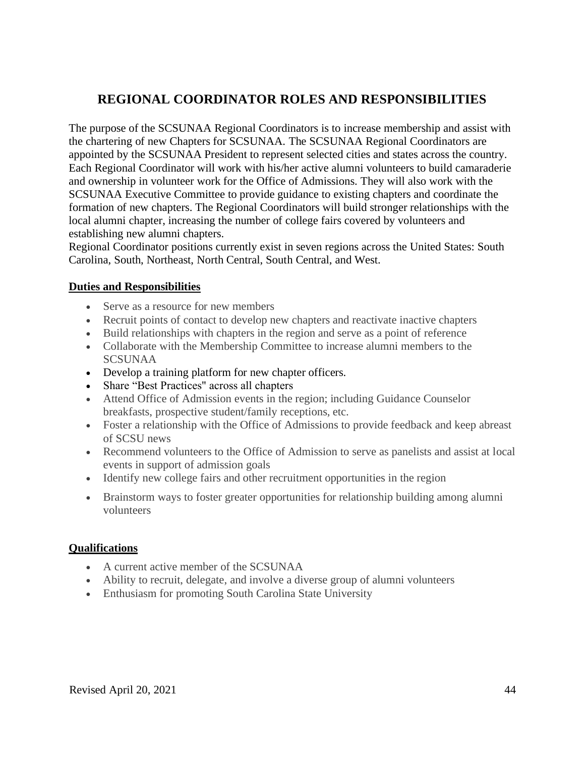# REGIONAL COORDINATOR ROLES AND RESPONSIBILITIES

The purpose of the SCSUNAA Regional Coordinators is to increase membership and assist with the chartering of new Chapters for SCSUNAA. The SCSUNAA Regional Coordinators are appointed by the SCSUNAA President to represent selected cities and states across the country. Each Regional Coordinator will work with his/her active alumni volunteers to build camaraderie and ownership in volunteer work for the Office of Admissions. They will also work with the SCSUNAA Executive Committee to provide guidance to existing chapters and coordinate the formation of new chapters. The Regional Coordinators will build stronger relationships with the local alumni chapter, increasing the number of college fairs covered by volunteers and establishing new alumni chapters.

Regional Coordinator positions currently exist in seven regions across the United States: South Carolina, South, Northeast, North Central, South Central, and West.

**Duties and Responsibilities**

- Serve as a resource for new members
- Recruit points of contact to develop new chapters and reactivate inactive chapters
- Build relationships with chapters in the region and serve as a point of reference
- Collaborate with the Membership Committee to increase alumni members to the SCSUNAA
- Develop a training platform for new chapter officers.
- Share "Best Practices" across all chapters
- Attend Office of Admission events in the region; including Guidance Counselor breakfasts, prospective student/family receptions, etc.
- Foster a relationship with the Office of Admissions to provide feedback and keep abreast of SCSU news
- Recommend volunteers to the Office of Admission to serve as panelists and assist at local events in support of admission goals
- Identify new college fairs and other recruitment opportunities in the region
- Brainstorm ways to foster greater opportunities for relationship building among alumni volunteers

**Qualifications**

- A current active member of the SCSUNAA
- Ability to recruit, delegate, and involve a diverse group of alumni volunteers
- Enthusiasm for promoting South Carolina State University

Revised April 20, 2021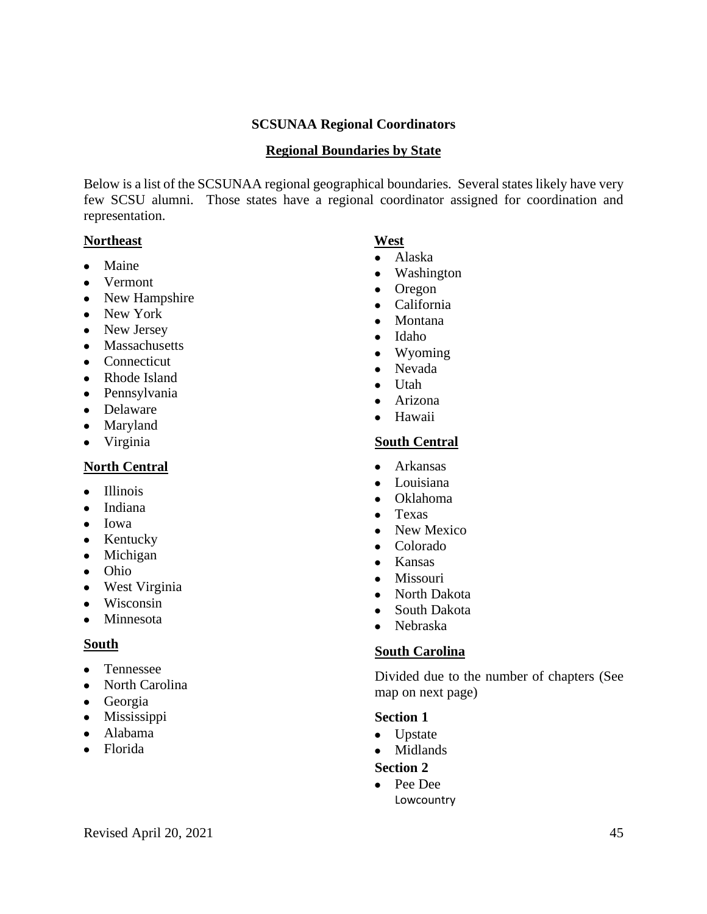**SCSUNAA Regional Coordinators**

**Regional Boundaries by State**

Below is a list of the SCSUNAA regional geographical boundaries. Several states likely have very few SCSU alumni. Those states have a regional coordinator assigned for coordination and representation.

**Northeast**

- Maine
- Vermont
- New Hampshire
- New York
- New Jersey
- Massachusetts
- Connecticut
- Rhode Island
- Pennsylvania
- Delaware
- Maryland
- Virginia

**North Central**

- Illinois
- Indiana
- Iowa
- Kentucky
- Michigan
- Ohio
- West Virginia
- Wisconsin
- Minnesota

**South**

- Tennessee
- North Carolina
- Georgia
- Mississippi
- Alabama
- Florida

**West**

- Alaska
- Washington
- Oregon
- California
- Montana
- Idaho
- Wyoming
- Nevada
- Utah
- Arizona
- Hawaii

**South Central**

- Arkansas
- Louisiana
- Oklahoma
- Texas
- New Mexico
- Colorado
- Kansas
- Missouri
- North Dakota
- South Dakota
- Nebraska

**South Carolina**

Divided due to the number of chapters (See map on next page)

**Section 1**

- Upstate
- Midlands

**Section 2**

- Pee Dee
  Lowcountry

Revised April 20, 2021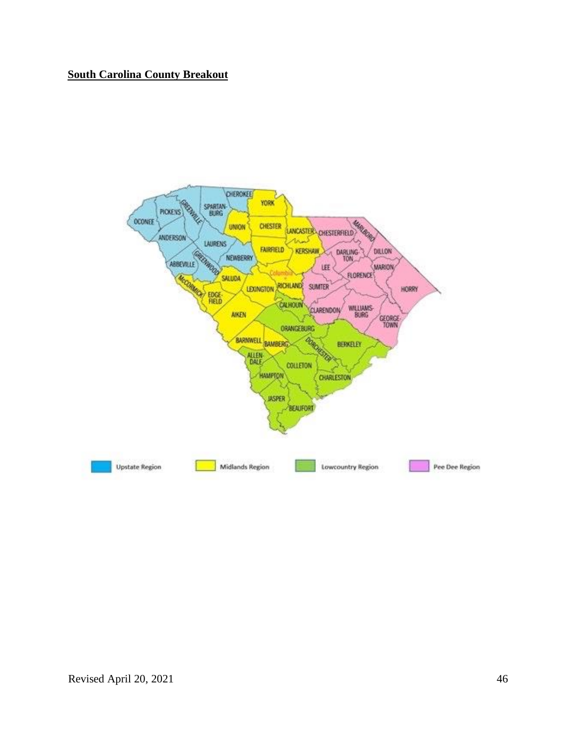**South Carolina County Breakout**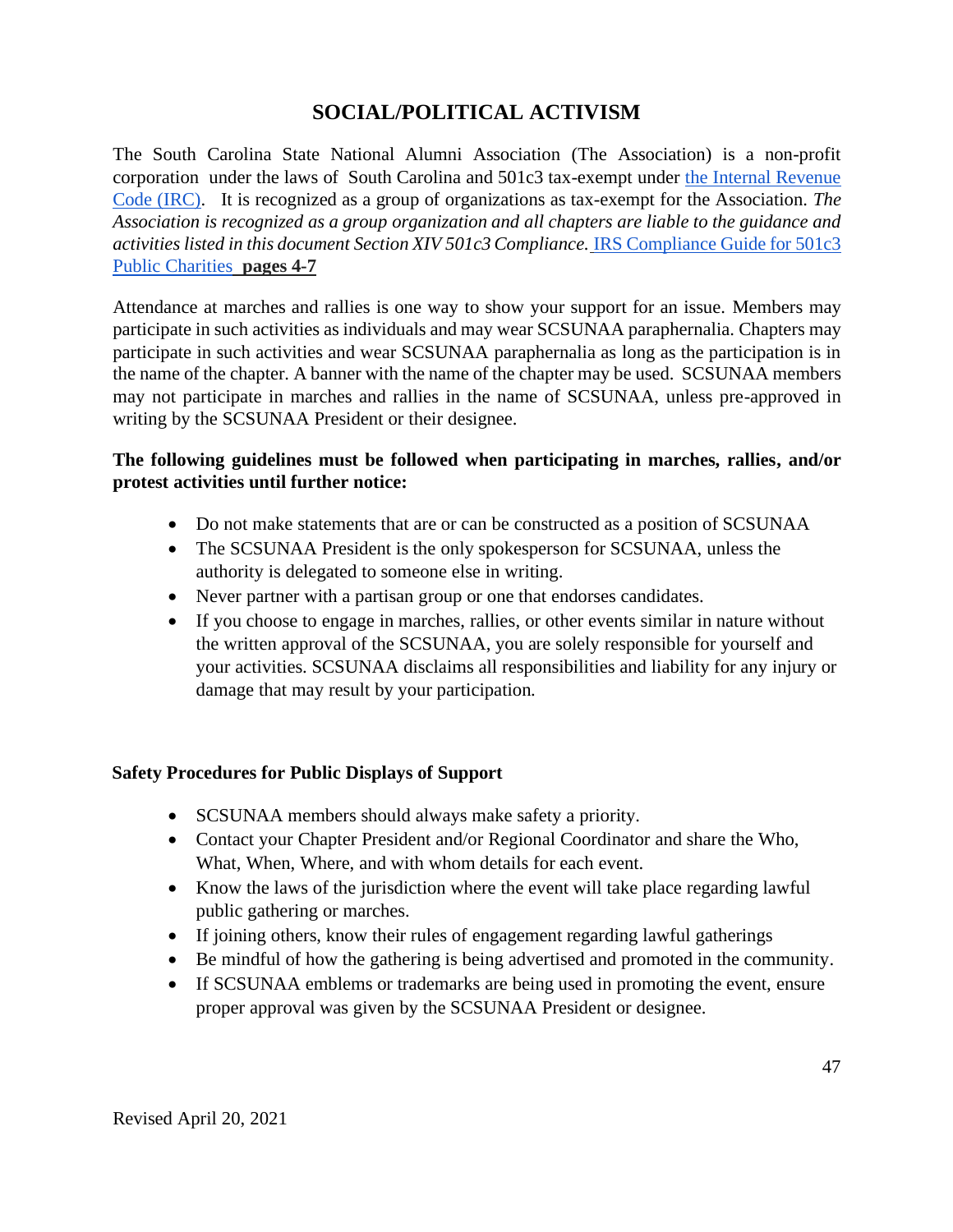# SOCIAL/POLITICAL ACTIVISM

The South Carolina State National Alumni Association (The Association) is a non-profit corporation under the laws of South Carolina and 501c3 tax-exempt under the Internal Revenue Code (IRC). It is recognized as a group of organizations as tax-exempt for the Association. *The Association is recognized as a group organization and all chapters are liable to the guidance and activities listed in this document Section XIV 501c3 Compliance.* IRS Compliance Guide for 501c3 Public Charities **pages 4-7**

Attendance at marches and rallies is one way to show your support for an issue. Members may participate in such activities as individuals and may wear SCSUNAA paraphernalia. Chapters may participate in such activities and wear SCSUNAA paraphernalia as long as the participation is in the name of the chapter. A banner with the name of the chapter may be used. SCSUNAA members may not participate in marches and rallies in the name of SCSUNAA, unless pre-approved in writing by the SCSUNAA President or their designee.

**The following guidelines must be followed when participating in marches, rallies, and/or protest activities until further notice:**

- Do not make statements that are or can be constructed as a position of SCSUNAA
- The SCSUNAA President is the only spokesperson for SCSUNAA, unless the authority is delegated to someone else in writing.
- Never partner with a partisan group or one that endorses candidates.
- If you choose to engage in marches, rallies, or other events similar in nature without the written approval of the SCSUNAA, you are solely responsible for yourself and your activities. SCSUNAA disclaims all responsibilities and liability for any injury or damage that may result by your participation.

**Safety Procedures for Public Displays of Support**

- SCSUNAA members should always make safety a priority.
- Contact your Chapter President and/or Regional Coordinator and share the Who, What, When, Where, and with whom details for each event.
- Know the laws of the jurisdiction where the event will take place regarding lawful public gathering or marches.
- If joining others, know their rules of engagement regarding lawful gatherings
- Be mindful of how the gathering is being advertised and promoted in the community.
- If SCSUNAA emblems or trademarks are being used in promoting the event, ensure proper approval was given by the SCSUNAA President or designee.

Revised April 20, 2021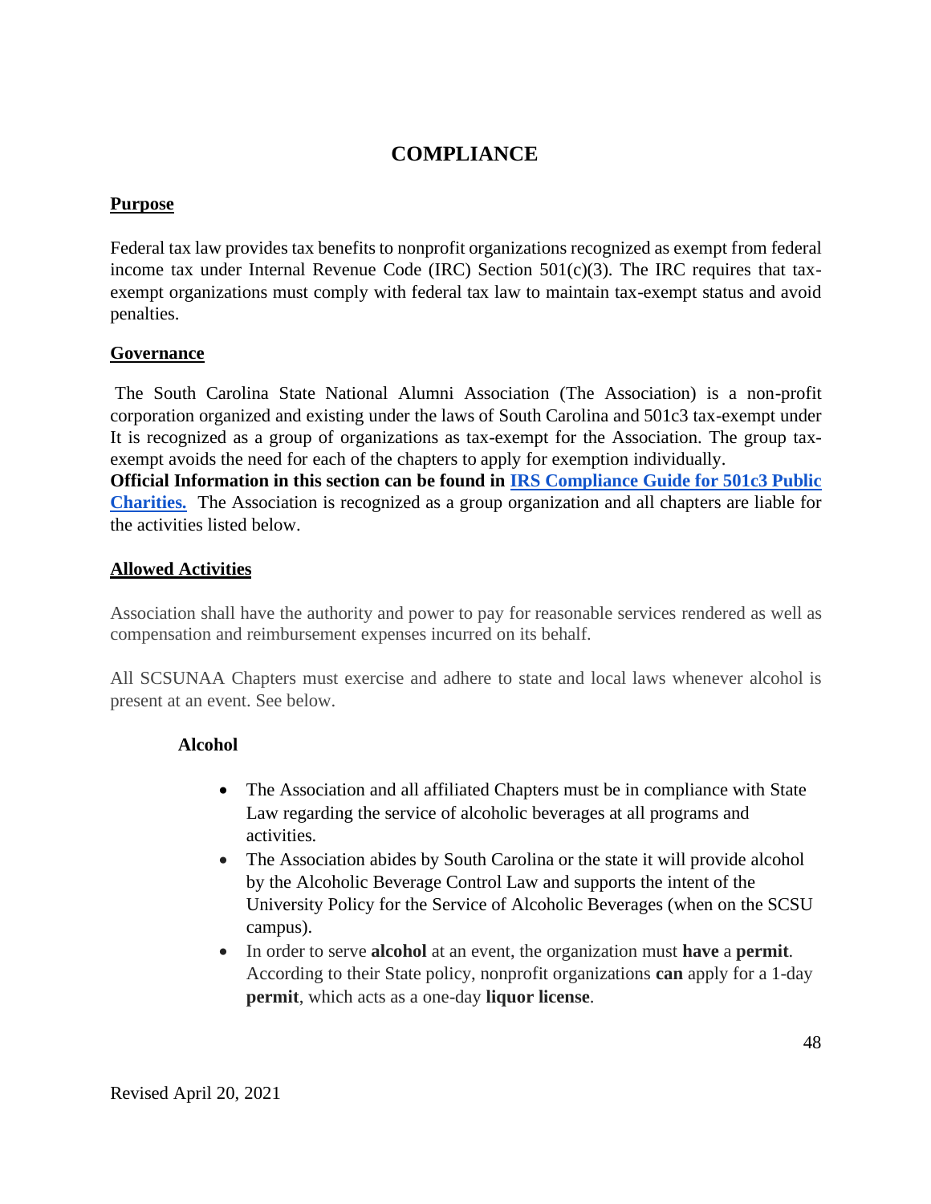# COMPLIANCE

**Purpose**

Federal tax law provides tax benefits to nonprofit organizations recognized as exempt from federal income tax under Internal Revenue Code (IRC) Section 501(c)(3). The IRC requires that tax-exempt organizations must comply with federal tax law to maintain tax-exempt status and avoid penalties.

**Governance**

The South Carolina State National Alumni Association (The Association) is a non-profit corporation organized and existing under the laws of South Carolina and 501c3 tax-exempt under It is recognized as a group of organizations as tax-exempt for the Association. The group tax-exempt avoids the need for each of the chapters to apply for exemption individually.
**Official Information in this section can be found in [IRS Compliance Guide for 501c3 Public Charities.](#)** The Association is recognized as a group organization and all chapters are liable for the activities listed below.

**Allowed Activities**

Association shall have the authority and power to pay for reasonable services rendered as well as compensation and reimbursement expenses incurred on its behalf.

All SCSUNAA Chapters must exercise and adhere to state and local laws whenever alcohol is present at an event. See below.

**Alcohol**

- The Association and all affiliated Chapters must be in compliance with State Law regarding the service of alcoholic beverages at all programs and activities.
- The Association abides by South Carolina or the state it will provide alcohol by the Alcoholic Beverage Control Law and supports the intent of the University Policy for the Service of Alcoholic Beverages (when on the SCSU campus).
- In order to serve **alcohol** at an event, the organization must **have** a **permit**. According to their State policy, nonprofit organizations **can** apply for a 1-day **permit**, which acts as a one-day **liquor license**.

Revised April 20, 2021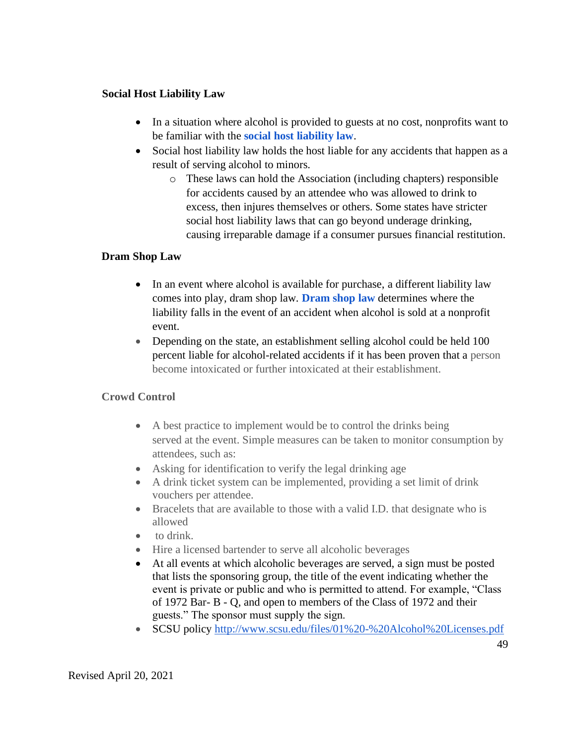**Social Host Liability Law**

- In a situation where alcohol is provided to guests at no cost, nonprofits want to be familiar with the **social host liability law**.
- Social host liability law holds the host liable for any accidents that happen as a result of serving alcohol to minors.
    - These laws can hold the Association (including chapters) responsible for accidents caused by an attendee who was allowed to drink to excess, then injures themselves or others. Some states have stricter social host liability laws that can go beyond underage drinking, causing irreparable damage if a consumer pursues financial restitution.

**Dram Shop Law**

- In an event where alcohol is available for purchase, a different liability law comes into play, dram shop law. **Dram shop law** determines where the liability falls in the event of an accident when alcohol is sold at a nonprofit event.
- Depending on the state, an establishment selling alcohol could be held 100 percent liable for alcohol-related accidents if it has been proven that a person become intoxicated or further intoxicated at their establishment.

**Crowd Control**

- A best practice to implement would be to control the drinks being served at the event. Simple measures can be taken to monitor consumption by attendees, such as:
- Asking for identification to verify the legal drinking age
- A drink ticket system can be implemented, providing a set limit of drink vouchers per attendee.
- Bracelets that are available to those with a valid I.D. that designate who is allowed
- to drink.
- Hire a licensed bartender to serve all alcoholic beverages
- At all events at which alcoholic beverages are served, a sign must be posted that lists the sponsoring group, the title of the event indicating whether the event is private or public and who is permitted to attend. For example, "Class of 1972 Bar- B - Q, and open to members of the Class of 1972 and their guests." The sponsor must supply the sign.
- SCSU policy http://www.scsu.edu/files/01%20-%20Alcohol%20Licenses.pdf

Revised April 20, 2021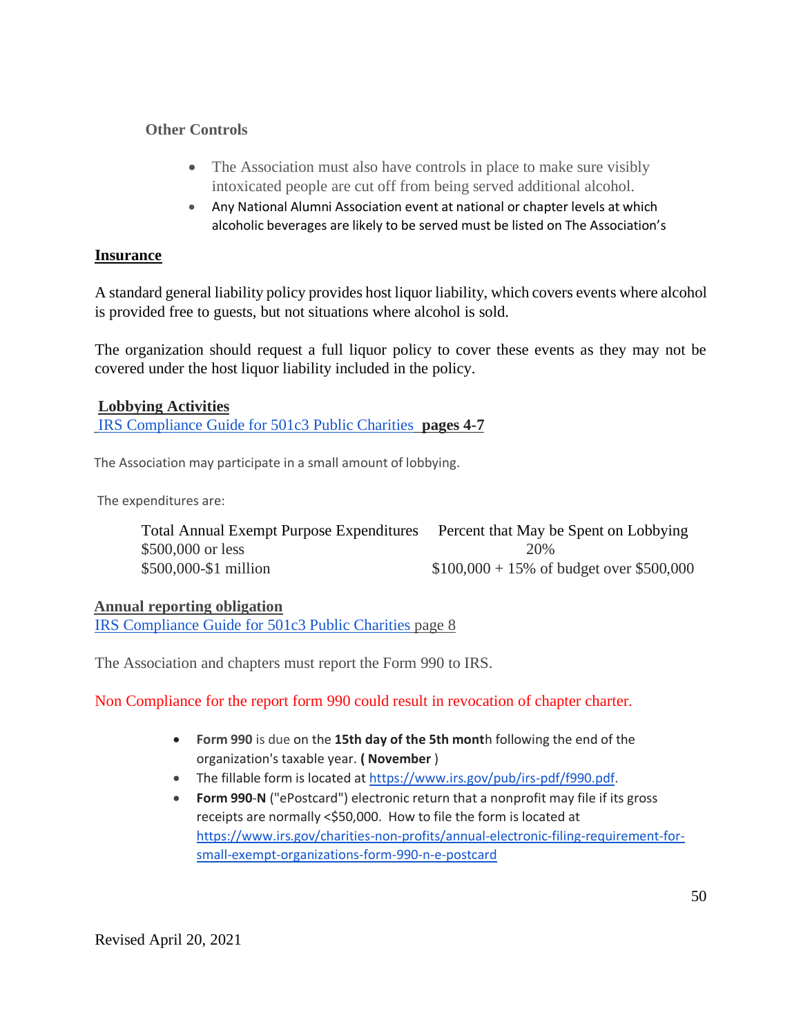### Other Controls

- The Association must also have controls in place to make sure visibly intoxicated people are cut off from being served additional alcohol.
- Any National Alumni Association event at national or chapter levels at which alcoholic beverages are likely to be served must be listed on The Association's

## Insurance

A standard general liability policy provides host liquor liability, which covers events where alcohol is provided free to guests, but not situations where alcohol is sold.

The organization should request a full liquor policy to cover these events as they may not be covered under the host liquor liability included in the policy.

## Lobbying Activities

IRS Compliance Guide for 501c3 Public Charities **pages 4-7**

The Association may participate in a small amount of lobbying.

The expenditures are:

| Total Annual Exempt Purpose Expenditures | Percent that May be Spent on Lobbying |
|---|---|
| $500,000 or less | 20% |
| $500,000-$1 million | $100,000 + 15% of budget over $500,000 |

## Annual reporting obligation

IRS Compliance Guide for 501c3 Public Charities page 8

The Association and chapters must report the Form 990 to IRS.

Non Compliance for the report form 990 could result in revocation of chapter charter.

- **Form 990** is due on the **15th day of the 5th mont**h following the end of the organization's taxable year. **( November** )
- The fillable form is located at https://www.irs.gov/pub/irs-pdf/f990.pdf.
- **Form 990-N** ("ePostcard") electronic return that a nonprofit may file if its gross receipts are normally <$50,000. How to file the form is located at https://www.irs.gov/charities-non-profits/annual-electronic-filing-requirement-for-small-exempt-organizations-form-990-n-e-postcard

Revised April 20, 2021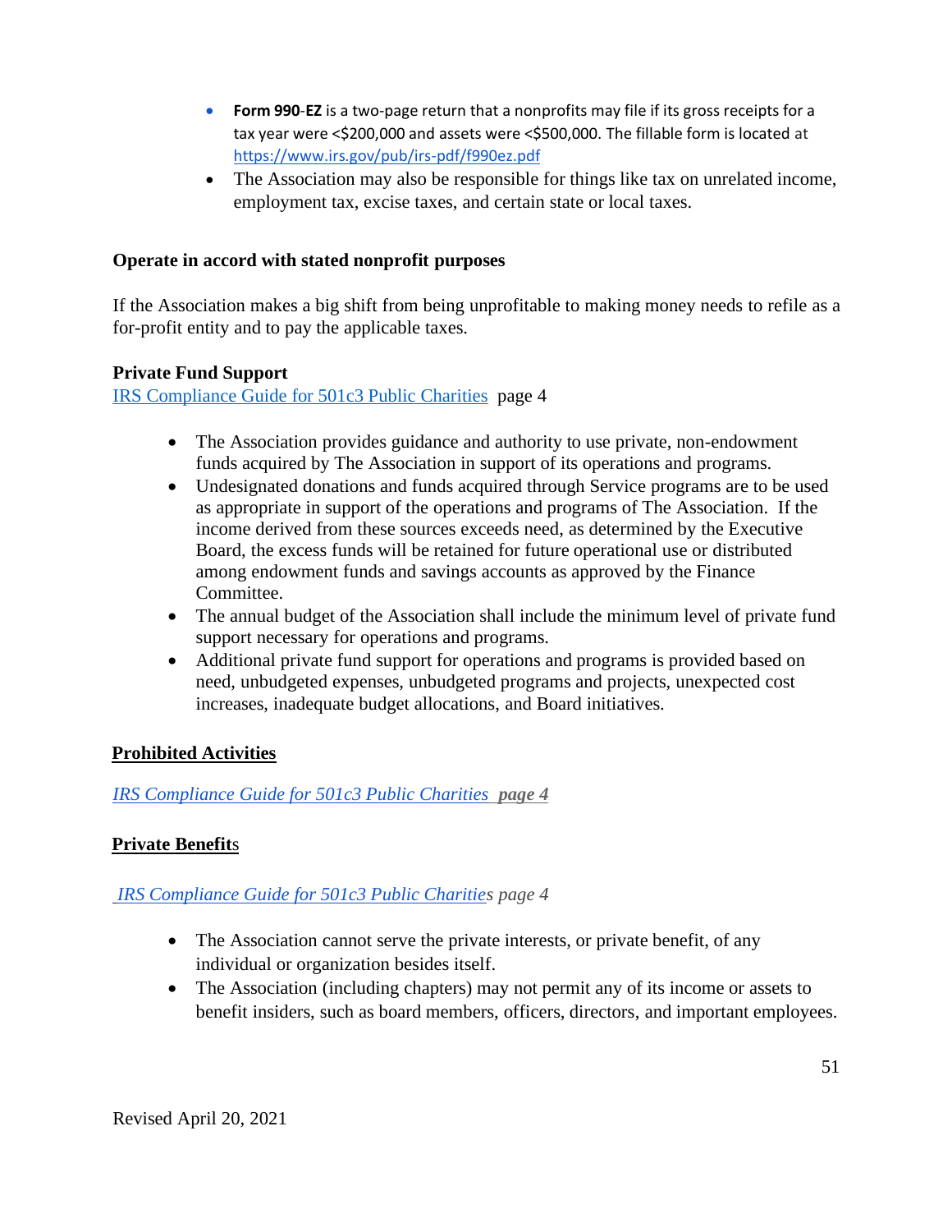- **Form 990-EZ** is a two-page return that a nonprofits may file if its gross receipts for a tax year were <$200,000 and assets were <$500,000. The fillable form is located at https://www.irs.gov/pub/irs-pdf/f990ez.pdf
- The Association may also be responsible for things like tax on unrelated income, employment tax, excise taxes, and certain state or local taxes.

**Operate in accord with stated nonprofit purposes**

If the Association makes a big shift from being unprofitable to making money needs to refile as a for-profit entity and to pay the applicable taxes.

**Private Fund Support**
IRS Compliance Guide for 501c3 Public Charities page 4

- The Association provides guidance and authority to use private, non-endowment funds acquired by The Association in support of its operations and programs.
- Undesignated donations and funds acquired through Service programs are to be used as appropriate in support of the operations and programs of The Association. If the income derived from these sources exceeds need, as determined by the Executive Board, the excess funds will be retained for future operational use or distributed among endowment funds and savings accounts as approved by the Finance Committee.
- The annual budget of the Association shall include the minimum level of private fund support necessary for operations and programs.
- Additional private fund support for operations and programs is provided based on need, unbudgeted expenses, unbudgeted programs and projects, unexpected cost increases, inadequate budget allocations, and Board initiatives.

**Prohibited Activities**

*IRS Compliance Guide for 501c3 Public Charities* ***page 4***

**Private Benefits**

*IRS Compliance Guide for 501c3 Public Charities page 4*

- The Association cannot serve the private interests, or private benefit, of any individual or organization besides itself.
- The Association (including chapters) may not permit any of its income or assets to benefit insiders, such as board members, officers, directors, and important employees.

Revised April 20, 2021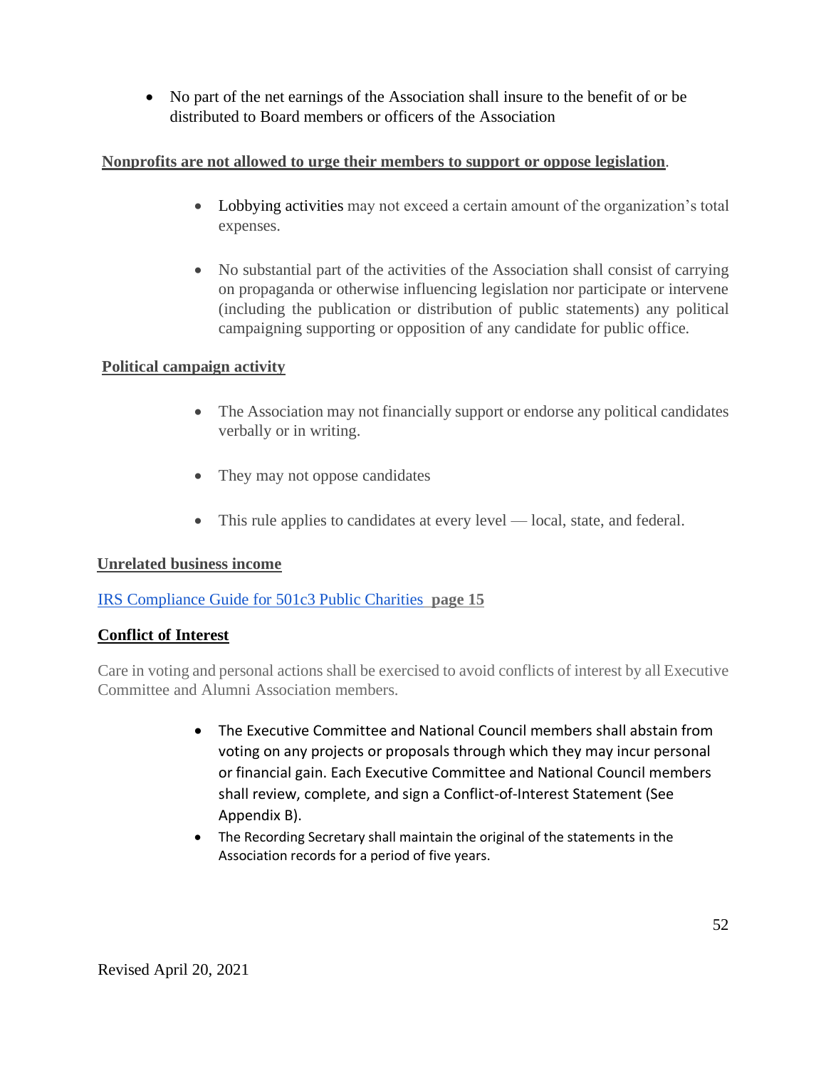- No part of the net earnings of the Association shall insure to the benefit of or be distributed to Board members or officers of the Association

**Nonprofits are not allowed to urge their members to support or oppose legislation**.

- Lobbying activities may not exceed a certain amount of the organization's total expenses.
- No substantial part of the activities of the Association shall consist of carrying on propaganda or otherwise influencing legislation nor participate or intervene (including the publication or distribution of public statements) any political campaigning supporting or opposition of any candidate for public office.

**Political campaign activity**

- The Association may not financially support or endorse any political candidates verbally or in writing.
- They may not oppose candidates
- This rule applies to candidates at every level — local, state, and federal.

**Unrelated business income**

IRS Compliance Guide for 501c3 Public Charities **page 15**

**Conflict of Interest**

Care in voting and personal actions shall be exercised to avoid conflicts of interest by all Executive Committee and Alumni Association members.

- The Executive Committee and National Council members shall abstain from voting on any projects or proposals through which they may incur personal or financial gain. Each Executive Committee and National Council members shall review, complete, and sign a Conflict-of-Interest Statement (See Appendix B).
- The Recording Secretary shall maintain the original of the statements in the Association records for a period of five years.

Revised April 20, 2021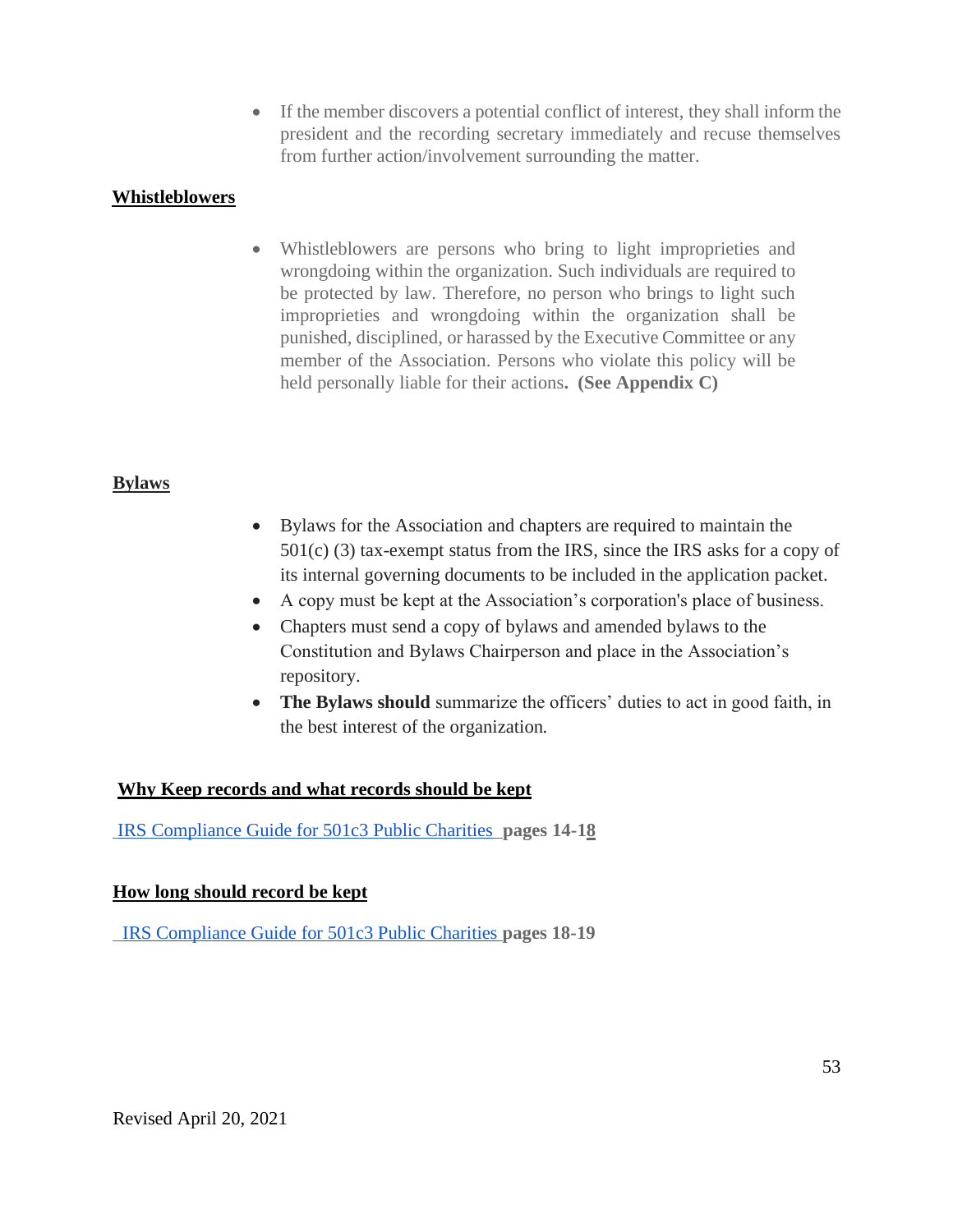- If the member discovers a potential conflict of interest, they shall inform the president and the recording secretary immediately and recuse themselves from further action/involvement surrounding the matter.

**Whistleblowers**

- Whistleblowers are persons who bring to light improprieties and wrongdoing within the organization. Such individuals are required to be protected by law. Therefore, no person who brings to light such improprieties and wrongdoing within the organization shall be punished, disciplined, or harassed by the Executive Committee or any member of the Association. Persons who violate this policy will be held personally liable for their actions**. (See Appendix C)**

**Bylaws**

- Bylaws for the Association and chapters are required to maintain the 501(c) (3) tax-exempt status from the IRS, since the IRS asks for a copy of its internal governing documents to be included in the application packet.
- A copy must be kept at the Association's corporation's place of business.
- Chapters must send a copy of bylaws and amended bylaws to the Constitution and Bylaws Chairperson and place in the Association's repository.
- **The Bylaws should** summarize the officers' duties to act in good faith, in the best interest of the organization.

**Why Keep records and what records should be kept**

IRS Compliance Guide for 501c3 Public Charities **pages 14-18**

**How long should record be kept**

IRS Compliance Guide for 501c3 Public Charities **pages 18-19**

Revised April 20, 2021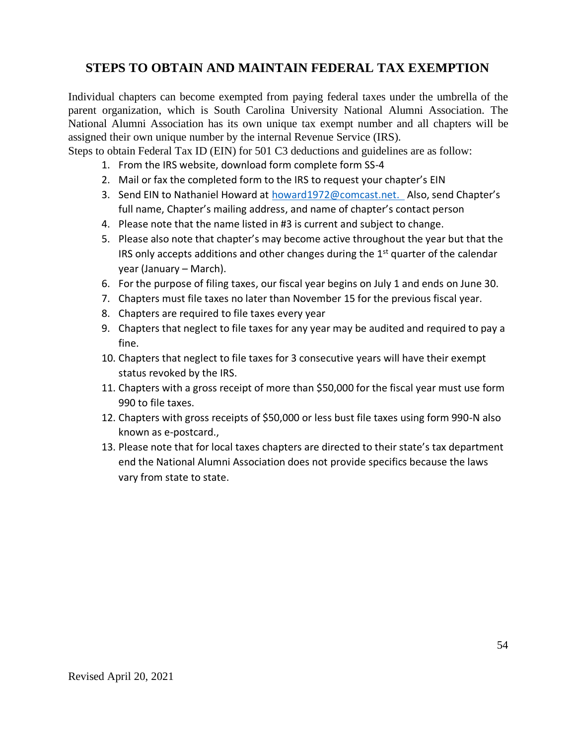## STEPS TO OBTAIN AND MAINTAIN FEDERAL TAX EXEMPTION

Individual chapters can become exempted from paying federal taxes under the umbrella of the parent organization, which is South Carolina University National Alumni Association. The National Alumni Association has its own unique tax exempt number and all chapters will be assigned their own unique number by the internal Revenue Service (IRS).

Steps to obtain Federal Tax ID (EIN) for 501 C3 deductions and guidelines are as follow:

1. From the IRS website, download form complete form SS-4
2. Mail or fax the completed form to the IRS to request your chapter's EIN
3. Send EIN to Nathaniel Howard at howard1972@comcast.net. Also, send Chapter's full name, Chapter's mailing address, and name of chapter's contact person
4. Please note that the name listed in #3 is current and subject to change.
5. Please also note that chapter's may become active throughout the year but that the IRS only accepts additions and other changes during the 1st quarter of the calendar year (January – March).
6. For the purpose of filing taxes, our fiscal year begins on July 1 and ends on June 30.
7. Chapters must file taxes no later than November 15 for the previous fiscal year.
8. Chapters are required to file taxes every year
9. Chapters that neglect to file taxes for any year may be audited and required to pay a fine.
10. Chapters that neglect to file taxes for 3 consecutive years will have their exempt status revoked by the IRS.
11. Chapters with a gross receipt of more than $50,000 for the fiscal year must use form 990 to file taxes.
12. Chapters with gross receipts of $50,000 or less bust file taxes using form 990-N also known as e-postcard.,
13. Please note that for local taxes chapters are directed to their state's tax department end the National Alumni Association does not provide specifics because the laws vary from state to state.

Revised April 20, 2021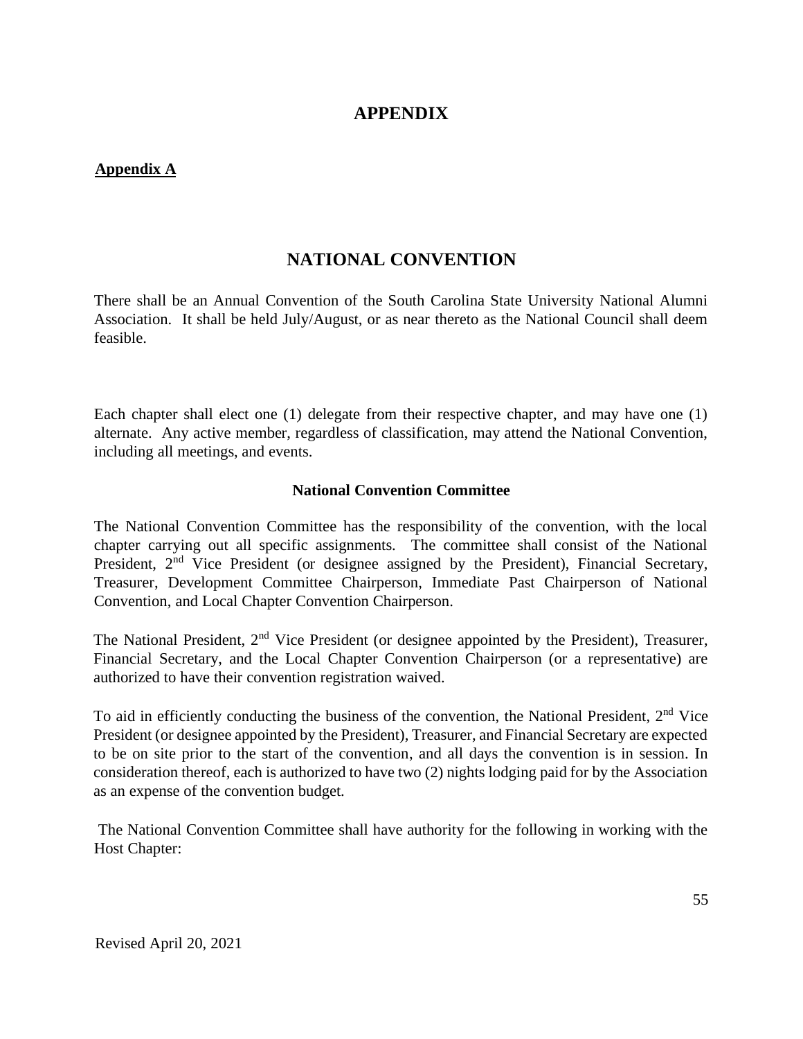# APPENDIX

**Appendix A**

## NATIONAL CONVENTION

There shall be an Annual Convention of the South Carolina State University National Alumni Association. It shall be held July/August, or as near thereto as the National Council shall deem feasible.

Each chapter shall elect one (1) delegate from their respective chapter, and may have one (1) alternate. Any active member, regardless of classification, may attend the National Convention, including all meetings, and events.

### National Convention Committee

The National Convention Committee has the responsibility of the convention, with the local chapter carrying out all specific assignments. The committee shall consist of the National President, 2nd Vice President (or designee assigned by the President), Financial Secretary, Treasurer, Development Committee Chairperson, Immediate Past Chairperson of National Convention, and Local Chapter Convention Chairperson.

The National President, 2nd Vice President (or designee appointed by the President), Treasurer, Financial Secretary, and the Local Chapter Convention Chairperson (or a representative) are authorized to have their convention registration waived.

To aid in efficiently conducting the business of the convention, the National President, 2nd Vice President (or designee appointed by the President), Treasurer, and Financial Secretary are expected to be on site prior to the start of the convention, and all days the convention is in session. In consideration thereof, each is authorized to have two (2) nights lodging paid for by the Association as an expense of the convention budget.

The National Convention Committee shall have authority for the following in working with the Host Chapter: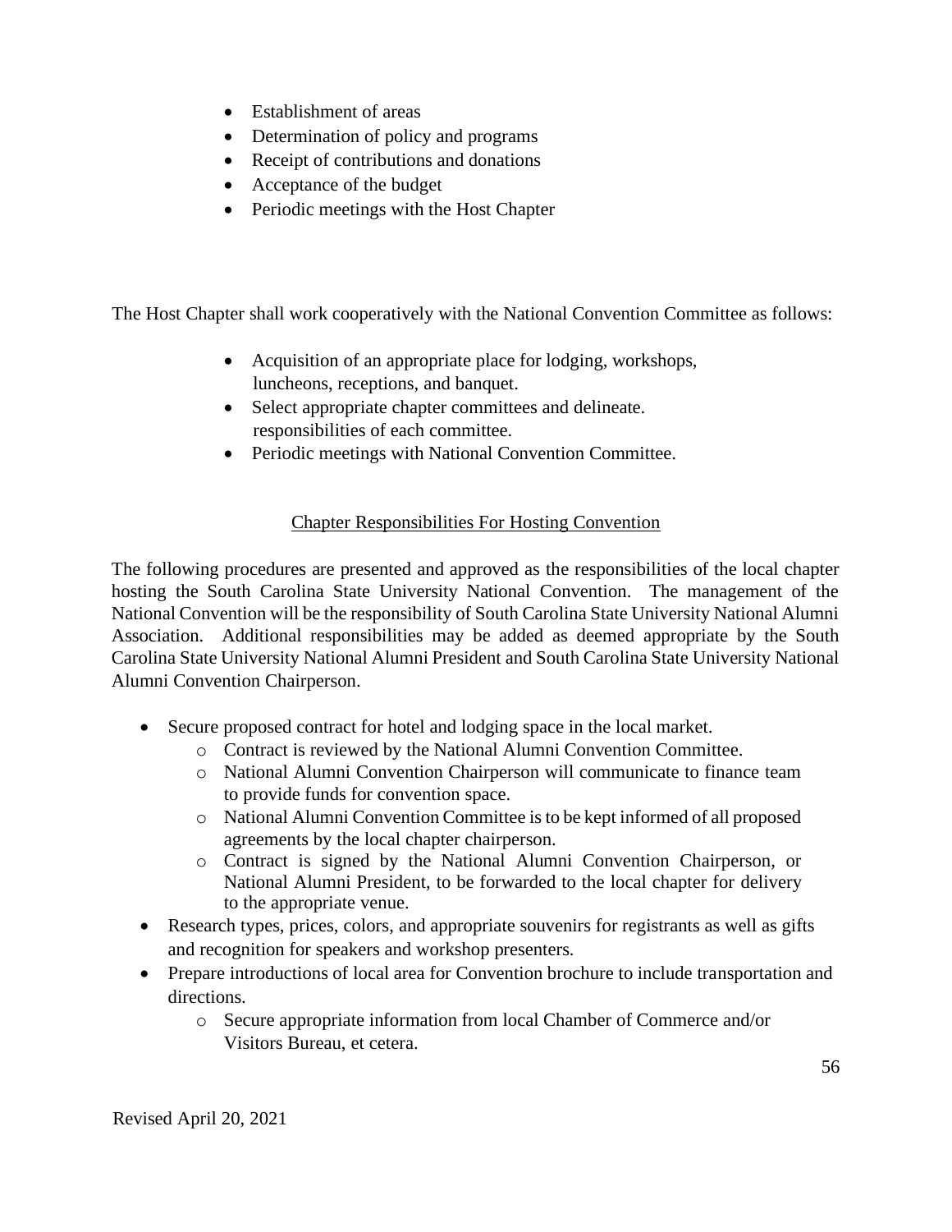- Establishment of areas
- Determination of policy and programs
- Receipt of contributions and donations
- Acceptance of the budget
- Periodic meetings with the Host Chapter

The Host Chapter shall work cooperatively with the National Convention Committee as follows:

- Acquisition of an appropriate place for lodging, workshops, luncheons, receptions, and banquet.
- Select appropriate chapter committees and delineate. responsibilities of each committee.
- Periodic meetings with National Convention Committee.

<u>Chapter Responsibilities For Hosting Convention</u>

The following procedures are presented and approved as the responsibilities of the local chapter hosting the South Carolina State University National Convention. The management of the National Convention will be the responsibility of South Carolina State University National Alumni Association. Additional responsibilities may be added as deemed appropriate by the South Carolina State University National Alumni President and South Carolina State University National Alumni Convention Chairperson.

- Secure proposed contract for hotel and lodging space in the local market.
  - Contract is reviewed by the National Alumni Convention Committee.
  - National Alumni Convention Chairperson will communicate to finance team to provide funds for convention space.
  - National Alumni Convention Committee is to be kept informed of all proposed agreements by the local chapter chairperson.
  - Contract is signed by the National Alumni Convention Chairperson, or National Alumni President, to be forwarded to the local chapter for delivery to the appropriate venue.
- Research types, prices, colors, and appropriate souvenirs for registrants as well as gifts and recognition for speakers and workshop presenters.
- Prepare introductions of local area for Convention brochure to include transportation and directions.
  - Secure appropriate information from local Chamber of Commerce and/or Visitors Bureau, et cetera.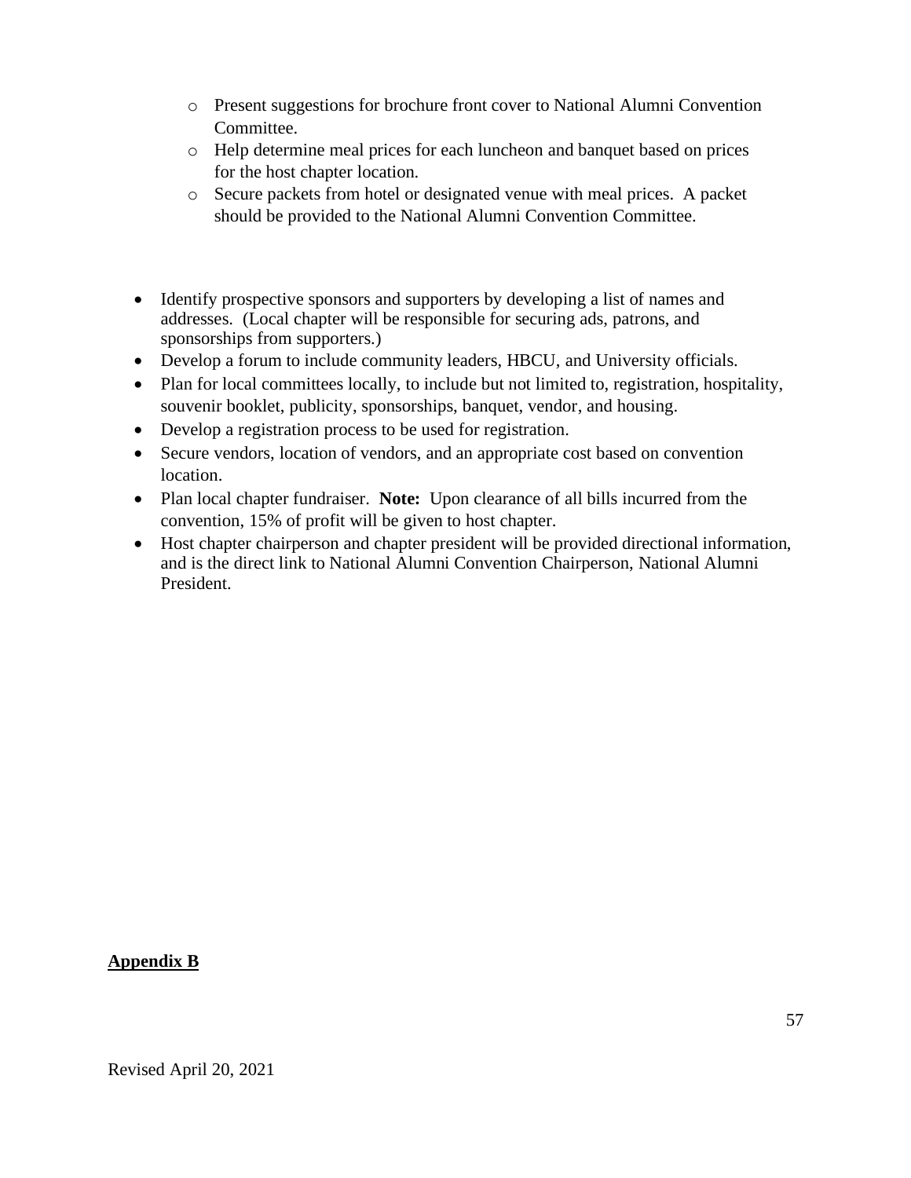- Present suggestions for brochure front cover to National Alumni Convention Committee.
  - Help determine meal prices for each luncheon and banquet based on prices for the host chapter location.
  - Secure packets from hotel or designated venue with meal prices. A packet should be provided to the National Alumni Convention Committee.

- Identify prospective sponsors and supporters by developing a list of names and addresses. (Local chapter will be responsible for securing ads, patrons, and sponsorships from supporters.)
- Develop a forum to include community leaders, HBCU, and University officials.
- Plan for local committees locally, to include but not limited to, registration, hospitality, souvenir booklet, publicity, sponsorships, banquet, vendor, and housing.
- Develop a registration process to be used for registration.
- Secure vendors, location of vendors, and an appropriate cost based on convention location.
- Plan local chapter fundraiser. **Note:** Upon clearance of all bills incurred from the convention, 15% of profit will be given to host chapter.
- Host chapter chairperson and chapter president will be provided directional information, and is the direct link to National Alumni Convention Chairperson, National Alumni President.

**Appendix B**

Revised April 20, 2021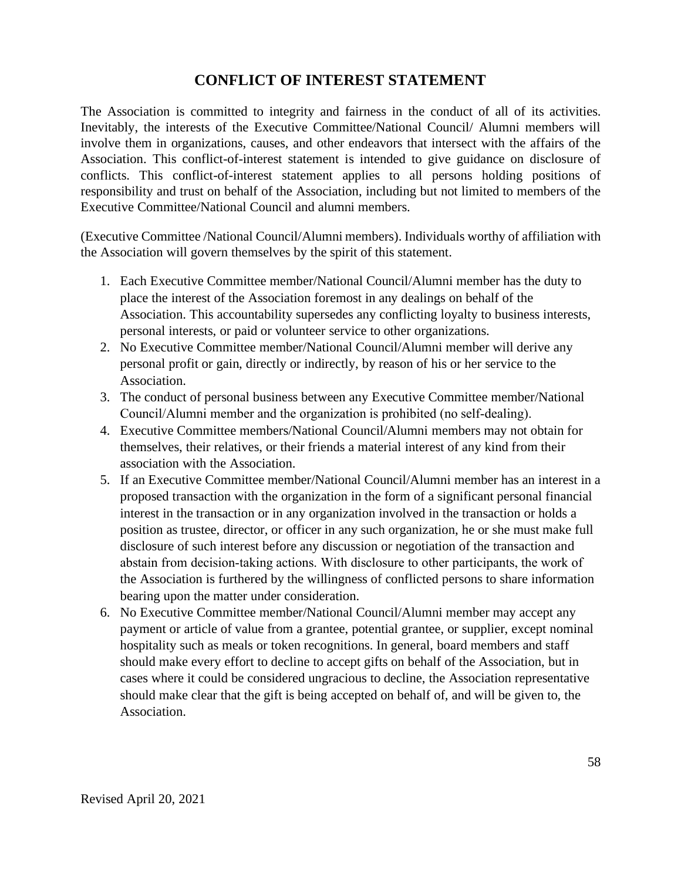# CONFLICT OF INTEREST STATEMENT

The Association is committed to integrity and fairness in the conduct of all of its activities. Inevitably, the interests of the Executive Committee/National Council/ Alumni members will involve them in organizations, causes, and other endeavors that intersect with the affairs of the Association. This conflict-of-interest statement is intended to give guidance on disclosure of conflicts. This conflict-of-interest statement applies to all persons holding positions of responsibility and trust on behalf of the Association, including but not limited to members of the Executive Committee/National Council and alumni members.

(Executive Committee /National Council/Alumni members). Individuals worthy of affiliation with the Association will govern themselves by the spirit of this statement.

1. Each Executive Committee member/National Council/Alumni member has the duty to place the interest of the Association foremost in any dealings on behalf of the Association. This accountability supersedes any conflicting loyalty to business interests, personal interests, or paid or volunteer service to other organizations.
2. No Executive Committee member/National Council/Alumni member will derive any personal profit or gain, directly or indirectly, by reason of his or her service to the Association.
3. The conduct of personal business between any Executive Committee member/National Council/Alumni member and the organization is prohibited (no self-dealing).
4. Executive Committee members/National Council/Alumni members may not obtain for themselves, their relatives, or their friends a material interest of any kind from their association with the Association.
5. If an Executive Committee member/National Council/Alumni member has an interest in a proposed transaction with the organization in the form of a significant personal financial interest in the transaction or in any organization involved in the transaction or holds a position as trustee, director, or officer in any such organization, he or she must make full disclosure of such interest before any discussion or negotiation of the transaction and abstain from decision-taking actions. With disclosure to other participants, the work of the Association is furthered by the willingness of conflicted persons to share information bearing upon the matter under consideration.
6. No Executive Committee member/National Council/Alumni member may accept any payment or article of value from a grantee, potential grantee, or supplier, except nominal hospitality such as meals or token recognitions. In general, board members and staff should make every effort to decline to accept gifts on behalf of the Association, but in cases where it could be considered ungracious to decline, the Association representative should make clear that the gift is being accepted on behalf of, and will be given to, the Association.

Revised April 20, 2021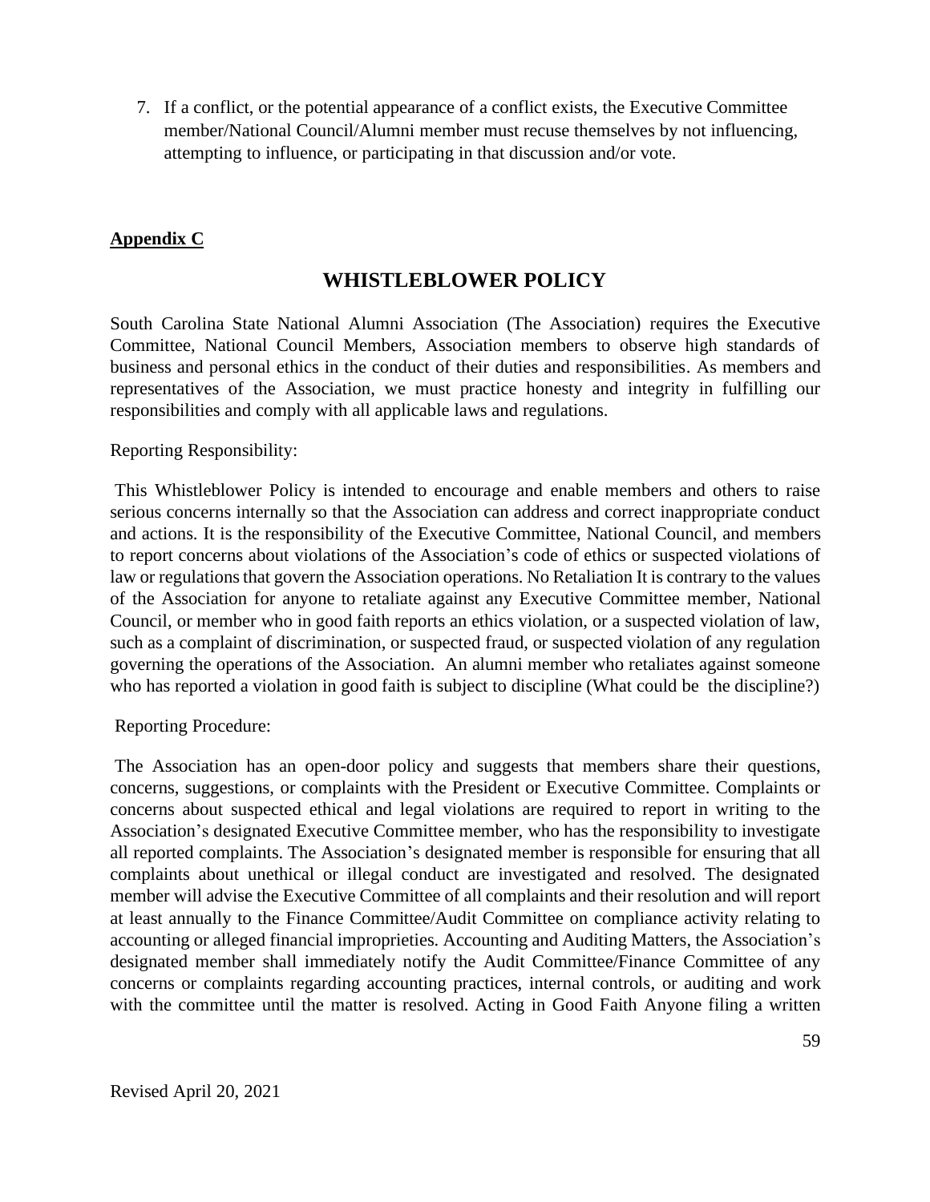7. If a conflict, or the potential appearance of a conflict exists, the Executive Committee member/National Council/Alumni member must recuse themselves by not influencing, attempting to influence, or participating in that discussion and/or vote.

**Appendix C**

## WHISTLEBLOWER POLICY

South Carolina State National Alumni Association (The Association) requires the Executive Committee, National Council Members, Association members to observe high standards of business and personal ethics in the conduct of their duties and responsibilities. As members and representatives of the Association, we must practice honesty and integrity in fulfilling our responsibilities and comply with all applicable laws and regulations.

Reporting Responsibility:

This Whistleblower Policy is intended to encourage and enable members and others to raise serious concerns internally so that the Association can address and correct inappropriate conduct and actions. It is the responsibility of the Executive Committee, National Council, and members to report concerns about violations of the Association's code of ethics or suspected violations of law or regulations that govern the Association operations. No Retaliation It is contrary to the values of the Association for anyone to retaliate against any Executive Committee member, National Council, or member who in good faith reports an ethics violation, or a suspected violation of law, such as a complaint of discrimination, or suspected fraud, or suspected violation of any regulation governing the operations of the Association. An alumni member who retaliates against someone who has reported a violation in good faith is subject to discipline (What could be the discipline?)

Reporting Procedure:

The Association has an open-door policy and suggests that members share their questions, concerns, suggestions, or complaints with the President or Executive Committee. Complaints or concerns about suspected ethical and legal violations are required to report in writing to the Association's designated Executive Committee member, who has the responsibility to investigate all reported complaints. The Association's designated member is responsible for ensuring that all complaints about unethical or illegal conduct are investigated and resolved. The designated member will advise the Executive Committee of all complaints and their resolution and will report at least annually to the Finance Committee/Audit Committee on compliance activity relating to accounting or alleged financial improprieties. Accounting and Auditing Matters, the Association's designated member shall immediately notify the Audit Committee/Finance Committee of any concerns or complaints regarding accounting practices, internal controls, or auditing and work with the committee until the matter is resolved. Acting in Good Faith Anyone filing a written

Revised April 20, 2021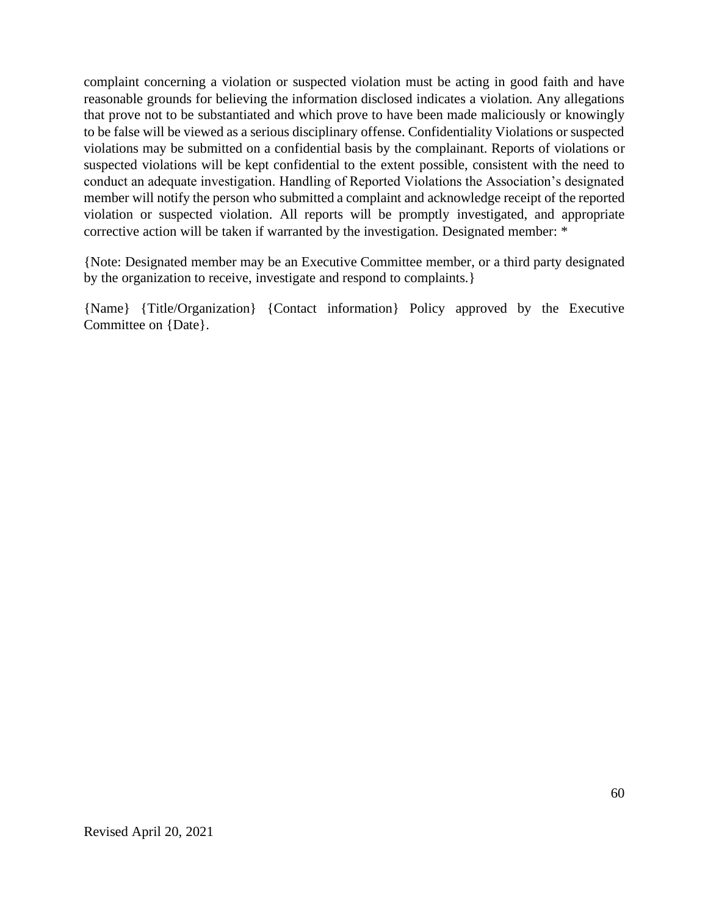complaint concerning a violation or suspected violation must be acting in good faith and have reasonable grounds for believing the information disclosed indicates a violation. Any allegations that prove not to be substantiated and which prove to have been made maliciously or knowingly to be false will be viewed as a serious disciplinary offense. Confidentiality Violations or suspected violations may be submitted on a confidential basis by the complainant. Reports of violations or suspected violations will be kept confidential to the extent possible, consistent with the need to conduct an adequate investigation. Handling of Reported Violations the Association's designated member will notify the person who submitted a complaint and acknowledge receipt of the reported violation or suspected violation. All reports will be promptly investigated, and appropriate corrective action will be taken if warranted by the investigation. Designated member: *

{Note: Designated member may be an Executive Committee member, or a third party designated by the organization to receive, investigate and respond to complaints.}

{Name} {Title/Organization} {Contact information} Policy approved by the Executive Committee on {Date}.

Revised April 20, 2021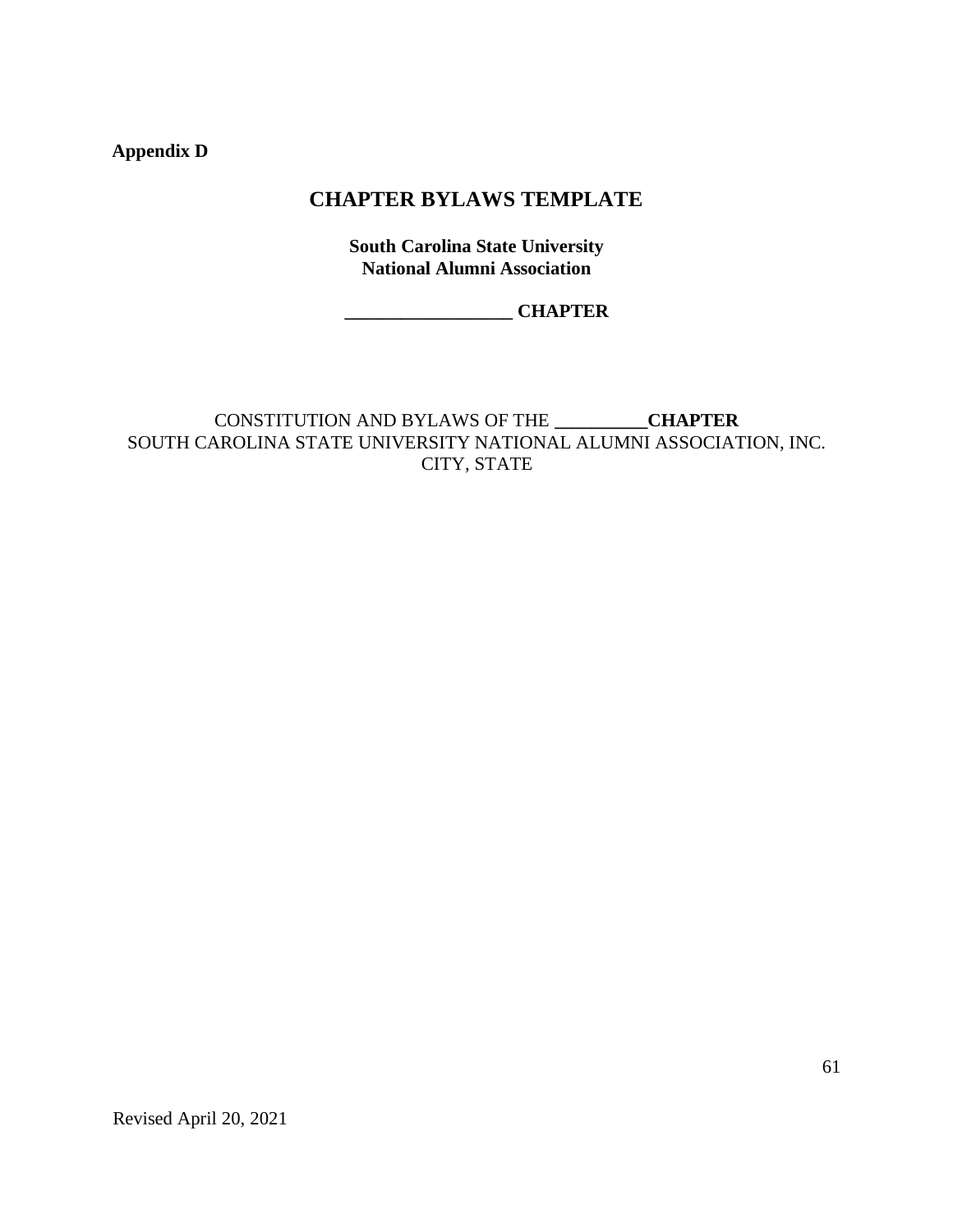**Appendix D**

# CHAPTER BYLAWS TEMPLATE

**South Carolina State University**
**National Alumni Association**

**__________________ CHAPTER**

CONSTITUTION AND BYLAWS OF THE **__________CHAPTER**
SOUTH CAROLINA STATE UNIVERSITY NATIONAL ALUMNI ASSOCIATION, INC.
CITY, STATE

Revised April 20, 2021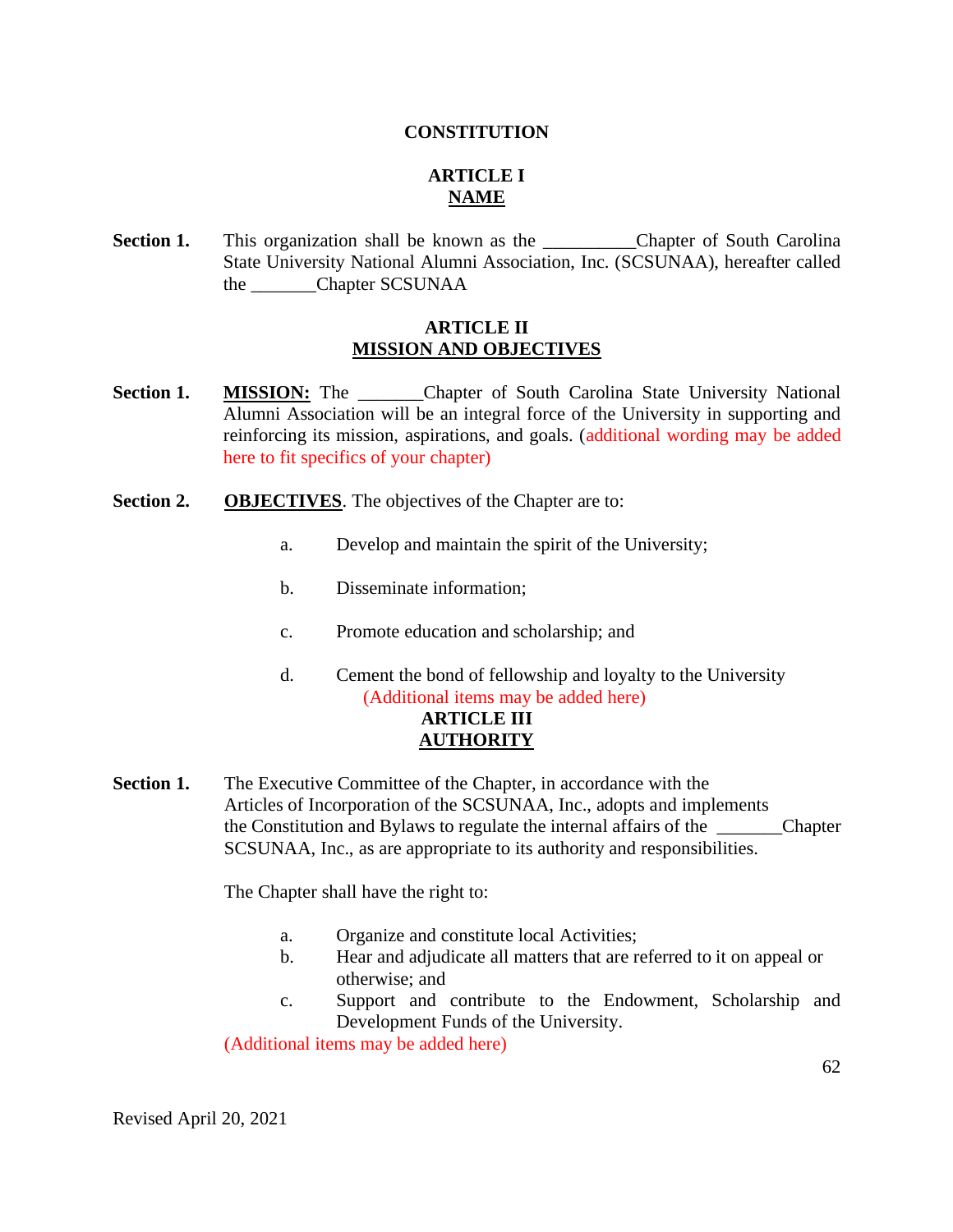# CONSTITUTION

## ARTICLE I
## NAME

**Section 1.** This organization shall be known as the __________Chapter of South Carolina State University National Alumni Association, Inc. (SCSUNAA), hereafter called the _______Chapter SCSUNAA

## ARTICLE II
## MISSION AND OBJECTIVES

**Section 1.** **MISSION:** The _______Chapter of South Carolina State University National Alumni Association will be an integral force of the University in supporting and reinforcing its mission, aspirations, and goals. (additional wording may be added here to fit specifics of your chapter)

**Section 2.** **OBJECTIVES**. The objectives of the Chapter are to:

a. Develop and maintain the spirit of the University;

b. Disseminate information;

c. Promote education and scholarship; and

d. Cement the bond of fellowship and loyalty to the University

(Additional items may be added here)

## ARTICLE III
## AUTHORITY

**Section 1.** The Executive Committee of the Chapter, in accordance with the Articles of Incorporation of the SCSUNAA, Inc., adopts and implements the Constitution and Bylaws to regulate the internal affairs of the _______Chapter SCSUNAA, Inc., as are appropriate to its authority and responsibilities.

The Chapter shall have the right to:

a. Organize and constitute local Activities;
b. Hear and adjudicate all matters that are referred to it on appeal or otherwise; and
c. Support and contribute to the Endowment, Scholarship and Development Funds of the University.

(Additional items may be added here)

Revised April 20, 2021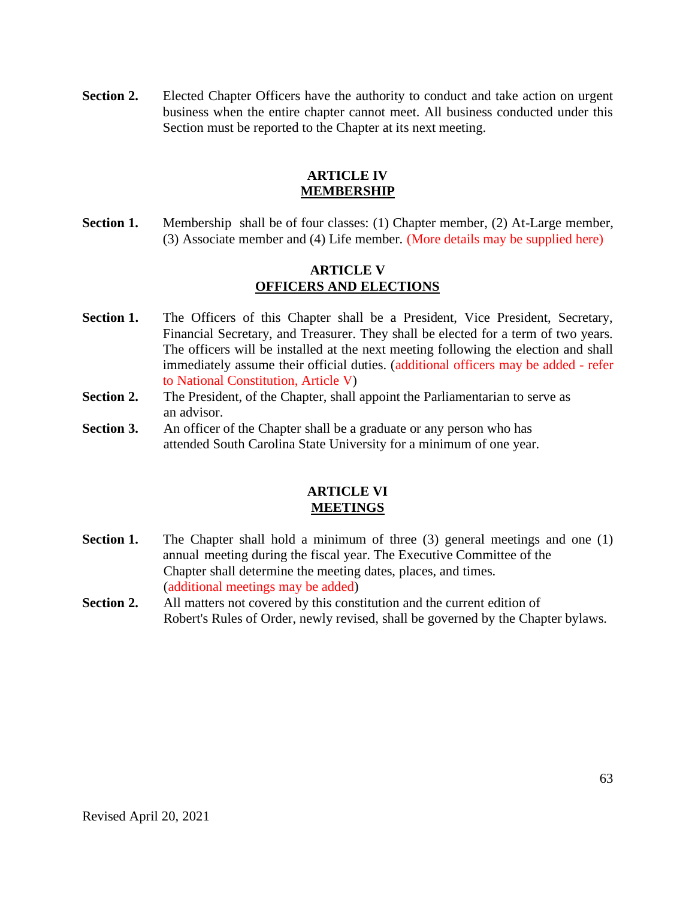**Section 2.** Elected Chapter Officers have the authority to conduct and take action on urgent business when the entire chapter cannot meet. All business conducted under this Section must be reported to the Chapter at its next meeting.

## ARTICLE IV
## MEMBERSHIP

**Section 1.** Membership shall be of four classes: (1) Chapter member, (2) At-Large member, (3) Associate member and (4) Life member. (More details may be supplied here)

## ARTICLE V
## OFFICERS AND ELECTIONS

**Section 1.** The Officers of this Chapter shall be a President, Vice President, Secretary, Financial Secretary, and Treasurer. They shall be elected for a term of two years. The officers will be installed at the next meeting following the election and shall immediately assume their official duties. (additional officers may be added - refer to National Constitution, Article V)

**Section 2.** The President, of the Chapter, shall appoint the Parliamentarian to serve as an advisor.

**Section 3.** An officer of the Chapter shall be a graduate or any person who has attended South Carolina State University for a minimum of one year.

## ARTICLE VI
## MEETINGS

**Section 1.** The Chapter shall hold a minimum of three (3) general meetings and one (1) annual meeting during the fiscal year. The Executive Committee of the Chapter shall determine the meeting dates, places, and times. (additional meetings may be added)

**Section 2.** All matters not covered by this constitution and the current edition of Robert's Rules of Order, newly revised, shall be governed by the Chapter bylaws.

Revised April 20, 2021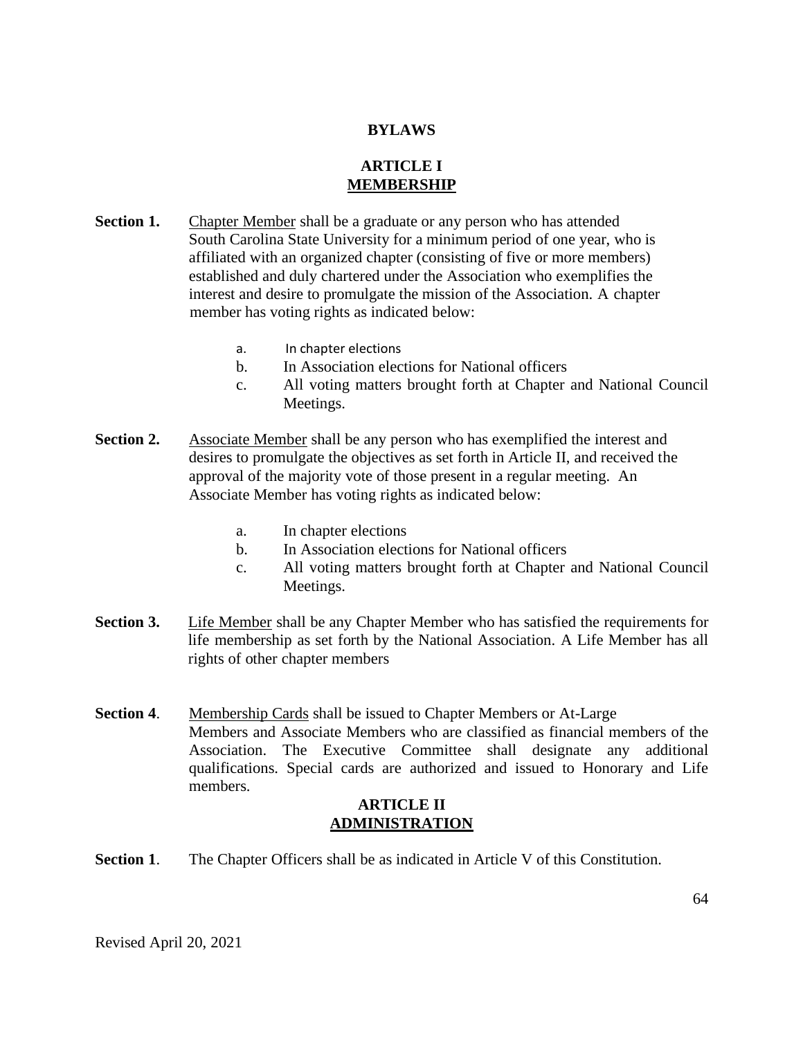# BYLAWS

## ARTICLE I
## MEMBERSHIP

**Section 1.** Chapter Member shall be a graduate or any person who has attended South Carolina State University for a minimum period of one year, who is affiliated with an organized chapter (consisting of five or more members) established and duly chartered under the Association who exemplifies the interest and desire to promulgate the mission of the Association. A chapter member has voting rights as indicated below:

a. In chapter elections
b. In Association elections for National officers
c. All voting matters brought forth at Chapter and National Council Meetings.

**Section 2.** Associate Member shall be any person who has exemplified the interest and desires to promulgate the objectives as set forth in Article II, and received the approval of the majority vote of those present in a regular meeting. An Associate Member has voting rights as indicated below:

a. In chapter elections
b. In Association elections for National officers
c. All voting matters brought forth at Chapter and National Council Meetings.

**Section 3.** Life Member shall be any Chapter Member who has satisfied the requirements for life membership as set forth by the National Association. A Life Member has all rights of other chapter members

**Section 4**. Membership Cards shall be issued to Chapter Members or At-Large Members and Associate Members who are classified as financial members of the Association. The Executive Committee shall designate any additional qualifications. Special cards are authorized and issued to Honorary and Life members.

## ARTICLE II
## ADMINISTRATION

**Section 1**. The Chapter Officers shall be as indicated in Article V of this Constitution.

Revised April 20, 2021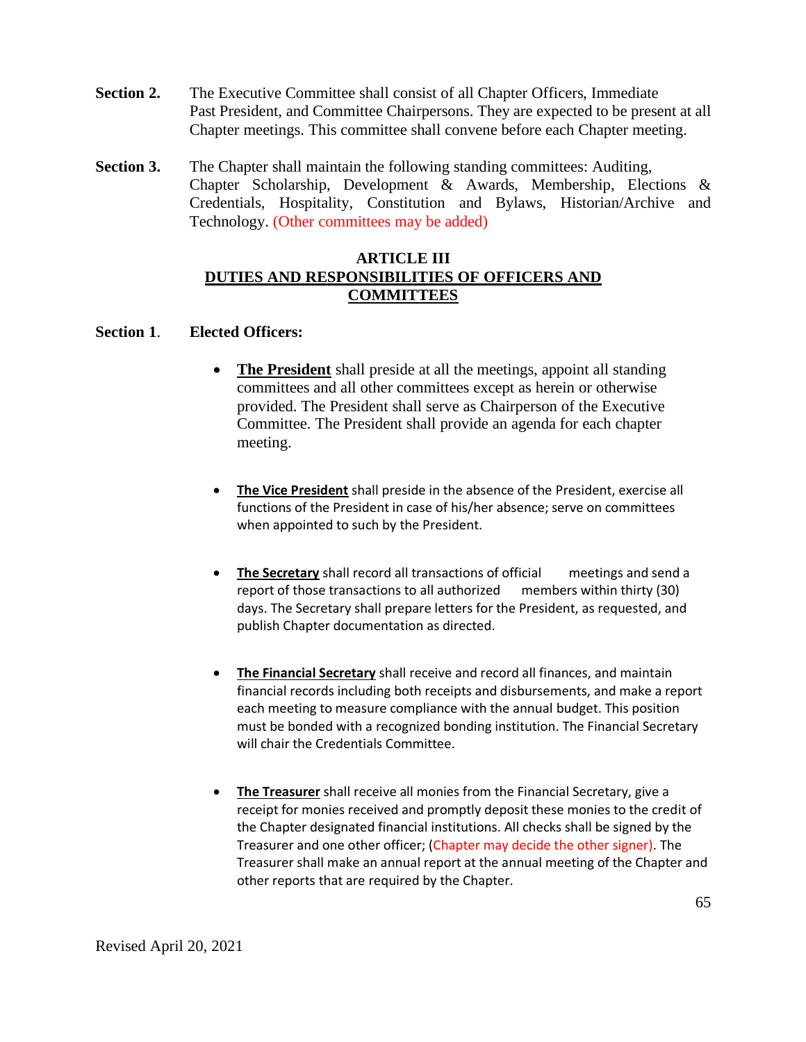**Section 2.** The Executive Committee shall consist of all Chapter Officers, Immediate Past President, and Committee Chairpersons. They are expected to be present at all Chapter meetings. This committee shall convene before each Chapter meeting.

**Section 3.** The Chapter shall maintain the following standing committees: Auditing, Chapter Scholarship, Development & Awards, Membership, Elections & Credentials, Hospitality, Constitution and Bylaws, Historian/Archive and Technology. (Other committees may be added)

## ARTICLE III
## DUTIES AND RESPONSIBILITIES OF OFFICERS AND COMMITTEES

**Section 1. Elected Officers:**

- **The President** shall preside at all the meetings, appoint all standing committees and all other committees except as herein or otherwise provided. The President shall serve as Chairperson of the Executive Committee. The President shall provide an agenda for each chapter meeting.

- **The Vice President** shall preside in the absence of the President, exercise all functions of the President in case of his/her absence; serve on committees when appointed to such by the President.

- **The Secretary** shall record all transactions of official meetings and send a report of those transactions to all authorized members within thirty (30) days. The Secretary shall prepare letters for the President, as requested, and publish Chapter documentation as directed.

- **The Financial Secretary** shall receive and record all finances, and maintain financial records including both receipts and disbursements, and make a report each meeting to measure compliance with the annual budget. This position must be bonded with a recognized bonding institution. The Financial Secretary will chair the Credentials Committee.

- **The Treasurer** shall receive all monies from the Financial Secretary, give a receipt for monies received and promptly deposit these monies to the credit of the Chapter designated financial institutions. All checks shall be signed by the Treasurer and one other officer; (Chapter may decide the other signer). The Treasurer shall make an annual report at the annual meeting of the Chapter and other reports that are required by the Chapter.

Revised April 20, 2021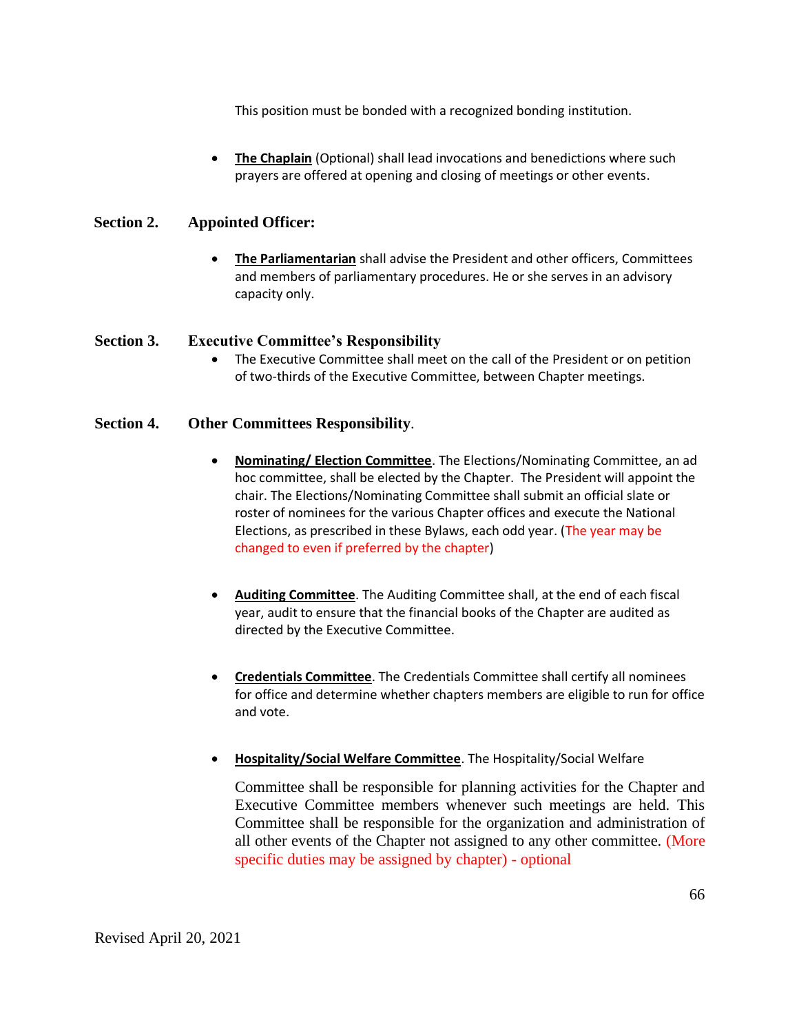This position must be bonded with a recognized bonding institution.

- **The Chaplain** (Optional) shall lead invocations and benedictions where such prayers are offered at opening and closing of meetings or other events.

**Section 2. Appointed Officer:**

- **The Parliamentarian** shall advise the President and other officers, Committees and members of parliamentary procedures. He or she serves in an advisory capacity only.

**Section 3. Executive Committee's Responsibility**

- The Executive Committee shall meet on the call of the President or on petition of two-thirds of the Executive Committee, between Chapter meetings.

**Section 4. Other Committees Responsibility.**

- **Nominating/ Election Committee**. The Elections/Nominating Committee, an ad hoc committee, shall be elected by the Chapter. The President will appoint the chair. The Elections/Nominating Committee shall submit an official slate or roster of nominees for the various Chapter offices and execute the National Elections, as prescribed in these Bylaws, each odd year. (The year may be changed to even if preferred by the chapter)

- **Auditing Committee**. The Auditing Committee shall, at the end of each fiscal year, audit to ensure that the financial books of the Chapter are audited as directed by the Executive Committee.

- **Credentials Committee**. The Credentials Committee shall certify all nominees for office and determine whether chapters members are eligible to run for office and vote.

- **Hospitality/Social Welfare Committee**. The Hospitality/Social Welfare

  Committee shall be responsible for planning activities for the Chapter and Executive Committee members whenever such meetings are held. This Committee shall be responsible for the organization and administration of all other events of the Chapter not assigned to any other committee. (More specific duties may be assigned by chapter) - optional

Revised April 20, 2021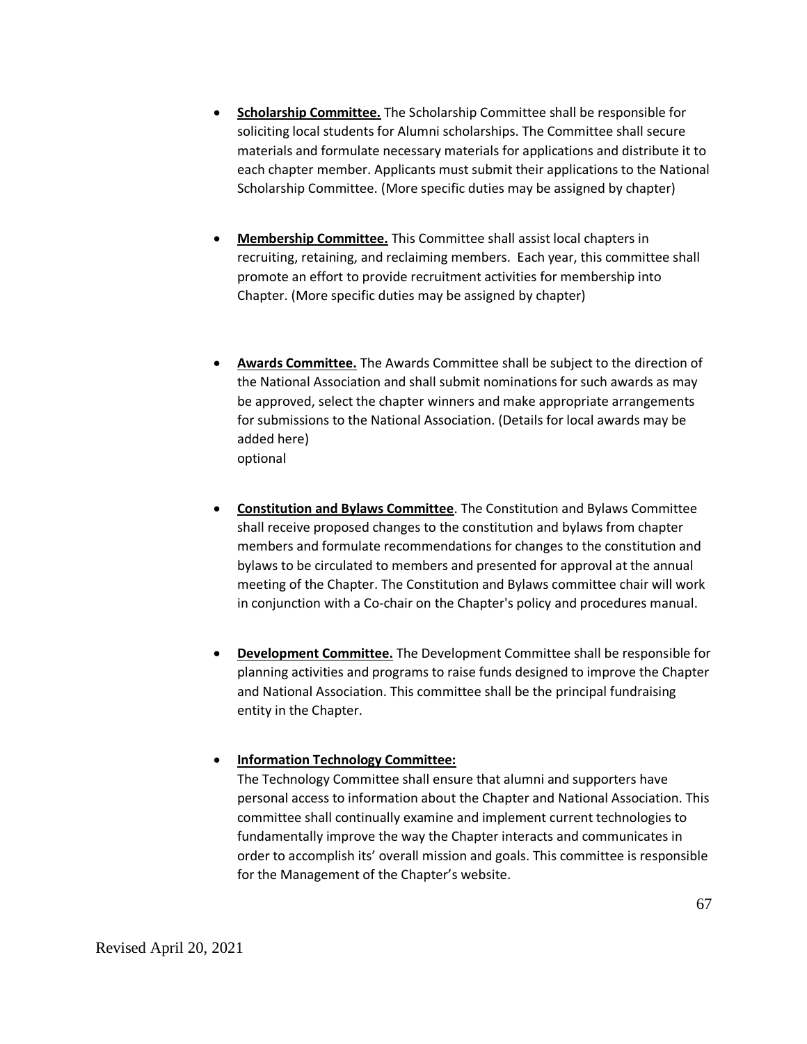- **Scholarship Committee.** The Scholarship Committee shall be responsible for soliciting local students for Alumni scholarships. The Committee shall secure materials and formulate necessary materials for applications and distribute it to each chapter member. Applicants must submit their applications to the National Scholarship Committee. (More specific duties may be assigned by chapter)

- **Membership Committee.** This Committee shall assist local chapters in recruiting, retaining, and reclaiming members. Each year, this committee shall promote an effort to provide recruitment activities for membership into Chapter. (More specific duties may be assigned by chapter)

- **Awards Committee.** The Awards Committee shall be subject to the direction of the National Association and shall submit nominations for such awards as may be approved, select the chapter winners and make appropriate arrangements for submissions to the National Association. (Details for local awards may be added here)
  optional

- **Constitution and Bylaws Committee**. The Constitution and Bylaws Committee shall receive proposed changes to the constitution and bylaws from chapter members and formulate recommendations for changes to the constitution and bylaws to be circulated to members and presented for approval at the annual meeting of the Chapter. The Constitution and Bylaws committee chair will work in conjunction with a Co-chair on the Chapter's policy and procedures manual.

- **Development Committee.** The Development Committee shall be responsible for planning activities and programs to raise funds designed to improve the Chapter and National Association. This committee shall be the principal fundraising entity in the Chapter.

- **Information Technology Committee:**
  The Technology Committee shall ensure that alumni and supporters have personal access to information about the Chapter and National Association. This committee shall continually examine and implement current technologies to fundamentally improve the way the Chapter interacts and communicates in order to accomplish its' overall mission and goals. This committee is responsible for the Management of the Chapter's website.

Revised April 20, 2021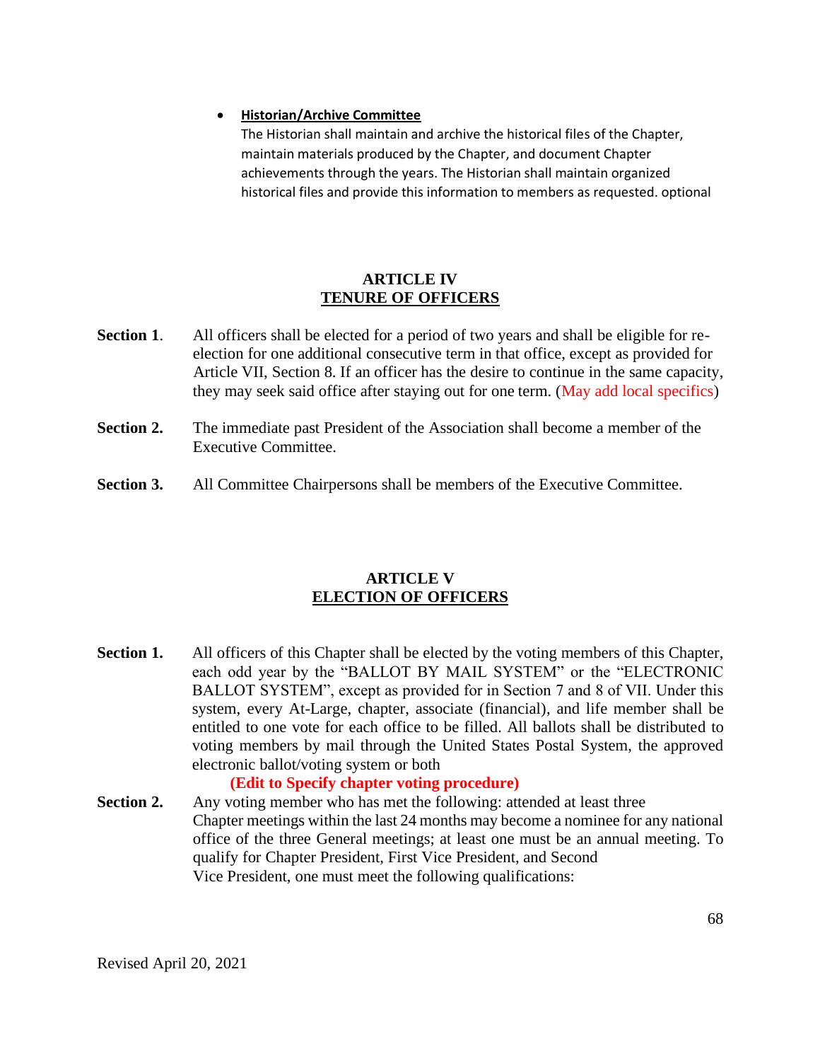- **Historian/Archive Committee**
  The Historian shall maintain and archive the historical files of the Chapter, maintain materials produced by the Chapter, and document Chapter achievements through the years. The Historian shall maintain organized historical files and provide this information to members as requested. optional

## ARTICLE IV
## TENURE OF OFFICERS

**Section 1**. All officers shall be elected for a period of two years and shall be eligible for re-election for one additional consecutive term in that office, except as provided for Article VII, Section 8. If an officer has the desire to continue in the same capacity, they may seek said office after staying out for one term. (May add local specifics)

**Section 2.** The immediate past President of the Association shall become a member of the Executive Committee.

**Section 3.** All Committee Chairpersons shall be members of the Executive Committee.

## ARTICLE V
## ELECTION OF OFFICERS

**Section 1.** All officers of this Chapter shall be elected by the voting members of this Chapter, each odd year by the "BALLOT BY MAIL SYSTEM" or the "ELECTRONIC BALLOT SYSTEM", except as provided for in Section 7 and 8 of VII. Under this system, every At-Large, chapter, associate (financial), and life member shall be entitled to one vote for each office to be filled. All ballots shall be distributed to voting members by mail through the United States Postal System, the approved electronic ballot/voting system or both

**(Edit to Specify chapter voting procedure)**

**Section 2.** Any voting member who has met the following: attended at least three Chapter meetings within the last 24 months may become a nominee for any national office of the three General meetings; at least one must be an annual meeting. To qualify for Chapter President, First Vice President, and Second Vice President, one must meet the following qualifications:

Revised April 20, 2021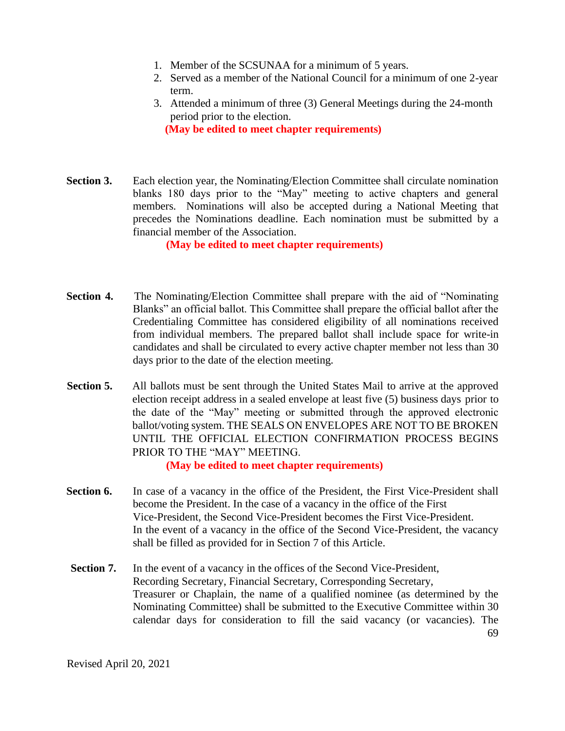1. Member of the SCSUNAA for a minimum of 5 years.
2. Served as a member of the National Council for a minimum of one 2-year term.
3. Attended a minimum of three (3) General Meetings during the 24-month period prior to the election.

**(May be edited to meet chapter requirements)**

**Section 3.** Each election year, the Nominating/Election Committee shall circulate nomination blanks 180 days prior to the "May" meeting to active chapters and general members. Nominations will also be accepted during a National Meeting that precedes the Nominations deadline. Each nomination must be submitted by a financial member of the Association.

**(May be edited to meet chapter requirements)**

**Section 4.** The Nominating/Election Committee shall prepare with the aid of "Nominating Blanks" an official ballot. This Committee shall prepare the official ballot after the Credentialing Committee has considered eligibility of all nominations received from individual members. The prepared ballot shall include space for write-in candidates and shall be circulated to every active chapter member not less than 30 days prior to the date of the election meeting.

**Section 5.** All ballots must be sent through the United States Mail to arrive at the approved election receipt address in a sealed envelope at least five (5) business days prior to the date of the "May" meeting or submitted through the approved electronic ballot/voting system. THE SEALS ON ENVELOPES ARE NOT TO BE BROKEN UNTIL THE OFFICIAL ELECTION CONFIRMATION PROCESS BEGINS PRIOR TO THE "MAY" MEETING.

**(May be edited to meet chapter requirements)**

**Section 6.** In case of a vacancy in the office of the President, the First Vice-President shall become the President. In the case of a vacancy in the office of the First Vice-President, the Second Vice-President becomes the First Vice-President. In the event of a vacancy in the office of the Second Vice-President, the vacancy shall be filled as provided for in Section 7 of this Article.

**Section 7.** In the event of a vacancy in the offices of the Second Vice-President, Recording Secretary, Financial Secretary, Corresponding Secretary, Treasurer or Chaplain, the name of a qualified nominee (as determined by the Nominating Committee) shall be submitted to the Executive Committee within 30 calendar days for consideration to fill the said vacancy (or vacancies). The

Revised April 20, 2021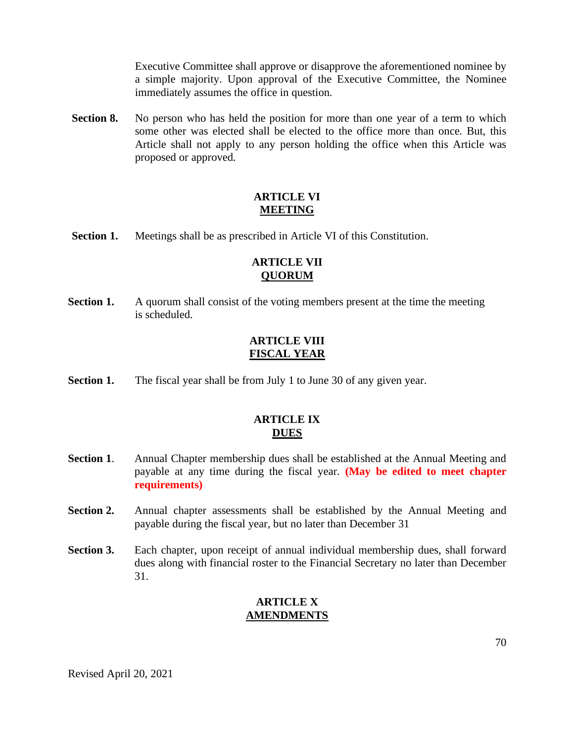Executive Committee shall approve or disapprove the aforementioned nominee by a simple majority. Upon approval of the Executive Committee, the Nominee immediately assumes the office in question.

**Section 8.** No person who has held the position for more than one year of a term to which some other was elected shall be elected to the office more than once. But, this Article shall not apply to any person holding the office when this Article was proposed or approved.

## ARTICLE VI
## MEETING

**Section 1.** Meetings shall be as prescribed in Article VI of this Constitution.

## ARTICLE VII
## QUORUM

**Section 1.** A quorum shall consist of the voting members present at the time the meeting is scheduled.

## ARTICLE VIII
## FISCAL YEAR

**Section 1.** The fiscal year shall be from July 1 to June 30 of any given year.

## ARTICLE IX
## DUES

**Section 1**. Annual Chapter membership dues shall be established at the Annual Meeting and payable at any time during the fiscal year. **(May be edited to meet chapter requirements)**

**Section 2.** Annual chapter assessments shall be established by the Annual Meeting and payable during the fiscal year, but no later than December 31

**Section 3.** Each chapter, upon receipt of annual individual membership dues, shall forward dues along with financial roster to the Financial Secretary no later than December 31.

## ARTICLE X
## AMENDMENTS

Revised April 20, 2021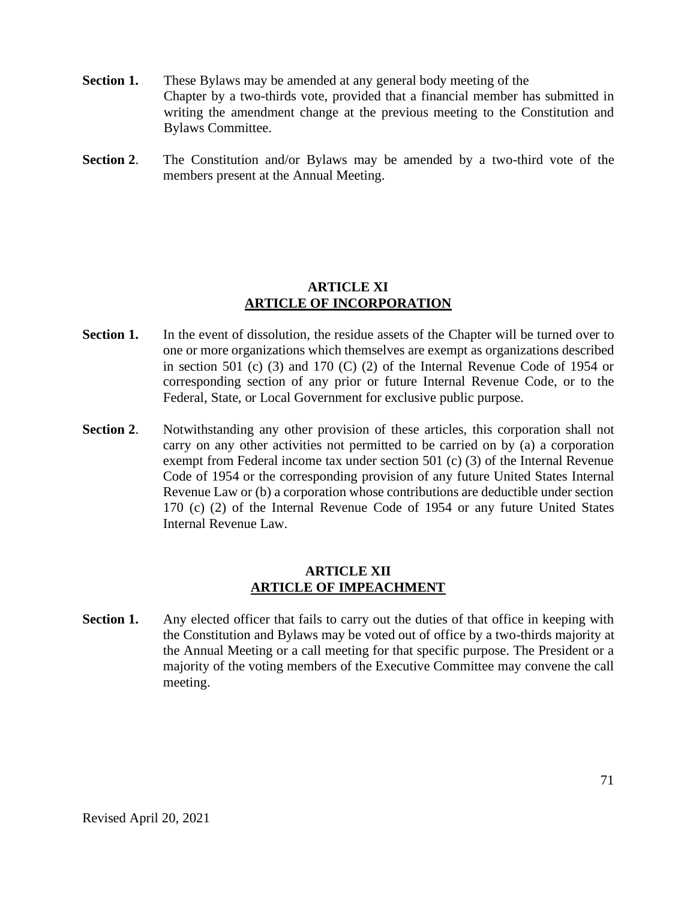**Section 1.** These Bylaws may be amended at any general body meeting of the Chapter by a two-thirds vote, provided that a financial member has submitted in writing the amendment change at the previous meeting to the Constitution and Bylaws Committee.

**Section 2**. The Constitution and/or Bylaws may be amended by a two-third vote of the members present at the Annual Meeting.

## ARTICLE XI
## <u>ARTICLE OF INCORPORATION</u>

**Section 1.** In the event of dissolution, the residue assets of the Chapter will be turned over to one or more organizations which themselves are exempt as organizations described in section 501 (c) (3) and 170 (C) (2) of the Internal Revenue Code of 1954 or corresponding section of any prior or future Internal Revenue Code, or to the Federal, State, or Local Government for exclusive public purpose.

**Section 2**. Notwithstanding any other provision of these articles, this corporation shall not carry on any other activities not permitted to be carried on by (a) a corporation exempt from Federal income tax under section 501 (c) (3) of the Internal Revenue Code of 1954 or the corresponding provision of any future United States Internal Revenue Law or (b) a corporation whose contributions are deductible under section 170 (c) (2) of the Internal Revenue Code of 1954 or any future United States Internal Revenue Law.

## ARTICLE XII
## <u>ARTICLE OF IMPEACHMENT</u>

**Section 1.** Any elected officer that fails to carry out the duties of that office in keeping with the Constitution and Bylaws may be voted out of office by a two-thirds majority at the Annual Meeting or a call meeting for that specific purpose. The President or a majority of the voting members of the Executive Committee may convene the call meeting.

Revised April 20, 2021